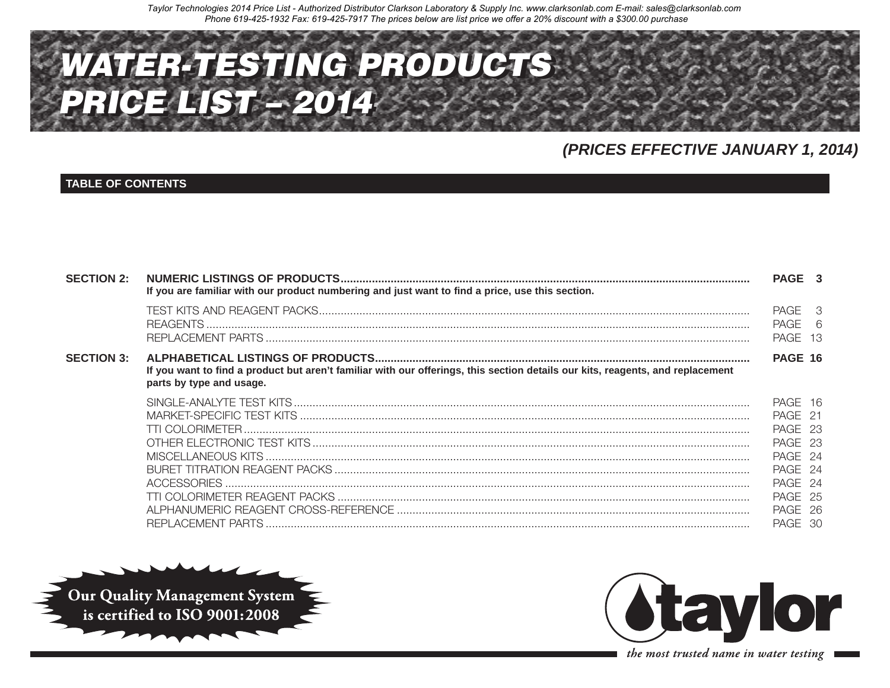Taylor Technologies 2014 Price List - Authorized Distributor Clarkson Laboratory & Supply Inc. www.clarksonlab.com E-mail: sales@clarksonlab.com
Phone 619-425-1932 Fax: 619-425-7917 The prices below are list price we offer a 20% discount with a $300.00 purchase

# WATER-TESTING PRODUCTS PRICE LIST – 2014

***(PRICES EFFECTIVE JANUARY 1, 2014)***

## TABLE OF CONTENTS

| | | |
|---|---|---|
| **SECTION 2:** | **NUMERIC LISTINGS OF PRODUCTS** <br> **If you are familiar with our product numbering and just want to find a price, use this section.** | **PAGE 3** |
| | TEST KITS AND REAGENT PACKS | PAGE 3 |
| | REAGENTS | PAGE 6 |
| | REPLACEMENT PARTS | PAGE 13 |
| **SECTION 3:** | **ALPHABETICAL LISTINGS OF PRODUCTS** <br> **If you want to find a product but aren't familiar with our offerings, this section details our kits, reagents, and replacement parts by type and usage.** | **PAGE 16** |
| | SINGLE-ANALYTE TEST KITS | PAGE 16 |
| | MARKET-SPECIFIC TEST KITS | PAGE 21 |
| | TTI COLORIMETER | PAGE 23 |
| | OTHER ELECTRONIC TEST KITS | PAGE 23 |
| | MISCELLANEOUS KITS | PAGE 24 |
| | BURET TITRATION REAGENT PACKS | PAGE 24 |
| | ACCESSORIES | PAGE 24 |
| | TTI COLORIMETER REAGENT PACKS | PAGE 25 |
| | ALPHANUMERIC REAGENT CROSS-REFERENCE | PAGE 26 |
| | REPLACEMENT PARTS | PAGE 30 |

**Our Quality Management System is certified to ISO 9001:2008**

**taylor**

*the most trusted name in water testing*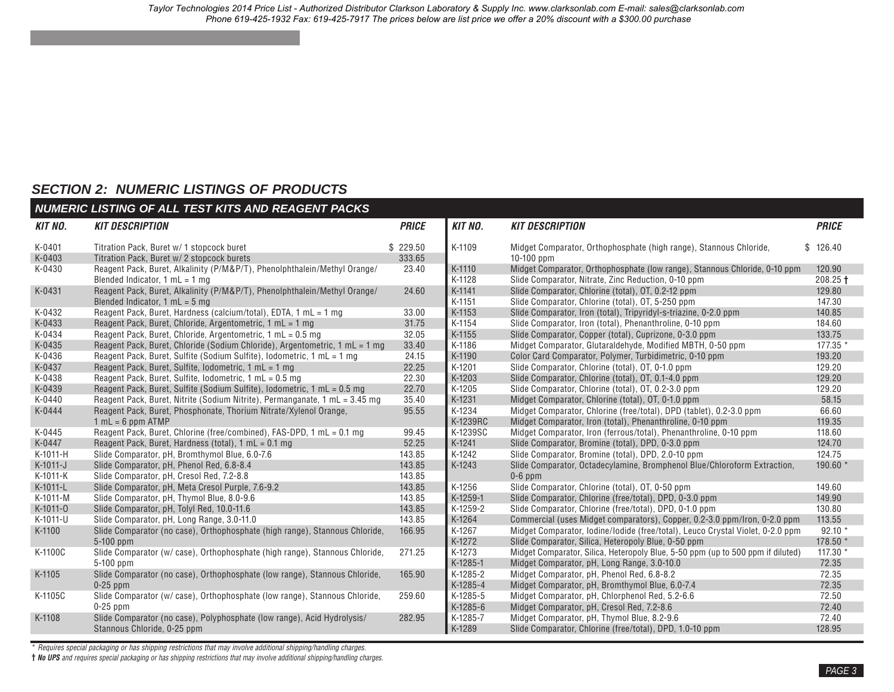## SECTION 2: NUMERIC LISTINGS OF PRODUCTS

### NUMERIC LISTING OF ALL TEST KITS AND REAGENT PACKS

| KIT NO. | KIT DESCRIPTION | PRICE |
|---|---|---|
| K-0401 | Titration Pack, Buret w/ 1 stopcock buret | $ 229.50 |
| K-0403 | Titration Pack, Buret w/ 2 stopcock burets | 333.65 |
| K-0430 | Reagent Pack, Buret, Alkalinity (P/M&P/T), Phenolphthalein/Methyl Orange/ Blended Indicator, 1 mL = 1 mg | 23.40 |
| K-0431 | Reagent Pack, Buret, Alkalinity (P/M&P/T), Phenolphthalein/Methyl Orange/ Blended Indicator, 1 mL = 5 mg | 24.60 |
| K-0432 | Reagent Pack, Buret, Hardness (calcium/total), EDTA, 1 mL = 1 mg | 33.00 |
| K-0433 | Reagent Pack, Buret, Chloride, Argentometric, 1 mL = 1 mg | 31.75 |
| K-0434 | Reagent Pack, Buret, Chloride, Argentometric, 1 mL = 0.5 mg | 32.05 |
| K-0435 | Reagent Pack, Buret, Chloride (Sodium Chloride), Argentometric, 1 mL = 1 mg | 33.40 |
| K-0436 | Reagent Pack, Buret, Sulfite (Sodium Sulfite), Iodometric, 1 mL = 1 mg | 24.15 |
| K-0437 | Reagent Pack, Buret, Sulfite, Iodometric, 1 mL = 1 mg | 22.25 |
| K-0438 | Reagent Pack, Buret, Sulfite, Iodometric, 1 mL = 0.5 mg | 22.30 |
| K-0439 | Reagent Pack, Buret, Sulfite (Sodium Sulfite), Iodometric, 1 mL = 0.5 mg | 22.70 |
| K-0440 | Reagent Pack, Buret, Nitrite (Sodium Nitrite), Permanganate, 1 mL = 3.45 mg | 35.40 |
| K-0444 | Reagent Pack, Buret, Phosphonate, Thorium Nitrate/Xylenol Orange, 1 mL = 6 ppm ATMP | 95.55 |
| K-0445 | Reagent Pack, Buret, Chlorine (free/combined), FAS-DPD, 1 mL = 0.1 mg | 99.45 |
| K-0447 | Reagent Pack, Buret, Hardness (total), 1 mL = 0.1 mg | 52.25 |
| K-1011-H | Slide Comparator, pH, Bromthymol Blue, 6.0-7.6 | 143.85 |
| K-1011-J | Slide Comparator, pH, Phenol Red, 6.8-8.4 | 143.85 |
| K-1011-K | Slide Comparator, pH, Cresol Red, 7.2-8.8 | 143.85 |
| K-1011-L | Slide Comparator, pH, Meta Cresol Purple, 7.6-9.2 | 143.85 |
| K-1011-M | Slide Comparator, pH, Thymol Blue, 8.0-9.6 | 143.85 |
| K-1011-O | Slide Comparator, pH, Tolyl Red, 10.0-11.6 | 143.85 |
| K-1011-U | Slide Comparator, pH, Long Range, 3.0-11.0 | 143.85 |
| K-1100 | Slide Comparator (no case), Orthophosphate (high range), Stannous Chloride, 5-100 ppm | 166.95 |
| K-1100C | Slide Comparator (w/ case), Orthophosphate (high range), Stannous Chloride, 5-100 ppm | 271.25 |
| K-1105 | Slide Comparator (no case), Orthophosphate (low range), Stannous Chloride, 0-25 ppm | 165.90 |
| K-1105C | Slide Comparator (w/ case), Orthophosphate (low range), Stannous Chloride, 0-25 ppm | 259.60 |
| K-1108 | Slide Comparator (no case), Polyphosphate (low range), Acid Hydrolysis/ Stannous Chloride, 0-25 ppm | 282.95 |
| K-1109 | Midget Comparator, Orthophosphate (high range), Stannous Chloride, 10-100 ppm | $ 126.40 |
| K-1110 | Midget Comparator, Orthophosphate (low range), Stannous Chloride, 0-10 ppm | 120.90 |
| K-1128 | Slide Comparator, Nitrate, Zinc Reduction, 0-10 ppm | 208.25 † |
| K-1141 | Slide Comparator, Chlorine (total), OT, 0.2-12 ppm | 129.80 |
| K-1151 | Slide Comparator, Chlorine (total), OT, 5-250 ppm | 147.30 |
| K-1153 | Slide Comparator, Iron (total), Tripyridyl-s-triazine, 0-2.0 ppm | 140.85 |
| K-1154 | Slide Comparator, Iron (total), Phenanthroline, 0-10 ppm | 184.60 |
| K-1155 | Slide Comparator, Copper (total), Cuprizone, 0-3.0 ppm | 133.75 |
| K-1186 | Midget Comparator, Glutaraldehyde, Modified MBTH, 0-50 ppm | 177.35 * |
| K-1190 | Color Card Comparator, Polymer, Turbidimetric, 0-10 ppm | 193.20 |
| K-1201 | Slide Comparator, Chlorine (total), OT, 0-1.0 ppm | 129.20 |
| K-1203 | Slide Comparator, Chlorine (total), OT, 0.1-4.0 ppm | 129.20 |
| K-1205 | Slide Comparator, Chlorine (total), OT, 0.2-3.0 ppm | 129.20 |
| K-1231 | Midget Comparator, Chlorine (total), OT, 0-1.0 ppm | 58.15 |
| K-1234 | Midget Comparator, Chlorine (free/total), DPD (tablet), 0.2-3.0 ppm | 66.60 |
| K-1239RC | Midget Comparator, Iron (total), Phenanthroline, 0-10 ppm | 119.35 |
| K-1239SC | Midget Comparator, Iron (ferrous/total), Phenanthroline, 0-10 ppm | 118.60 |
| K-1241 | Slide Comparator, Bromine (total), DPD, 0-3.0 ppm | 124.70 |
| K-1242 | Slide Comparator, Bromine (total), DPD, 2.0-10 ppm | 124.75 |
| K-1243 | Slide Comparator, Octadecylamine, Bromphenol Blue/Chloroform Extraction, 0-6 ppm | 190.60 * |
| K-1256 | Slide Comparator, Chlorine (total), OT, 0-50 ppm | 149.60 |
| K-1259-1 | Slide Comparator, Chlorine (free/total), DPD, 0-3.0 ppm | 149.90 |
| K-1259-2 | Slide Comparator, Chlorine (free/total), DPD, 0-1.0 ppm | 130.80 |
| K-1264 | Commercial (uses Midget comparators), Copper, 0.2-3.0 ppm/Iron, 0-2.0 ppm | 113.55 |
| K-1267 | Midget Comparator, Iodine/Iodide (free/total), Leuco Crystal Violet, 0-2.0 ppm | 92.10 * |
| K-1272 | Slide Comparator, Silica, Heteropoly Blue, 0-50 ppm | 178.50 * |
| K-1273 | Midget Comparator, Silica, Heteropoly Blue, 5-50 ppm (up to 500 ppm if diluted) | 117.30 * |
| K-1285-1 | Midget Comparator, pH, Long Range, 3.0-10.0 | 72.35 |
| K-1285-2 | Midget Comparator, pH, Phenol Red, 6.8-8.2 | 72.35 |
| K-1285-4 | Midget Comparator, pH, Bromthymol Blue, 6.0-7.4 | 72.35 |
| K-1285-5 | Midget Comparator, pH, Chlorphenol Red, 5.2-6.6 | 72.50 |
| K-1285-6 | Midget Comparator, pH, Cresol Red, 7.2-8.6 | 72.40 |
| K-1285-7 | Midget Comparator, pH, Thymol Blue, 8.2-9.6 | 72.40 |
| K-1289 | Slide Comparator, Chlorine (free/total), DPD, 1.0-10 ppm | 128.95 |

*\* Requires special packaging or has shipping restrictions that may involve additional shipping/handling charges.*

*† **No UPS** and requires special packaging or has shipping restrictions that may involve additional shipping/handling charges.*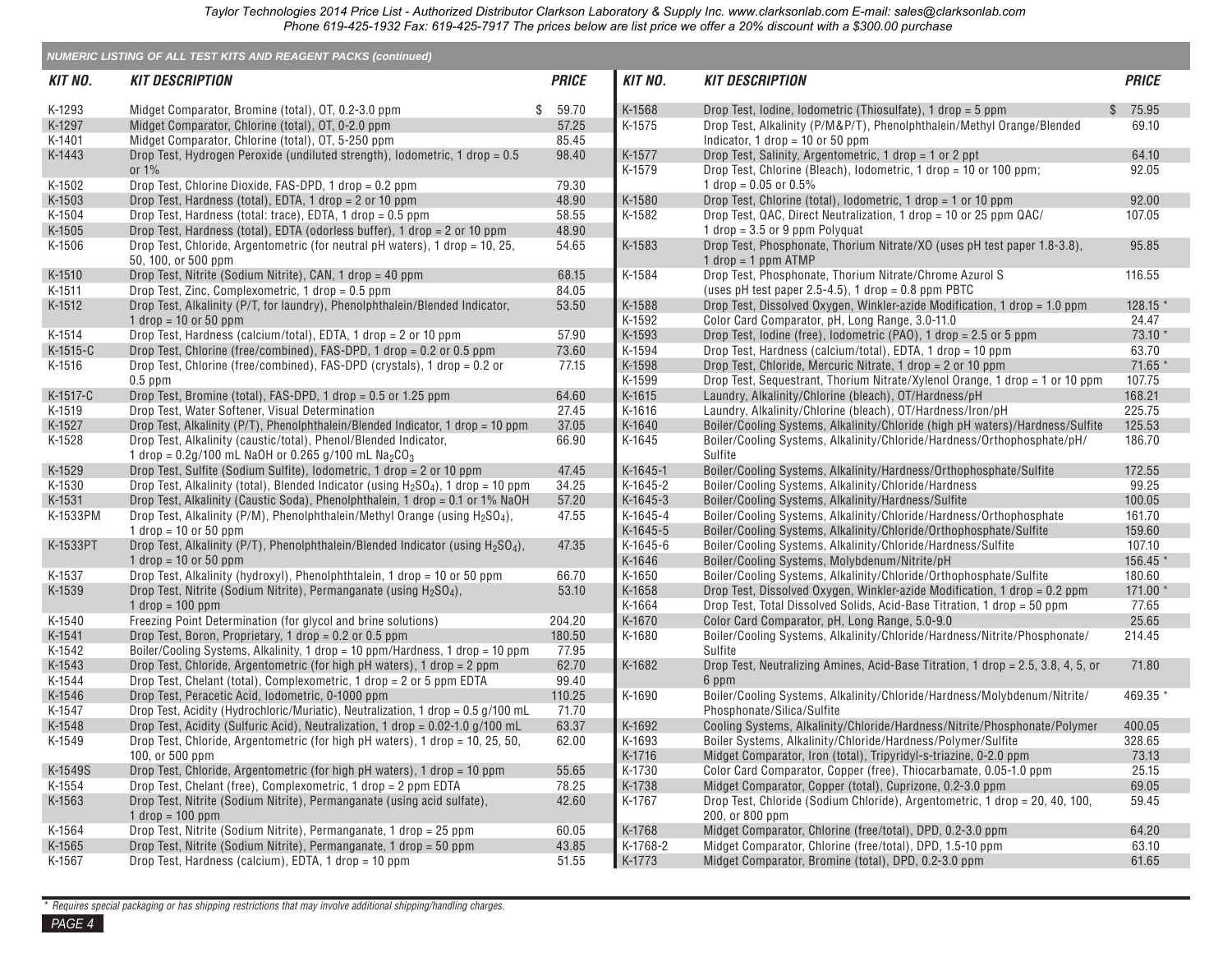Taylor Technologies 2014 Price List - Authorized Distributor Clarkson Laboratory & Supply Inc. www.clarksonlab.com E-mail: sales@clarksonlab.com
Phone 619-425-1932 Fax: 619-425-7917 The prices below are list price we offer a 20% discount with a $300.00 purchase

## NUMERIC LISTING OF ALL TEST KITS AND REAGENT PACKS (continued)

| KIT NO. | KIT DESCRIPTION | PRICE |
|---|---|---|
| K-1293 | Midget Comparator, Bromine (total), OT, 0.2-3.0 ppm | $ 59.70 |
| K-1297 | Midget Comparator, Chlorine (total), OT, 0-2.0 ppm | 57.25 |
| K-1401 | Midget Comparator, Chlorine (total), OT, 5-250 ppm | 85.45 |
| K-1443 | Drop Test, Hydrogen Peroxide (undiluted strength), Iodometric, 1 drop = 0.5 or 1% | 98.40 |
| K-1502 | Drop Test, Chlorine Dioxide, FAS-DPD, 1 drop = 0.2 ppm | 79.30 |
| K-1503 | Drop Test, Hardness (total), EDTA, 1 drop = 2 or 10 ppm | 48.90 |
| K-1504 | Drop Test, Hardness (total: trace), EDTA, 1 drop = 0.5 ppm | 58.55 |
| K-1505 | Drop Test, Hardness (total), EDTA (odorless buffer), 1 drop = 2 or 10 ppm | 48.90 |
| K-1506 | Drop Test, Chloride, Argentometric (for neutral pH waters), 1 drop = 10, 25, 50, 100, or 500 ppm | 54.65 |
| K-1510 | Drop Test, Nitrite (Sodium Nitrite), CAN, 1 drop = 40 ppm | 68.15 |
| K-1511 | Drop Test, Zinc, Complexometric, 1 drop = 0.5 ppm | 84.05 |
| K-1512 | Drop Test, Alkalinity (P/T, for laundry), Phenolphthalein/Blended Indicator, 1 drop = 10 or 50 ppm | 53.50 |
| K-1514 | Drop Test, Hardness (calcium/total), EDTA, 1 drop = 2 or 10 ppm | 57.90 |
| K-1515-C | Drop Test, Chlorine (free/combined), FAS-DPD, 1 drop = 0.2 or 0.5 ppm | 73.60 |
| K-1516 | Drop Test, Chlorine (free/combined), FAS-DPD (crystals), 1 drop = 0.2 or 0.5 ppm | 77.15 |
| K-1517-C | Drop Test, Bromine (total), FAS-DPD, 1 drop = 0.5 or 1.25 ppm | 64.60 |
| K-1519 | Drop Test, Water Softener, Visual Determination | 27.45 |
| K-1527 | Drop Test, Alkalinity (P/T), Phenolphthalein/Blended Indicator, 1 drop = 10 ppm | 37.05 |
| K-1528 | Drop Test, Alkalinity (caustic/total), Phenol/Blended Indicator, 1 drop = 0.2g/100 mL NaOH or 0.265 g/100 mL $Na_2CO_3$ | 66.90 |
| K-1529 | Drop Test, Sulfite (Sodium Sulfite), Iodometric, 1 drop = 2 or 10 ppm | 47.45 |
| K-1530 | Drop Test, Alkalinity (total), Blended Indicator (using $H_2SO_4$), 1 drop = 10 ppm | 34.25 |
| K-1531 | Drop Test, Alkalinity (Caustic Soda), Phenolphthalein, 1 drop = 0.1 or 1% NaOH | 57.20 |
| K-1533PM | Drop Test, Alkalinity (P/M), Phenolphthalein/Methyl Orange (using $H_2SO_4$), 1 drop = 10 or 50 ppm | 47.55 |
| K-1533PT | Drop Test, Alkalinity (P/T), Phenolphthalein/Blended Indicator (using $H_2SO_4$), 1 drop = 10 or 50 ppm | 47.35 |
| K-1537 | Drop Test, Alkalinity (hydroxyl), Phenolphthtalein, 1 drop = 10 or 50 ppm | 66.70 |
| K-1539 | Drop Test, Nitrite (Sodium Nitrite), Permanganate (using $H_2SO_4$), 1 drop = 100 ppm | 53.10 |
| K-1540 | Freezing Point Determination (for glycol and brine solutions) | 204.20 |
| K-1541 | Drop Test, Boron, Proprietary, 1 drop = 0.2 or 0.5 ppm | 180.50 |
| K-1542 | Boiler/Cooling Systems, Alkalinity, 1 drop = 10 ppm/Hardness, 1 drop = 10 ppm | 77.95 |
| K-1543 | Drop Test, Chloride, Argentometric (for high pH waters), 1 drop = 2 ppm | 62.70 |
| K-1544 | Drop Test, Chelant (total), Complexometric, 1 drop = 2 or 5 ppm EDTA | 99.40 |
| K-1546 | Drop Test, Peracetic Acid, Iodometric, 0-1000 ppm | 110.25 |
| K-1547 | Drop Test, Acidity (Hydrochloric/Muriatic), Neutralization, 1 drop = 0.5 g/100 mL | 71.70 |
| K-1548 | Drop Test, Acidity (Sulfuric Acid), Neutralization, 1 drop = 0.02-1.0 g/100 mL | 63.37 |
| K-1549 | Drop Test, Chloride, Argentometric (for high pH waters), 1 drop = 10, 25, 50, 100, or 500 ppm | 62.00 |
| K-1549S | Drop Test, Chloride, Argentometric (for high pH waters), 1 drop = 10 ppm | 55.65 |
| K-1554 | Drop Test, Chelant (free), Complexometric, 1 drop = 2 ppm EDTA | 78.25 |
| K-1563 | Drop Test, Nitrite (Sodium Nitrite), Permanganate (using acid sulfate), 1 drop = 100 ppm | 42.60 |
| K-1564 | Drop Test, Nitrite (Sodium Nitrite), Permanganate, 1 drop = 25 ppm | 60.05 |
| K-1565 | Drop Test, Nitrite (Sodium Nitrite), Permanganate, 1 drop = 50 ppm | 43.85 |
| K-1567 | Drop Test, Hardness (calcium), EDTA, 1 drop = 10 ppm | 51.55 |
| K-1568 | Drop Test, Iodine, Iodometric (Thiosulfate), 1 drop = 5 ppm | $ 75.95 |
| K-1575 | Drop Test, Alkalinity (P/M&P/T), Phenolphthalein/Methyl Orange/Blended Indicator, 1 drop = 10 or 50 ppm | 69.10 |
| K-1577 | Drop Test, Salinity, Argentometric, 1 drop = 1 or 2 ppt | 64.10 |
| K-1579 | Drop Test, Chlorine (Bleach), Iodometric, 1 drop = 10 or 100 ppm; 1 drop = 0.05 or 0.5% | 92.05 |
| K-1580 | Drop Test, Chlorine (total), Iodometric, 1 drop = 1 or 10 ppm | 92.00 |
| K-1582 | Drop Test, QAC, Direct Neutralization, 1 drop = 10 or 25 ppm QAC/ 1 drop = 3.5 or 9 ppm Polyquat | 107.05 |
| K-1583 | Drop Test, Phosphonate, Thorium Nitrate/XO (uses pH test paper 1.8-3.8), 1 drop = 1 ppm ATMP | 95.85 |
| K-1584 | Drop Test, Phosphonate, Thorium Nitrate/Chrome Azurol S (uses pH test paper 2.5-4.5), 1 drop = 0.8 ppm PBTC | 116.55 |
| K-1588 | Drop Test, Dissolved Oxygen, Winkler-azide Modification, 1 drop = 1.0 ppm | 128.15 * |
| K-1592 | Color Card Comparator, pH, Long Range, 3.0-11.0 | 24.47 |
| K-1593 | Drop Test, Iodine (free), Iodometric (PAO), 1 drop = 2.5 or 5 ppm | 73.10 * |
| K-1594 | Drop Test, Hardness (calcium/total), EDTA, 1 drop = 10 ppm | 63.70 |
| K-1598 | Drop Test, Chloride, Mercuric Nitrate, 1 drop = 2 or 10 ppm | 71.65 * |
| K-1599 | Drop Test, Sequestrant, Thorium Nitrate/Xylenol Orange, 1 drop = 1 or 10 ppm | 107.75 |
| K-1615 | Laundry, Alkalinity/Chlorine (bleach), OT/Hardness/pH | 168.21 |
| K-1616 | Laundry, Alkalinity/Chlorine (bleach), OT/Hardness/Iron/pH | 225.75 |
| K-1640 | Boiler/Cooling Systems, Alkalinity/Chloride (high pH waters)/Hardness/Sulfite | 125.53 |
| K-1645 | Boiler/Cooling Systems, Alkalinity/Chloride/Hardness/Orthophosphate/pH/ Sulfite | 186.70 |
| K-1645-1 | Boiler/Cooling Systems, Alkalinity/Hardness/Orthophosphate/Sulfite | 172.55 |
| K-1645-2 | Boiler/Cooling Systems, Alkalinity/Chloride/Hardness | 99.25 |
| K-1645-3 | Boiler/Cooling Systems, Alkalinity/Hardness/Sulfite | 100.05 |
| K-1645-4 | Boiler/Cooling Systems, Alkalinity/Chloride/Hardness/Orthophosphate | 161.70 |
| K-1645-5 | Boiler/Cooling Systems, Alkalinity/Chloride/Orthophosphate/Sulfite | 159.60 |
| K-1645-6 | Boiler/Cooling Systems, Alkalinity/Chloride/Hardness/Sulfite | 107.10 |
| K-1646 | Boiler/Cooling Systems, Molybdenum/Nitrite/pH | 156.45 * |
| K-1650 | Boiler/Cooling Systems, Alkalinity/Chloride/Orthophosphate/Sulfite | 180.60 |
| K-1658 | Drop Test, Dissolved Oxygen, Winkler-azide Modification, 1 drop = 0.2 ppm | 171.00 * |
| K-1664 | Drop Test, Total Dissolved Solids, Acid-Base Titration, 1 drop = 50 ppm | 77.65 |
| K-1670 | Color Card Comparator, pH, Long Range, 5.0-9.0 | 25.65 |
| K-1680 | Boiler/Cooling Systems, Alkalinity/Chloride/Hardness/Nitrite/Phosphonate/ Sulfite | 214.45 |
| K-1682 | Drop Test, Neutralizing Amines, Acid-Base Titration, 1 drop = 2.5, 3.8, 4, 5, or 6 ppm | 71.80 |
| K-1690 | Boiler/Cooling Systems, Alkalinity/Chloride/Hardness/Molybdenum/Nitrite/ Phosphonate/Silica/Sulfite | 469.35 * |
| K-1692 | Cooling Systems, Alkalinity/Chloride/Hardness/Nitrite/Phosphonate/Polymer | 400.05 |
| K-1693 | Boiler Systems, Alkalinity/Chloride/Hardness/Polymer/Sulfite | 328.65 |
| K-1716 | Midget Comparator, Iron (total), Tripyridyl-s-triazine, 0-2.0 ppm | 73.13 |
| K-1730 | Color Card Comparator, Copper (free), Thiocarbamate, 0.05-1.0 ppm | 25.15 |
| K-1738 | Midget Comparator, Copper (total), Cuprizone, 0.2-3.0 ppm | 69.05 |
| K-1767 | Drop Test, Chloride (Sodium Chloride), Argentometric, 1 drop = 20, 40, 100, 200, or 800 ppm | 59.45 |
| K-1768 | Midget Comparator, Chlorine (free/total), DPD, 0.2-3.0 ppm | 64.20 |
| K-1768-2 | Midget Comparator, Chlorine (free/total), DPD, 1.5-10 ppm | 63.10 |
| K-1773 | Midget Comparator, Bromine (total), DPD, 0.2-3.0 ppm | 61.65 |

\* Requires special packaging or has shipping restrictions that may involve additional shipping/handling charges.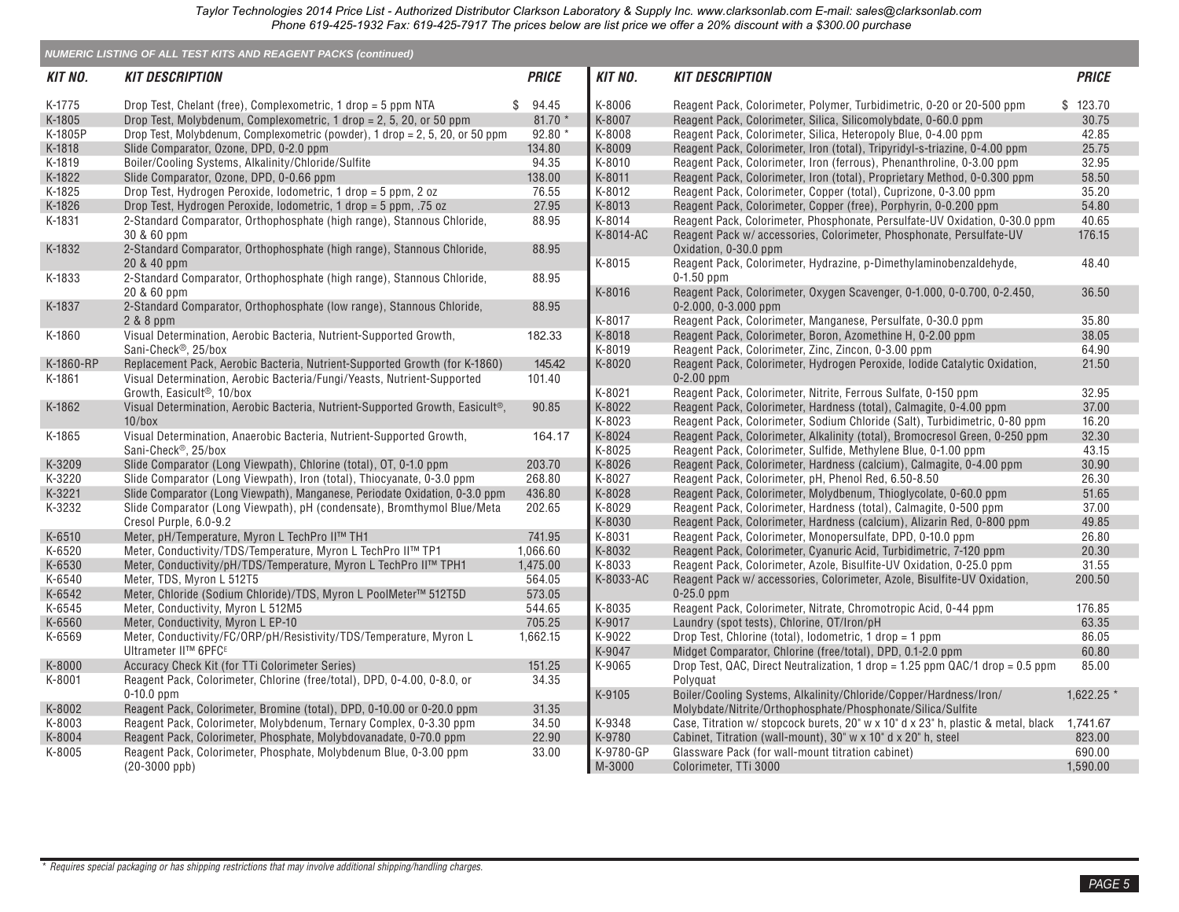Taylor Technologies 2014 Price List - Authorized Distributor Clarkson Laboratory & Supply Inc. www.clarksonlab.com E-mail: sales@clarksonlab.com Phone 619-425-1932 Fax: 619-425-7917 The prices below are list price we offer a 20% discount with a $300.00 purchase

## NUMERIC LISTING OF ALL TEST KITS AND REAGENT PACKS (continued)

| KIT NO. | KIT DESCRIPTION | PRICE |
|---|---|---|
| K-1775 | Drop Test, Chelant (free), Complexometric, 1 drop = 5 ppm NTA | $ 94.45 |
| K-1805 | Drop Test, Molybdenum, Complexometric, 1 drop = 2, 5, 20, or 50 ppm | 81.70 * |
| K-1805P | Drop Test, Molybdenum, Complexometric (powder), 1 drop = 2, 5, 20, or 50 ppm | 92.80 * |
| K-1818 | Slide Comparator, Ozone, DPD, 0-2.0 ppm | 134.80 |
| K-1819 | Boiler/Cooling Systems, Alkalinity/Chloride/Sulfite | 94.35 |
| K-1822 | Slide Comparator, Ozone, DPD, 0-0.66 ppm | 138.00 |
| K-1825 | Drop Test, Hydrogen Peroxide, Iodometric, 1 drop = 5 ppm, 2 oz | 76.55 |
| K-1826 | Drop Test, Hydrogen Peroxide, Iodometric, 1 drop = 5 ppm, .75 oz | 27.95 |
| K-1831 | 2-Standard Comparator, Orthophosphate (high range), Stannous Chloride, 30 & 60 ppm | 88.95 |
| K-1832 | 2-Standard Comparator, Orthophosphate (high range), Stannous Chloride, 20 & 40 ppm | 88.95 |
| K-1833 | 2-Standard Comparator, Orthophosphate (high range), Stannous Chloride, 20 & 60 ppm | 88.95 |
| K-1837 | 2-Standard Comparator, Orthophosphate (low range), Stannous Chloride, 2 & 8 ppm | 88.95 |
| K-1860 | Visual Determination, Aerobic Bacteria, Nutrient-Supported Growth, Sani-Check®, 25/box | 182.33 |
| K-1860-RP | Replacement Pack, Aerobic Bacteria, Nutrient-Supported Growth (for K-1860) | 145.42 |
| K-1861 | Visual Determination, Aerobic Bacteria/Fungi/Yeasts, Nutrient-Supported Growth, Easicult®, 10/box | 101.40 |
| K-1862 | Visual Determination, Aerobic Bacteria, Nutrient-Supported Growth, Easicult®, 10/box | 90.85 |
| K-1865 | Visual Determination, Anaerobic Bacteria, Nutrient-Supported Growth, Sani-Check®, 25/box | 164.17 |
| K-3209 | Slide Comparator (Long Viewpath), Chlorine (total), OT, 0-1.0 ppm | 203.70 |
| K-3220 | Slide Comparator (Long Viewpath), Iron (total), Thiocyanate, 0-3.0 ppm | 268.80 |
| K-3221 | Slide Comparator (Long Viewpath), Manganese, Periodate Oxidation, 0-3.0 ppm | 436.80 |
| K-3232 | Slide Comparator (Long Viewpath), pH (condensate), Bromthymol Blue/Meta Cresol Purple, 6.0-9.2 | 202.65 |
| K-6510 | Meter, pH/Temperature, Myron L TechPro II™ TH1 | 741.95 |
| K-6520 | Meter, Conductivity/TDS/Temperature, Myron L TechPro II™ TP1 | 1,066.60 |
| K-6530 | Meter, Conductivity/pH/TDS/Temperature, Myron L TechPro II™ TPH1 | 1,475.00 |
| K-6540 | Meter, TDS, Myron L 512T5 | 564.05 |
| K-6542 | Meter, Chloride (Sodium Chloride)/TDS, Myron L PoolMeter™ 512T5D | 573.05 |
| K-6545 | Meter, Conductivity, Myron L 512M5 | 544.65 |
| K-6560 | Meter, Conductivity, Myron L EP-10 | 705.25 |
| K-6569 | Meter, Conductivity/FC/ORP/pH/Resistivity/TDS/Temperature, Myron L Ultrameter II™ 6PFC[E] | 1,662.15 |
| K-8000 | Accuracy Check Kit (for TTi Colorimeter Series) | 151.25 |
| K-8001 | Reagent Pack, Colorimeter, Chlorine (free/total), DPD, 0-4.00, 0-8.0, or 0-10.0 ppm | 34.35 |
| K-8002 | Reagent Pack, Colorimeter, Bromine (total), DPD, 0-10.00 or 0-20.0 ppm | 31.35 |
| K-8003 | Reagent Pack, Colorimeter, Molybdenum, Ternary Complex, 0-3.30 ppm | 34.50 |
| K-8004 | Reagent Pack, Colorimeter, Phosphate, Molybdovanadate, 0-70.0 ppm | 22.90 |
| K-8005 | Reagent Pack, Colorimeter, Phosphate, Molybdenum Blue, 0-3.00 ppm (20-3000 ppb) | 33.00 |
| K-8006 | Reagent Pack, Colorimeter, Polymer, Turbidimetric, 0-20 or 20-500 ppm | $ 123.70 |
| K-8007 | Reagent Pack, Colorimeter, Silica, Silicomolybdate, 0-60.0 ppm | 30.75 |
| K-8008 | Reagent Pack, Colorimeter, Silica, Heteropoly Blue, 0-4.00 ppm | 42.85 |
| K-8009 | Reagent Pack, Colorimeter, Iron (total), Tripyridyl-s-triazine, 0-4.00 ppm | 25.75 |
| K-8010 | Reagent Pack, Colorimeter, Iron (ferrous), Phenanthroline, 0-3.00 ppm | 32.95 |
| K-8011 | Reagent Pack, Colorimeter, Iron (total), Proprietary Method, 0-0.300 ppm | 58.50 |
| K-8012 | Reagent Pack, Colorimeter, Copper (total), Cuprizone, 0-3.00 ppm | 35.20 |
| K-8013 | Reagent Pack, Colorimeter, Copper (free), Porphyrin, 0-0.200 ppm | 54.80 |
| K-8014 | Reagent Pack, Colorimeter, Phosphonate, Persulfate-UV Oxidation, 0-30.0 ppm | 40.65 |
| K-8014-AC | Reagent Pack w/ accessories, Colorimeter, Phosphonate, Persulfate-UV Oxidation, 0-30.0 ppm | 176.15 |
| K-8015 | Reagent Pack, Colorimeter, Hydrazine, p-Dimethylaminobenzaldehyde, 0-1.50 ppm | 48.40 |
| K-8016 | Reagent Pack, Colorimeter, Oxygen Scavenger, 0-1.000, 0-0.700, 0-2.450, 0-2.000, 0-3.000 ppm | 36.50 |
| K-8017 | Reagent Pack, Colorimeter, Manganese, Persulfate, 0-30.0 ppm | 35.80 |
| K-8018 | Reagent Pack, Colorimeter, Boron, Azomethine H, 0-2.00 ppm | 38.05 |
| K-8019 | Reagent Pack, Colorimeter, Zinc, Zincon, 0-3.00 ppm | 64.90 |
| K-8020 | Reagent Pack, Colorimeter, Hydrogen Peroxide, Iodide Catalytic Oxidation, 0-2.00 ppm | 21.50 |
| K-8021 | Reagent Pack, Colorimeter, Nitrite, Ferrous Sulfate, 0-150 ppm | 32.95 |
| K-8022 | Reagent Pack, Colorimeter, Hardness (total), Calmagite, 0-4.00 ppm | 37.00 |
| K-8023 | Reagent Pack, Colorimeter, Sodium Chloride (Salt), Turbidimetric, 0-80 ppm | 16.20 |
| K-8024 | Reagent Pack, Colorimeter, Alkalinity (total), Bromocresol Green, 0-250 ppm | 32.30 |
| K-8025 | Reagent Pack, Colorimeter, Sulfide, Methylene Blue, 0-1.00 ppm | 43.15 |
| K-8026 | Reagent Pack, Colorimeter, Hardness (calcium), Calmagite, 0-4.00 ppm | 30.90 |
| K-8027 | Reagent Pack, Colorimeter, pH, Phenol Red, 6.50-8.50 | 26.30 |
| K-8028 | Reagent Pack, Colorimeter, Molybdenum, Thioglycolate, 0-60.0 ppm | 51.65 |
| K-8029 | Reagent Pack, Colorimeter, Hardness (total), Calmagite, 0-500 ppm | 37.00 |
| K-8030 | Reagent Pack, Colorimeter, Hardness (calcium), Alizarin Red, 0-800 ppm | 49.85 |
| K-8031 | Reagent Pack, Colorimeter, Monopersulfate, DPD, 0-10.0 ppm | 26.80 |
| K-8032 | Reagent Pack, Colorimeter, Cyanuric Acid, Turbidimetric, 7-120 ppm | 20.30 |
| K-8033 | Reagent Pack, Colorimeter, Azole, Bisulfite-UV Oxidation, 0-25.0 ppm | 31.55 |
| K-8033-AC | Reagent Pack w/ accessories, Colorimeter, Azole, Bisulfite-UV Oxidation, 0-25.0 ppm | 200.50 |
| K-8035 | Reagent Pack, Colorimeter, Nitrate, Chromotropic Acid, 0-44 ppm | 176.85 |
| K-9017 | Laundry (spot tests), Chlorine, OT/Iron/pH | 63.35 |
| K-9022 | Drop Test, Chlorine (total), Iodometric, 1 drop = 1 ppm | 86.05 |
| K-9047 | Midget Comparator, Chlorine (free/total), DPD, 0.1-2.0 ppm | 60.80 |
| K-9065 | Drop Test, QAC, Direct Neutralization, 1 drop = 1.25 ppm QAC/1 drop = 0.5 ppm Polyquat | 85.00 |
| K-9105 | Boiler/Cooling Systems, Alkalinity/Chloride/Copper/Hardness/Iron/Molybdate/Nitrite/Orthophosphate/Phosphonate/Silica/Sulfite | 1,622.25 * |
| K-9348 | Case, Titration w/ stopcock burets, 20" w x 10" d x 23" h, plastic & metal, black | 1,741.67 |
| K-9780 | Cabinet, Titration (wall-mount), 30" w x 10" d x 20" h, steel | 823.00 |
| K-9780-GP | Glassware Pack (for wall-mount titration cabinet) | 690.00 |
| M-3000 | Colorimeter, TTi 3000 | 1,590.00 |

\* Requires special packaging or has shipping restrictions that may involve additional shipping/handling charges.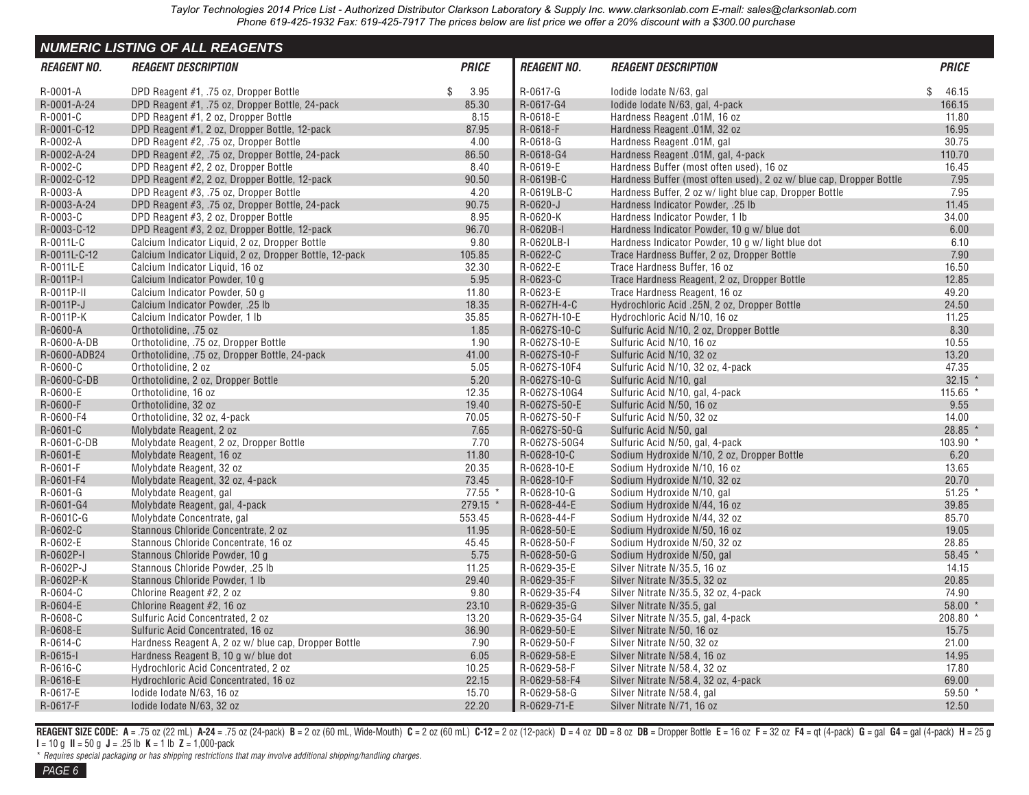Taylor Technologies 2014 Price List - Authorized Distributor Clarkson Laboratory & Supply Inc. www.clarksonlab.com E-mail: sales@clarksonlab.com
Phone 619-425-1932 Fax: 619-425-7917 The prices below are list price we offer a 20% discount with a $300.00 purchase

## NUMERIC LISTING OF ALL REAGENTS

| REAGENT NO. | REAGENT DESCRIPTION | PRICE |
|---|---|---|
| R-0001-A | DPD Reagent #1, .75 oz, Dropper Bottle | $ 3.95 |
| R-0001-A-24 | DPD Reagent #1, .75 oz, Dropper Bottle, 24-pack | 85.30 |
| R-0001-C | DPD Reagent #1, 2 oz, Dropper Bottle | 8.15 |
| R-0001-C-12 | DPD Reagent #1, 2 oz, Dropper Bottle, 12-pack | 87.95 |
| R-0002-A | DPD Reagent #2, .75 oz, Dropper Bottle | 4.00 |
| R-0002-A-24 | DPD Reagent #2, .75 oz, Dropper Bottle, 24-pack | 86.50 |
| R-0002-C | DPD Reagent #2, 2 oz, Dropper Bottle | 8.40 |
| R-0002-C-12 | DPD Reagent #2, 2 oz, Dropper Bottle, 12-pack | 90.50 |
| R-0003-A | DPD Reagent #3, .75 oz, Dropper Bottle | 4.20 |
| R-0003-A-24 | DPD Reagent #3, .75 oz, Dropper Bottle, 24-pack | 90.75 |
| R-0003-C | DPD Reagent #3, 2 oz, Dropper Bottle | 8.95 |
| R-0003-C-12 | DPD Reagent #3, 2 oz, Dropper Bottle, 12-pack | 96.70 |
| R-0011L-C | Calcium Indicator Liquid, 2 oz, Dropper Bottle | 9.80 |
| R-0011L-C-12 | Calcium Indicator Liquid, 2 oz, Dropper Bottle, 12-pack | 105.85 |
| R-0011L-E | Calcium Indicator Liquid, 16 oz | 32.30 |
| R-0011P-I | Calcium Indicator Powder, 10 g | 5.95 |
| R-0011P-II | Calcium Indicator Powder, 50 g | 11.80 |
| R-0011P-J | Calcium Indicator Powder, .25 lb | 18.35 |
| R-0011P-K | Calcium Indicator Powder, 1 lb | 35.85 |
| R-0600-A | Orthotolidine, .75 oz | 1.85 |
| R-0600-A-DB | Orthotolidine, .75 oz, Dropper Bottle | 1.90 |
| R-0600-ADB24 | Orthotolidine, .75 oz, Dropper Bottle, 24-pack | 41.00 |
| R-0600-C | Orthotolidine, 2 oz | 5.05 |
| R-0600-C-DB | Orthotolidine, 2 oz, Dropper Bottle | 5.20 |
| R-0600-E | Orthotolidine, 16 oz | 12.35 |
| R-0600-F | Orthotolidine, 32 oz | 19.40 |
| R-0600-F4 | Orthotolidine, 32 oz, 4-pack | 70.05 |
| R-0601-C | Molybdate Reagent, 2 oz | 7.65 |
| R-0601-C-DB | Molybdate Reagent, 2 oz, Dropper Bottle | 7.70 |
| R-0601-E | Molybdate Reagent, 16 oz | 11.80 |
| R-0601-F | Molybdate Reagent, 32 oz | 20.35 |
| R-0601-F4 | Molybdate Reagent, 32 oz, 4-pack | 73.45 |
| R-0601-G | Molybdate Reagent, gal | 77.55 * |
| R-0601-G4 | Molybdate Reagent, gal, 4-pack | 279.15 * |
| R-0601C-G | Molybdate Concentrate, gal | 553.45 |
| R-0602-C | Stannous Chloride Concentrate, 2 oz | 11.95 |
| R-0602-E | Stannous Chloride Concentrate, 16 oz | 45.45 |
| R-0602P-I | Stannous Chloride Powder, 10 g | 5.75 |
| R-0602P-J | Stannous Chloride Powder, .25 lb | 11.25 |
| R-0602P-K | Stannous Chloride Powder, 1 lb | 29.40 |
| R-0604-C | Chlorine Reagent #2, 2 oz | 9.80 |
| R-0604-E | Chlorine Reagent #2, 16 oz | 23.10 |
| R-0608-C | Sulfuric Acid Concentrated, 2 oz | 13.20 |
| R-0608-E | Sulfuric Acid Concentrated, 16 oz | 36.90 |
| R-0614-C | Hardness Reagent A, 2 oz w/ blue cap, Dropper Bottle | 7.90 |
| R-0615-I | Hardness Reagent B, 10 g w/ blue dot | 6.05 |
| R-0616-C | Hydrochloric Acid Concentrated, 2 oz | 10.25 |
| R-0616-E | Hydrochloric Acid Concentrated, 16 oz | 22.15 |
| R-0617-E | Iodide Iodate N/63, 16 oz | 15.70 |
| R-0617-F | Iodide Iodate N/63, 32 oz | 22.20 |
| R-0617-G | Iodide Iodate N/63, gal | $ 46.15 |
| R-0617-G4 | Iodide Iodate N/63, gal, 4-pack | 166.15 |
| R-0618-E | Hardness Reagent .01M, 16 oz | 11.80 |
| R-0618-F | Hardness Reagent .01M, 32 oz | 16.95 |
| R-0618-G | Hardness Reagent .01M, gal | 30.75 |
| R-0618-G4 | Hardness Reagent .01M, gal, 4-pack | 110.70 |
| R-0619-E | Hardness Buffer (most often used), 16 oz | 16.45 |
| R-0619B-C | Hardness Buffer (most often used), 2 oz w/ blue cap, Dropper Bottle | 7.95 |
| R-0619LB-C | Hardness Buffer, 2 oz w/ light blue cap, Dropper Bottle | 7.95 |
| R-0620-J | Hardness Indicator Powder, .25 lb | 11.45 |
| R-0620-K | Hardness Indicator Powder, 1 lb | 34.00 |
| R-0620B-I | Hardness Indicator Powder, 10 g w/ blue dot | 6.00 |
| R-0620LB-I | Hardness Indicator Powder, 10 g w/ light blue dot | 6.10 |
| R-0622-C | Trace Hardness Buffer, 2 oz, Dropper Bottle | 7.90 |
| R-0622-E | Trace Hardness Buffer, 16 oz | 16.50 |
| R-0623-C | Trace Hardness Reagent, 2 oz, Dropper Bottle | 12.85 |
| R-0623-E | Trace Hardness Reagent, 16 oz | 49.20 |
| R-0627H-4-C | Hydrochloric Acid .25N, 2 oz, Dropper Bottle | 24.50 |
| R-0627H-10-E | Hydrochloric Acid N/10, 16 oz | 11.25 |
| R-0627S-10-C | Sulfuric Acid N/10, 2 oz, Dropper Bottle | 8.30 |
| R-0627S-10-E | Sulfuric Acid N/10, 16 oz | 10.55 |
| R-0627S-10-F | Sulfuric Acid N/10, 32 oz | 13.20 |
| R-0627S-10F4 | Sulfuric Acid N/10, 32 oz, 4-pack | 47.35 |
| R-0627S-10-G | Sulfuric Acid N/10, gal | 32.15 * |
| R-0627S-10G4 | Sulfuric Acid N/10, gal, 4-pack | 115.65 * |
| R-0627S-50-E | Sulfuric Acid N/50, 16 oz | 9.55 |
| R-0627S-50-F | Sulfuric Acid N/50, 32 oz | 14.00 |
| R-0627S-50-G | Sulfuric Acid N/50, gal | 28.85 * |
| R-0627S-50G4 | Sulfuric Acid N/50, gal, 4-pack | 103.90 * |
| R-0628-10-C | Sodium Hydroxide N/10, 2 oz, Dropper Bottle | 6.20 |
| R-0628-10-E | Sodium Hydroxide N/10, 16 oz | 13.65 |
| R-0628-10-F | Sodium Hydroxide N/10, 32 oz | 20.70 |
| R-0628-10-G | Sodium Hydroxide N/10, gal | 51.25 * |
| R-0628-44-E | Sodium Hydroxide N/44, 16 oz | 39.85 |
| R-0628-44-F | Sodium Hydroxide N/44, 32 oz | 85.70 |
| R-0628-50-E | Sodium Hydroxide N/50, 16 oz | 19.05 |
| R-0628-50-F | Sodium Hydroxide N/50, 32 oz | 28.85 |
| R-0628-50-G | Sodium Hydroxide N/50, gal | 58.45 * |
| R-0629-35-E | Silver Nitrate N/35.5, 16 oz | 14.15 |
| R-0629-35-F | Silver Nitrate N/35.5, 32 oz | 20.85 |
| R-0629-35-F4 | Silver Nitrate N/35.5, 32 oz, 4-pack | 74.90 |
| R-0629-35-G | Silver Nitrate N/35.5, gal | 58.00 * |
| R-0629-35-G4 | Silver Nitrate N/35.5, gal, 4-pack | 208.80 * |
| R-0629-50-E | Silver Nitrate N/50, 16 oz | 15.75 |
| R-0629-50-F | Silver Nitrate N/50, 32 oz | 21.00 |
| R-0629-58-E | Silver Nitrate N/58.4, 16 oz | 14.95 |
| R-0629-58-F | Silver Nitrate N/58.4, 32 oz | 17.80 |
| R-0629-58-F4 | Silver Nitrate N/58.4, 32 oz, 4-pack | 69.00 |
| R-0629-58-G | Silver Nitrate N/58.4, gal | 59.50 * |
| R-0629-71-E | Silver Nitrate N/71, 16 oz | 12.50 |

**REAGENT SIZE CODE:** **A** = .75 oz (22 mL) **A-24** = .75 oz (24-pack) **B** = 2 oz (60 mL, Wide-Mouth) **C** = 2 oz (60 mL) **C-12** = 2 oz (12-pack) **D** = 4 oz **DD** = 8 oz **DB** = Dropper Bottle **E** = 16 oz **F** = 32 oz **F4** = qt (4-pack) **G** = gal **G4** = gal (4-pack) **H** = 25 g **I** = 10 g **II** = 50 g **J** = .25 lb **K** = 1 lb **Z** = 1,000-pack

*\* Requires special packaging or has shipping restrictions that may involve additional shipping/handling charges.*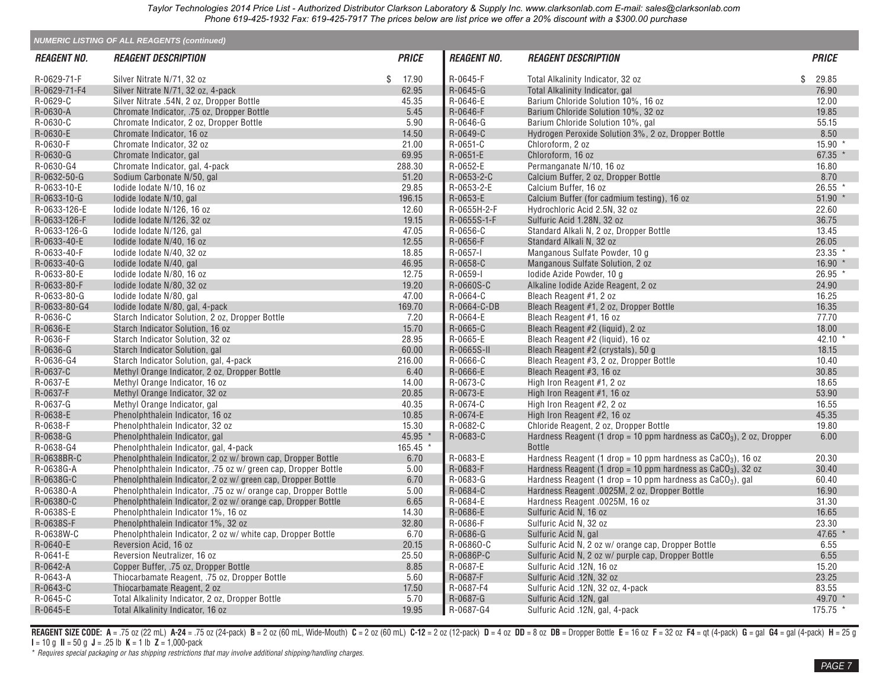Taylor Technologies 2014 Price List - Authorized Distributor Clarkson Laboratory & Supply Inc. www.clarksonlab.com E-mail: sales@clarksonlab.com
Phone 619-425-1932 Fax: 619-425-7917 The prices below are list price we offer a 20% discount with a $300.00 purchase

## NUMERIC LISTING OF ALL REAGENTS (continued)

| REAGENT NO. | REAGENT DESCRIPTION | PRICE |
|---|---|---|
| R-0629-71-F | Silver Nitrate N/71, 32 oz | $ 17.90 |
| R-0629-71-F4 | Silver Nitrate N/71, 32 oz, 4-pack | 62.95 |
| R-0629-C | Silver Nitrate .54N, 2 oz, Dropper Bottle | 45.35 |
| R-0630-A | Chromate Indicator, .75 oz, Dropper Bottle | 5.45 |
| R-0630-C | Chromate Indicator, 2 oz, Dropper Bottle | 5.90 |
| R-0630-E | Chromate Indicator, 16 oz | 14.50 |
| R-0630-F | Chromate Indicator, 32 oz | 21.00 |
| R-0630-G | Chromate Indicator, gal | 69.95 |
| R-0630-G4 | Chromate Indicator, gal, 4-pack | 288.30 |
| R-0632-50-G | Sodium Carbonate N/50, gal | 51.20 |
| R-0633-10-E | Iodide Iodate N/10, 16 oz | 29.85 |
| R-0633-10-G | Iodide Iodate N/10, gal | 196.15 |
| R-0633-126-E | Iodide Iodate N/126, 16 oz | 12.60 |
| R-0633-126-F | Iodide Iodate N/126, 32 oz | 19.15 |
| R-0633-126-G | Iodide Iodate N/126, gal | 47.05 |
| R-0633-40-E | Iodide Iodate N/40, 16 oz | 12.55 |
| R-0633-40-F | Iodide Iodate N/40, 32 oz | 18.85 |
| R-0633-40-G | Iodide Iodate N/40, gal | 46.95 |
| R-0633-80-E | Iodide Iodate N/80, 16 oz | 12.75 |
| R-0633-80-F | Iodide Iodate N/80, 32 oz | 19.20 |
| R-0633-80-G | Iodide Iodate N/80, gal | 47.00 |
| R-0633-80-G4 | Iodide Iodate N/80, gal, 4-pack | 169.70 |
| R-0636-C | Starch Indicator Solution, 2 oz, Dropper Bottle | 7.20 |
| R-0636-E | Starch Indicator Solution, 16 oz | 15.70 |
| R-0636-F | Starch Indicator Solution, 32 oz | 28.95 |
| R-0636-G | Starch Indicator Solution, gal | 60.00 |
| R-0636-G4 | Starch Indicator Solution, gal, 4-pack | 216.00 |
| R-0637-C | Methyl Orange Indicator, 2 oz, Dropper Bottle | 6.40 |
| R-0637-E | Methyl Orange Indicator, 16 oz | 14.00 |
| R-0637-F | Methyl Orange Indicator, 32 oz | 20.85 |
| R-0637-G | Methyl Orange Indicator, gal | 40.35 |
| R-0638-E | Phenolphthalein Indicator, 16 oz | 10.85 |
| R-0638-F | Phenolphthalein Indicator, 32 oz | 15.30 |
| R-0638-G | Phenolphthalein Indicator, gal | 45.95 * |
| R-0638-G4 | Phenolphthalein Indicator, gal, 4-pack | 165.45 * |
| R-0638BR-C | Phenolphthalein Indicator, 2 oz w/ brown cap, Dropper Bottle | 6.70 |
| R-0638G-A | Phenolphthalein Indicator, .75 oz w/ green cap, Dropper Bottle | 5.00 |
| R-0638G-C | Phenolphthalein Indicator, 2 oz w/ green cap, Dropper Bottle | 6.70 |
| R-0638O-A | Phenolphthalein Indicator, .75 oz w/ orange cap, Dropper Bottle | 5.00 |
| R-0638O-C | Phenolphthalein Indicator, 2 oz w/ orange cap, Dropper Bottle | 6.65 |
| R-0638S-E | Phenolphthalein Indicator 1%, 16 oz | 14.30 |
| R-0638S-F | Phenolphthalein Indicator 1%, 32 oz | 32.80 |
| R-0638W-C | Phenolphthalein Indicator, 2 oz w/ white cap, Dropper Bottle | 6.70 |
| R-0640-E | Reversion Acid, 16 oz | 20.15 |
| R-0641-E | Reversion Neutralizer, 16 oz | 25.50 |
| R-0642-A | Copper Buffer, .75 oz, Dropper Bottle | 8.85 |
| R-0643-A | Thiocarbamate Reagent, .75 oz, Dropper Bottle | 5.60 |
| R-0643-C | Thiocarbamate Reagent, 2 oz | 17.50 |
| R-0645-C | Total Alkalinity Indicator, 2 oz, Dropper Bottle | 5.70 |
| R-0645-E | Total Alkalinity Indicator, 16 oz | 19.95 |
| R-0645-F | Total Alkalinity Indicator, 32 oz | $ 29.85 |
| R-0645-G | Total Alkalinity Indicator, gal | 76.90 |
| R-0646-E | Barium Chloride Solution 10%, 16 oz | 12.00 |
| R-0646-F | Barium Chloride Solution 10%, 32 oz | 19.85 |
| R-0646-G | Barium Chloride Solution 10%, gal | 55.15 |
| R-0649-C | Hydrogen Peroxide Solution 3%, 2 oz, Dropper Bottle | 8.50 |
| R-0651-C | Chloroform, 2 oz | 15.90 * |
| R-0651-E | Chloroform, 16 oz | 67.35 * |
| R-0652-E | Permanganate N/10, 16 oz | 16.80 |
| R-0653-2-C | Calcium Buffer, 2 oz, Dropper Bottle | 8.70 |
| R-0653-2-E | Calcium Buffer, 16 oz | 26.55 * |
| R-0653-E | Calcium Buffer (for cadmium testing), 16 oz | 51.90 * |
| R-0655H-2-F | Hydrochloric Acid 2.5N, 32 oz | 22.60 |
| R-0655S-1-F | Sulfuric Acid 1.28N, 32 oz | 36.75 |
| R-0656-C | Standard Alkali N, 2 oz, Dropper Bottle | 13.45 |
| R-0656-F | Standard Alkali N, 32 oz | 26.05 |
| R-0657-I | Manganous Sulfate Powder, 10 g | 23.35 * |
| R-0658-C | Manganous Sulfate Solution, 2 oz | 16.90 * |
| R-0659-I | Iodide Azide Powder, 10 g | 26.95 * |
| R-0660S-C | Alkaline Iodide Azide Reagent, 2 oz | 24.90 |
| R-0664-C | Bleach Reagent #1, 2 oz | 16.25 |
| R-0664-C-DB | Bleach Reagent #1, 2 oz, Dropper Bottle | 16.35 |
| R-0664-E | Bleach Reagent #1, 16 oz | 77.70 |
| R-0665-C | Bleach Reagent #2 (liquid), 2 oz | 18.00 |
| R-0665-E | Bleach Reagent #2 (liquid), 16 oz | 42.10 * |
| R-0665S-II | Bleach Reagent #2 (crystals), 50 g | 18.15 |
| R-0666-C | Bleach Reagent #3, 2 oz, Dropper Bottle | 10.40 |
| R-0666-E | Bleach Reagent #3, 16 oz | 30.85 |
| R-0673-C | High Iron Reagent #1, 2 oz | 18.65 |
| R-0673-E | High Iron Reagent #1, 16 oz | 53.90 |
| R-0674-C | High Iron Reagent #2, 2 oz | 16.55 |
| R-0674-E | High Iron Reagent #2, 16 oz | 45.35 |
| R-0682-C | Chloride Reagent, 2 oz, Dropper Bottle | 19.80 |
| R-0683-C | Hardness Reagent (1 drop = 10 ppm hardness as $CaCO_3$), 2 oz, Dropper Bottle | 6.00 |
| R-0683-E | Hardness Reagent (1 drop = 10 ppm hardness as $CaCO_3$), 16 oz | 20.30 |
| R-0683-F | Hardness Reagent (1 drop = 10 ppm hardness as $CaCO_3$), 32 oz | 30.40 |
| R-0683-G | Hardness Reagent (1 drop = 10 ppm hardness as $CaCO_3$), gal | 60.40 |
| R-0684-C | Hardness Reagent .0025M, 2 oz, Dropper Bottle | 16.90 |
| R-0684-E | Hardness Reagent .0025M, 16 oz | 31.30 |
| R-0686-E | Sulfuric Acid N, 16 oz | 16.65 |
| R-0686-F | Sulfuric Acid N, 32 oz | 23.30 |
| R-0686-G | Sulfuric Acid N, gal | 47.65 * |
| R-0686O-C | Sulfuric Acid N, 2 oz w/ orange cap, Dropper Bottle | 6.55 |
| R-0686P-C | Sulfuric Acid N, 2 oz w/ purple cap, Dropper Bottle | 6.55 |
| R-0687-E | Sulfuric Acid .12N, 16 oz | 15.20 |
| R-0687-F | Sulfuric Acid .12N, 32 oz | 23.25 |
| R-0687-F4 | Sulfuric Acid .12N, 32 oz, 4-pack | 83.55 |
| R-0687-G | Sulfuric Acid .12N, gal | 49.70 * |
| R-0687-G4 | Sulfuric Acid .12N, gal, 4-pack | 175.75 * |

**REAGENT SIZE CODE:** **A** = .75 oz (22 mL) **A-24** = .75 oz (24-pack) **B** = 2 oz (60 mL, Wide-Mouth) **C** = 2 oz (60 mL) **C-12** = 2 oz (12-pack) **D** = 4 oz **DD** = 8 oz **DB** = Dropper Bottle **E** = 16 oz **F** = 32 oz **F4** = qt (4-pack) **G** = gal **G4** = gal (4-pack) **H** = 25 g **I** = 10 g **II** = 50 g **J** = .25 lb **K** = 1 lb **Z** = 1,000-pack

*\* Requires special packaging or has shipping restrictions that may involve additional shipping/handling charges.*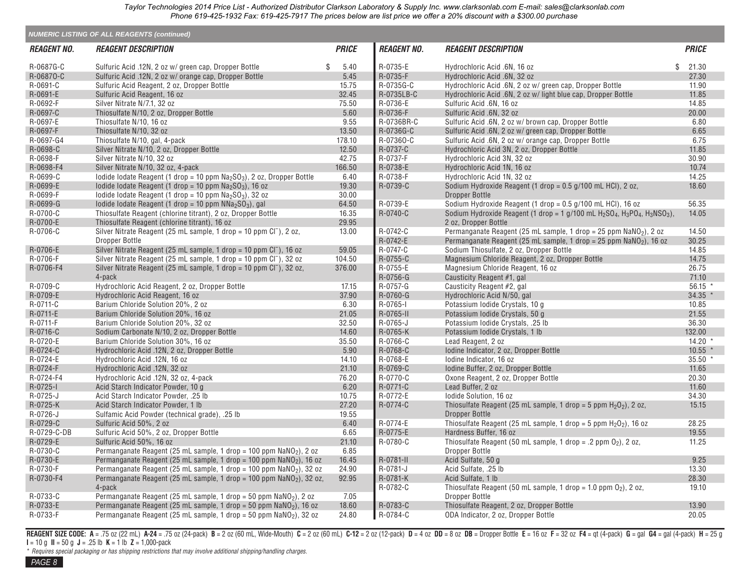Taylor Technologies 2014 Price List - Authorized Distributor Clarkson Laboratory & Supply Inc. www.clarksonlab.com E-mail: sales@clarksonlab.com Phone 619-425-1932 Fax: 619-425-7917 The prices below are list price we offer a 20% discount with a $300.00 purchase

## NUMERIC LISTING OF ALL REAGENTS (continued)

| REAGENT NO. | REAGENT DESCRIPTION | PRICE |
|---|---|---|
| R-0687G-C | Sulfuric Acid .12N, 2 oz w/ green cap, Dropper Bottle | $ 5.40 |
| R-0687O-C | Sulfuric Acid .12N, 2 oz w/ orange cap, Dropper Bottle | 5.45 |
| R-0691-C | Sulfuric Acid Reagent, 2 oz, Dropper Bottle | 15.75 |
| R-0691-E | Sulfuric Acid Reagent, 16 oz | 32.45 |
| R-0692-F | Silver Nitrate N/7.1, 32 oz | 75.50 |
| R-0697-C | Thiosulfate N/10, 2 oz, Dropper Bottle | 5.60 |
| R-0697-E | Thiosulfate N/10, 16 oz | 9.55 |
| R-0697-F | Thiosulfate N/10, 32 oz | 13.50 |
| R-0697-G4 | Thiosulfate N/10, gal, 4-pack | 178.10 |
| R-0698-C | Silver Nitrate N/10, 2 oz, Dropper Bottle | 12.50 |
| R-0698-F | Silver Nitrate N/10, 32 oz | 42.75 |
| R-0698-F4 | Silver Nitrate N/10, 32 oz, 4-pack | 166.50 |
| R-0699-C | Iodide Iodate Reagent (1 drop = 10 ppm $Na_2SO_3$), 2 oz, Dropper Bottle | 6.40 |
| R-0699-E | Iodide Iodate Reagent (1 drop = 10 ppm $Na_2SO_3$), 16 oz | 19.30 |
| R-0699-F | Iodide Iodate Reagent (1 drop = 10 ppm $Na_2SO_3$), 32 oz | 30.00 |
| R-0699-G | Iodide Iodate Reagent (1 drop = 10 ppm $NNa_2SO_3$), gal | 64.50 |
| R-0700-C | Thiosulfate Reagent (chlorine titrant), 2 oz, Dropper Bottle | 16.35 |
| R-0700-E | Thiosulfate Reagent (chlorine titrant), 16 oz | 29.95 |
| R-0706-C | Silver Nitrate Reagent (25 mL sample, 1 drop = 10 ppm $Cl^-$), 2 oz, Dropper Bottle | 13.00 |
| R-0706-E | Silver Nitrate Reagent (25 mL sample, 1 drop = 10 ppm $Cl^-$), 16 oz | 59.05 |
| R-0706-F | Silver Nitrate Reagent (25 mL sample, 1 drop = 10 ppm $Cl^-$), 32 oz | 104.50 |
| R-0706-F4 | Silver Nitrate Reagent (25 mL sample, 1 drop = 10 ppm $Cl^-$), 32 oz, 4-pack | 376.00 |
| R-0709-C | Hydrochloric Acid Reagent, 2 oz, Dropper Bottle | 17.15 |
| R-0709-E | Hydrochloric Acid Reagent, 16 oz | 37.90 |
| R-0711-C | Barium Chloride Solution 20%, 2 oz | 6.30 |
| R-0711-E | Barium Chloride Solution 20%, 16 oz | 21.05 |
| R-0711-F | Barium Chloride Solution 20%, 32 oz | 32.50 |
| R-0716-C | Sodium Carbonate N/10, 2 oz, Dropper Bottle | 14.60 |
| R-0720-E | Barium Chloride Solution 30%, 16 oz | 35.50 |
| R-0724-C | Hydrochloric Acid .12N, 2 oz, Dropper Bottle | 5.90 |
| R-0724-E | Hydrochloric Acid .12N, 16 oz | 14.10 |
| R-0724-F | Hydrochloric Acid .12N, 32 oz | 21.10 |
| R-0724-F4 | Hydrochloric Acid .12N, 32 oz, 4-pack | 76.20 |
| R-0725-I | Acid Starch Indicator Powder, 10 g | 6.20 |
| R-0725-J | Acid Starch Indicator Powder, .25 lb | 10.75 |
| R-0725-K | Acid Starch Indicator Powder, 1 lb | 27.20 |
| R-0726-J | Sulfamic Acid Powder (technical grade), .25 lb | 19.55 |
| R-0729-C | Sulfuric Acid 50%, 2 oz | 6.40 |
| R-0729-C-DB | Sulfuric Acid 50%, 2 oz, Dropper Bottle | 6.65 |
| R-0729-E | Sulfuric Acid 50%, 16 oz | 21.10 |
| R-0730-C | Permanganate Reagent (25 mL sample, 1 drop = 100 ppm $NaNO_2$), 2 oz | 6.85 |
| R-0730-E | Permanganate Reagent (25 mL sample, 1 drop = 100 ppm $NaNO_2$), 16 oz | 16.45 |
| R-0730-F | Permanganate Reagent (25 mL sample, 1 drop = 100 ppm $NaNO_2$), 32 oz | 24.90 |
| R-0730-F4 | Permanganate Reagent (25 mL sample, 1 drop = 100 ppm $NaNO_2$), 32 oz, 4-pack | 92.95 |
| R-0733-C | Permanganate Reagent (25 mL sample, 1 drop = 50 ppm $NaNO_2$), 2 oz | 7.05 |
| R-0733-E | Permanganate Reagent (25 mL sample, 1 drop = 50 ppm $NaNO_2$), 16 oz | 18.60 |
| R-0733-F | Permanganate Reagent (25 mL sample, 1 drop = 50 ppm $NaNO_2$), 32 oz | 24.80 |
| R-0735-E | Hydrochloric Acid .6N, 16 oz | $ 21.30 |
| R-0735-F | Hydrochloric Acid .6N, 32 oz | 27.30 |
| R-0735G-C | Hydrochloric Acid .6N, 2 oz w/ green cap, Dropper Bottle | 11.90 |
| R-0735LB-C | Hydrochloric Acid .6N, 2 oz w/ light blue cap, Dropper Bottle | 11.85 |
| R-0736-E | Sulfuric Acid .6N, 16 oz | 14.85 |
| R-0736-F | Sulfuric Acid .6N, 32 oz | 20.00 |
| R-0736BR-C | Sulfuric Acid .6N, 2 oz w/ brown cap, Dropper Bottle | 6.80 |
| R-0736G-C | Sulfuric Acid .6N, 2 oz w/ green cap, Dropper Bottle | 6.65 |
| R-0736O-C | Sulfuric Acid .6N, 2 oz w/ orange cap, Dropper Bottle | 6.75 |
| R-0737-C | Hydrochloric Acid 3N, 2 oz, Dropper Bottle | 11.85 |
| R-0737-F | Hydrochloric Acid 3N, 32 oz | 30.90 |
| R-0738-E | Hydrochloric Acid 1N, 16 oz | 10.74 |
| R-0738-F | Hydrochloric Acid 1N, 32 oz | 14.25 |
| R-0739-C | Sodium Hydroxide Reagent (1 drop = 0.5 g/100 mL HCl), 2 oz, Dropper Bottle | 18.60 |
| R-0739-E | Sodium Hydroxide Reagent (1 drop = 0.5 g/100 mL HCl), 16 oz | 56.35 |
| R-0740-C | Sodium Hydroxide Reagent (1 drop = 1 g/100 mL $H_2SO_4$, $H_3PO_4$, $H_3NSO_3$), 2 oz, Dropper Bottle | 14.05 |
| R-0742-C | Permanganate Reagent (25 mL sample, 1 drop = 25 ppm $NaNO_2$), 2 oz | 14.50 |
| R-0742-E | Permanganate Reagent (25 mL sample, 1 drop = 25 ppm $NaNO_2$), 16 oz | 30.25 |
| R-0747-C | Sodium Thiosulfate, 2 oz, Dropper Bottle | 14.85 |
| R-0755-C | Magnesium Chloride Reagent, 2 oz, Dropper Bottle | 14.75 |
| R-0755-E | Magnesium Chloride Reagent, 16 oz | 26.75 |
| R-0756-G | Causticity Reagent #1, gal | 71.10 |
| R-0757-G | Causticity Reagent #2, gal | 56.15 * |
| R-0760-G | Hydrochloric Acid N/50, gal | 34.35 * |
| R-0765-I | Potassium Iodide Crystals, 10 g | 10.85 |
| R-0765-II | Potassium Iodide Crystals, 50 g | 21.55 |
| R-0765-J | Potassium Iodide Crystals, .25 lb | 36.30 |
| R-0765-K | Potassium Iodide Crystals, 1 lb | 132.00 |
| R-0766-C | Lead Reagent, 2 oz | 14.20 * |
| R-0768-C | Iodine Indicator, 2 oz, Dropper Bottle | 10.55 * |
| R-0768-E | Iodine Indicator, 16 oz | 35.50 * |
| R-0769-C | Iodine Buffer, 2 oz, Dropper Bottle | 11.65 |
| R-0770-C | Oxone Reagent, 2 oz, Dropper Bottle | 20.30 |
| R-0771-C | Lead Buffer, 2 oz | 11.60 |
| R-0772-E | Iodide Solution, 16 oz | 34.30 |
| R-0774-C | Thiosulfate Reagent (25 mL sample, 1 drop = 5 ppm $H_2O_2$), 2 oz, Dropper Bottle | 15.15 |
| R-0774-E | Thiosulfate Reagent (25 mL sample, 1 drop = 5 ppm $H_2O_2$), 16 oz | 28.25 |
| R-0775-E | Hardness Buffer, 16 oz | 19.55 |
| R-0780-C | Thiosulfate Reagent (50 mL sample, 1 drop = .2 ppm $O_2$), 2 oz, Dropper Bottle | 11.25 |
| R-0781-II | Acid Sulfate, 50 g | 9.25 |
| R-0781-J | Acid Sulfate, .25 lb | 13.30 |
| R-0781-K | Acid Sulfate, 1 lb | 28.30 |
| R-0782-C | Thiosulfate Reagent (50 mL sample, 1 drop = 1.0 ppm $O_2$), 2 oz, Dropper Bottle | 19.10 |
| R-0783-C | Thiosulfate Reagent, 2 oz, Dropper Bottle | 13.90 |
| R-0784-C | ODA Indicator, 2 oz, Dropper Bottle | 20.05 |

**REAGENT SIZE CODE:** **A** = .75 oz (22 mL) **A-24** = .75 oz (24-pack) **B** = 2 oz (60 mL, Wide-Mouth) **C** = 2 oz (60 mL) **C-12** = 2 oz (12-pack) **D** = 4 oz **DD** = 8 oz **DB** = Dropper Bottle **E** = 16 oz **F** = 32 oz **F4** = qt (4-pack) **G** = gal **G4** = gal (4-pack) **H** = 25 g **I** = 10 g **II** = 50 g **J** = .25 lb **K** = 1 lb **Z** = 1,000-pack

*\* Requires special packaging or has shipping restrictions that may involve additional shipping/handling charges.*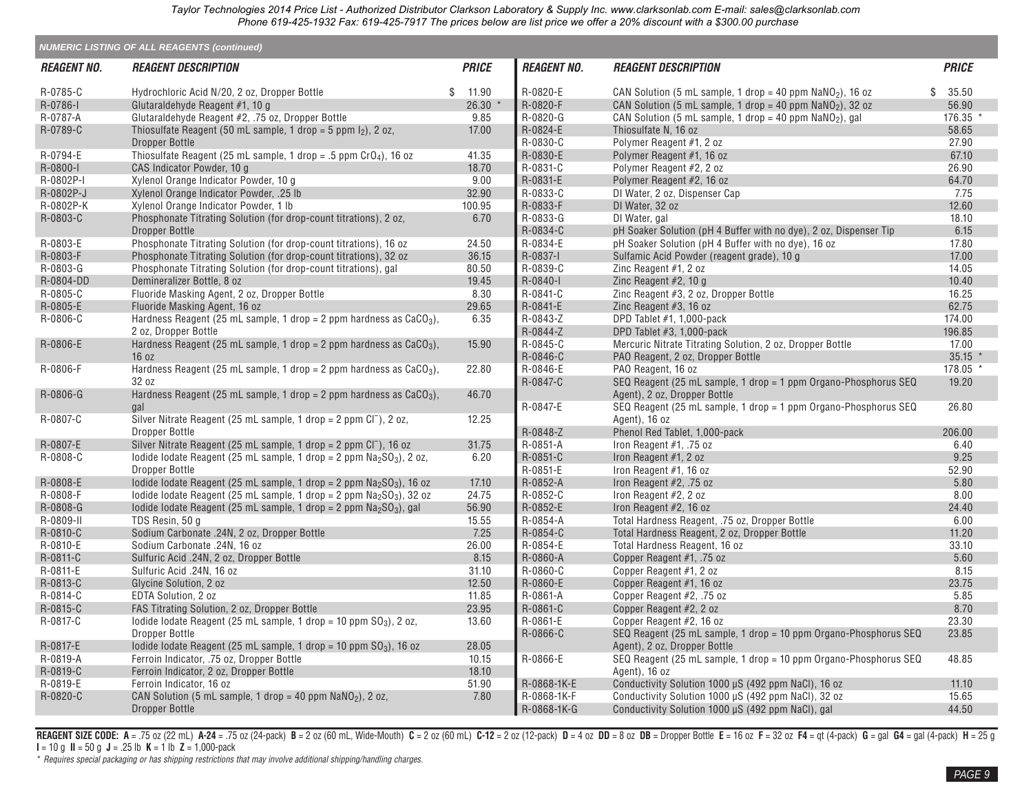Taylor Technologies 2014 Price List - Authorized Distributor Clarkson Laboratory & Supply Inc. www.clarksonlab.com E-mail: sales@clarksonlab.com Phone 619-425-1932 Fax: 619-425-7917 The prices below are list price we offer a 20% discount with a $300.00 purchase

## NUMERIC LISTING OF ALL REAGENTS (continued)

| REAGENT NO. | REAGENT DESCRIPTION | PRICE |
|---|---|---|
| R-0785-C | Hydrochloric Acid N/20, 2 oz, Dropper Bottle | $ 11.90 |
| R-0786-I | Glutaraldehyde Reagent #1, 10 g | 26.30 * |
| R-0787-A | Glutaraldehyde Reagent #2, .75 oz, Dropper Bottle | 9.85 |
| R-0789-C | Thiosulfate Reagent (50 mL sample, 1 drop = 5 ppm $I_2$), 2 oz, Dropper Bottle | 17.00 |
| R-0794-E | Thiosulfate Reagent (25 mL sample, 1 drop = .5 ppm $CrO_4$), 16 oz | 41.35 |
| R-0800-I | CAS Indicator Powder, 10 g | 18.70 |
| R-0802P-I | Xylenol Orange Indicator Powder, 10 g | 9.00 |
| R-0802P-J | Xylenol Orange Indicator Powder, .25 lb | 32.90 |
| R-0802P-K | Xylenol Orange Indicator Powder, 1 lb | 100.95 |
| R-0803-C | Phosphonate Titrating Solution (for drop-count titrations), 2 oz, Dropper Bottle | 6.70 |
| R-0803-E | Phosphonate Titrating Solution (for drop-count titrations), 16 oz | 24.50 |
| R-0803-F | Phosphonate Titrating Solution (for drop-count titrations), 32 oz | 36.15 |
| R-0803-G | Phosphonate Titrating Solution (for drop-count titrations), gal | 80.50 |
| R-0804-DD | Demineralizer Bottle, 8 oz | 19.45 |
| R-0805-C | Fluoride Masking Agent, 2 oz, Dropper Bottle | 8.30 |
| R-0805-E | Fluoride Masking Agent, 16 oz | 29.65 |
| R-0806-C | Hardness Reagent (25 mL sample, 1 drop = 2 ppm hardness as $CaCO_3$), 2 oz, Dropper Bottle | 6.35 |
| R-0806-E | Hardness Reagent (25 mL sample, 1 drop = 2 ppm hardness as $CaCO_3$), 16 oz | 15.90 |
| R-0806-F | Hardness Reagent (25 mL sample, 1 drop = 2 ppm hardness as $CaCO_3$), 32 oz | 22.80 |
| R-0806-G | Hardness Reagent (25 mL sample, 1 drop = 2 ppm hardness as $CaCO_3$), gal | 46.70 |
| R-0807-C | Silver Nitrate Reagent (25 mL sample, 1 drop = 2 ppm $Cl^-$), 2 oz, Dropper Bottle | 12.25 |
| R-0807-E | Silver Nitrate Reagent (25 mL sample, 1 drop = 2 ppm $Cl^-$), 16 oz | 31.75 |
| R-0808-C | Iodide Iodate Reagent (25 mL sample, 1 drop = 2 ppm $Na_2SO_3$), 2 oz, Dropper Bottle | 6.20 |
| R-0808-E | Iodide Iodate Reagent (25 mL sample, 1 drop = 2 ppm $Na_2SO_3$), 16 oz | 17.10 |
| R-0808-F | Iodide Iodate Reagent (25 mL sample, 1 drop = 2 ppm $Na_2SO_3$), 32 oz | 24.75 |
| R-0808-G | Iodide Iodate Reagent (25 mL sample, 1 drop = 2 ppm $Na_2SO_3$), gal | 56.90 |
| R-0809-II | TDS Resin, 50 g | 15.55 |
| R-0810-C | Sodium Carbonate .24N, 2 oz, Dropper Bottle | 7.25 |
| R-0810-E | Sodium Carbonate .24N, 16 oz | 26.00 |
| R-0811-C | Sulfuric Acid .24N, 2 oz, Dropper Bottle | 8.15 |
| R-0811-E | Sulfuric Acid .24N, 16 oz | 31.10 |
| R-0813-C | Glycine Solution, 2 oz | 12.50 |
| R-0814-C | EDTA Solution, 2 oz | 11.85 |
| R-0815-C | FAS Titrating Solution, 2 oz, Dropper Bottle | 23.95 |
| R-0817-C | Iodide Iodate Reagent (25 mL sample, 1 drop = 10 ppm $SO_3$), 2 oz, Dropper Bottle | 13.60 |
| R-0817-E | Iodide Iodate Reagent (25 mL sample, 1 drop = 10 ppm $SO_3$), 16 oz | 28.05 |
| R-0819-A | Ferroin Indicator, .75 oz, Dropper Bottle | 10.15 |
| R-0819-C | Ferroin Indicator, 2 oz, Dropper Bottle | 18.10 |
| R-0819-E | Ferroin Indicator, 16 oz | 51.90 |
| R-0820-C | CAN Solution (5 mL sample, 1 drop = 40 ppm $NaNO_2$), 2 oz, Dropper Bottle | 7.80 |
| R-0820-E | CAN Solution (5 mL sample, 1 drop = 40 ppm $NaNO_2$), 16 oz | $ 35.50 |
| R-0820-F | CAN Solution (5 mL sample, 1 drop = 40 ppm $NaNO_2$), 32 oz | 56.90 |
| R-0820-G | CAN Solution (5 mL sample, 1 drop = 40 ppm $NaNO_2$), gal | 176.35 * |
| R-0824-E | Thiosulfate N, 16 oz | 58.65 |
| R-0830-C | Polymer Reagent #1, 2 oz | 27.90 |
| R-0830-E | Polymer Reagent #1, 16 oz | 67.10 |
| R-0831-C | Polymer Reagent #2, 2 oz | 26.90 |
| R-0831-E | Polymer Reagent #2, 16 oz | 64.70 |
| R-0833-C | DI Water, 2 oz, Dispenser Cap | 7.75 |
| R-0833-F | DI Water, 32 oz | 12.60 |
| R-0833-G | DI Water, gal | 18.10 |
| R-0834-C | pH Soaker Solution (pH 4 Buffer with no dye), 2 oz, Dispenser Tip | 6.15 |
| R-0834-E | pH Soaker Solution (pH 4 Buffer with no dye), 16 oz | 17.80 |
| R-0837-I | Sulfamic Acid Powder (reagent grade), 10 g | 17.00 |
| R-0839-C | Zinc Reagent #1, 2 oz | 14.05 |
| R-0840-I | Zinc Reagent #2, 10 g | 10.40 |
| R-0841-C | Zinc Reagent #3, 2 oz, Dropper Bottle | 16.25 |
| R-0841-E | Zinc Reagent #3, 16 oz | 62.75 |
| R-0843-Z | DPD Tablet #1, 1,000-pack | 174.00 |
| R-0844-Z | DPD Tablet #3, 1,000-pack | 196.85 |
| R-0845-C | Mercuric Nitrate Titrating Solution, 2 oz, Dropper Bottle | 17.00 |
| R-0846-C | PAO Reagent, 2 oz, Dropper Bottle | 35.15 * |
| R-0846-E | PAO Reagent, 16 oz | 178.05 * |
| R-0847-C | SEQ Reagent (25 mL sample, 1 drop = 1 ppm Organo-Phosphorus SEQ Agent), 2 oz, Dropper Bottle | 19.20 |
| R-0847-E | SEQ Reagent (25 mL sample, 1 drop = 1 ppm Organo-Phosphorus SEQ Agent), 16 oz | 26.80 |
| R-0848-Z | Phenol Red Tablet, 1,000-pack | 206.00 |
| R-0851-A | Iron Reagent #1, .75 oz | 6.40 |
| R-0851-C | Iron Reagent #1, 2 oz | 9.25 |
| R-0851-E | Iron Reagent #1, 16 oz | 52.90 |
| R-0852-A | Iron Reagent #2, .75 oz | 5.80 |
| R-0852-C | Iron Reagent #2, 2 oz | 8.00 |
| R-0852-E | Iron Reagent #2, 16 oz | 24.40 |
| R-0854-A | Total Hardness Reagent, .75 oz, Dropper Bottle | 6.00 |
| R-0854-C | Total Hardness Reagent, 2 oz, Dropper Bottle | 11.20 |
| R-0854-E | Total Hardness Reagent, 16 oz | 33.10 |
| R-0860-A | Copper Reagent #1, .75 oz | 5.60 |
| R-0860-C | Copper Reagent #1, 2 oz | 8.15 |
| R-0860-E | Copper Reagent #1, 16 oz | 23.75 |
| R-0861-A | Copper Reagent #2, .75 oz | 5.85 |
| R-0861-C | Copper Reagent #2, 2 oz | 8.70 |
| R-0861-E | Copper Reagent #2, 16 oz | 23.30 |
| R-0866-C | SEQ Reagent (25 mL sample, 1 drop = 10 ppm Organo-Phosphorus SEQ Agent), 2 oz, Dropper Bottle | 23.85 |
| R-0866-E | SEQ Reagent (25 mL sample, 1 drop = 10 ppm Organo-Phosphorus SEQ Agent), 16 oz | 48.85 |
| R-0868-1K-E | Conductivity Solution 1000 µS (492 ppm NaCl), 16 oz | 11.10 |
| R-0868-1K-F | Conductivity Solution 1000 µS (492 ppm NaCl), 32 oz | 15.65 |
| R-0868-1K-G | Conductivity Solution 1000 µS (492 ppm NaCl), gal | 44.50 |

**REAGENT SIZE CODE:** **A** = .75 oz (22 mL) **A-24** = .75 oz (24-pack) **B** = 2 oz (60 mL, Wide-Mouth) **C** = 2 oz (60 mL) **C-12** = 2 oz (12-pack) **D** = 4 oz **DD** = 8 oz **DB** = Dropper Bottle **E** = 16 oz **F** = 32 oz **F4** = qt (4-pack) **G** = gal **G4** = gal (4-pack) **H** = 25 g **I** = 10 g **II** = 50 g **J** = .25 lb **K** = 1 lb **Z** = 1,000-pack

*\* Requires special packaging or has shipping restrictions that may involve additional shipping/handling charges.*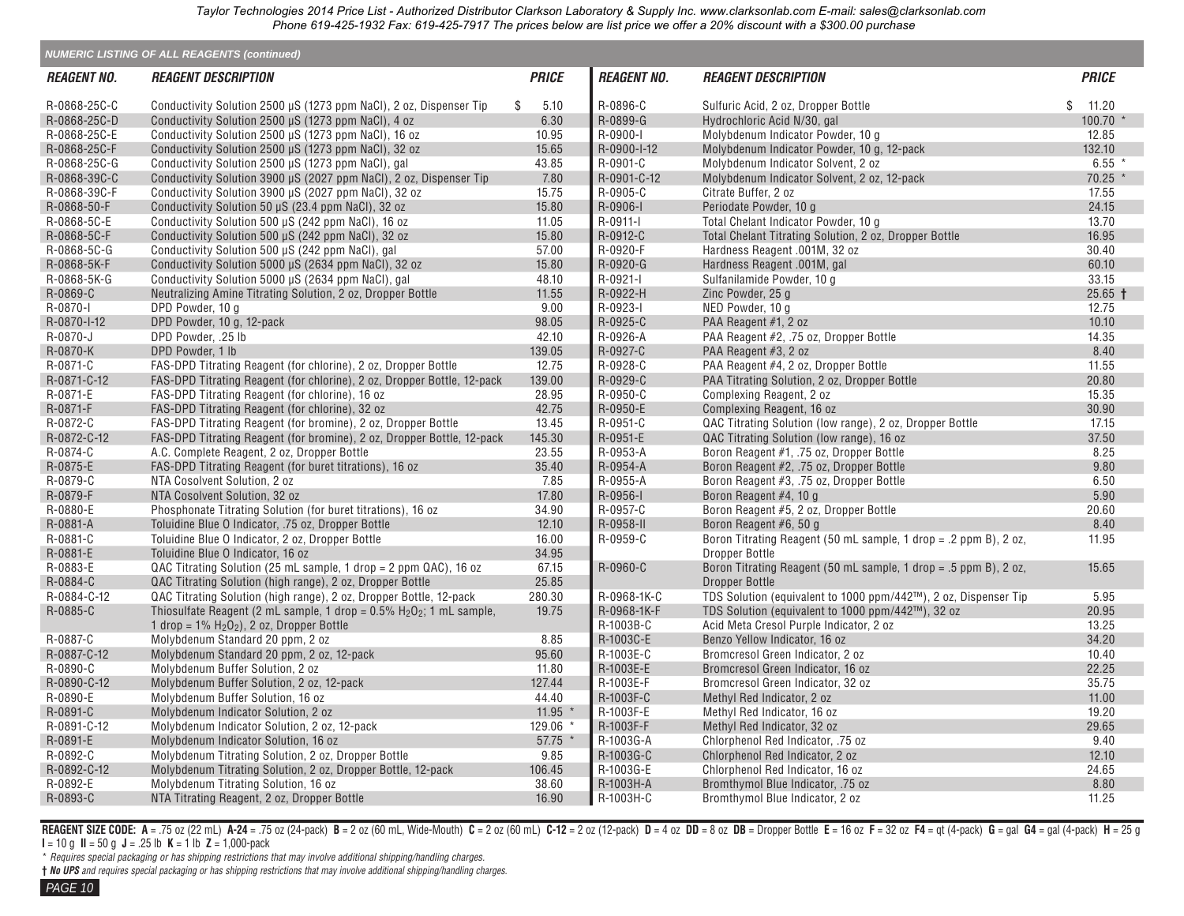Taylor Technologies 2014 Price List - Authorized Distributor Clarkson Laboratory & Supply Inc. www.clarksonlab.com E-mail: sales@clarksonlab.com
Phone 619-425-1932 Fax: 619-425-7917 The prices below are list price we offer a 20% discount with a $300.00 purchase

### NUMERIC LISTING OF ALL REAGENTS (continued)

| REAGENT NO. | REAGENT DESCRIPTION | PRICE |
|---|---|---|
| R-0868-25C-C | Conductivity Solution 2500 µS (1273 ppm NaCl), 2 oz, Dispenser Tip | $ 5.10 |
| R-0868-25C-D | Conductivity Solution 2500 µS (1273 ppm NaCl), 4 oz | 6.30 |
| R-0868-25C-E | Conductivity Solution 2500 µS (1273 ppm NaCl), 16 oz | 10.95 |
| R-0868-25C-F | Conductivity Solution 2500 µS (1273 ppm NaCl), 32 oz | 15.65 |
| R-0868-25C-G | Conductivity Solution 2500 µS (1273 ppm NaCl), gal | 43.85 |
| R-0868-39C-C | Conductivity Solution 3900 µS (2027 ppm NaCl), 2 oz, Dispenser Tip | 7.80 |
| R-0868-39C-F | Conductivity Solution 3900 µS (2027 ppm NaCl), 32 oz | 15.75 |
| R-0868-50-F | Conductivity Solution 50 µS (23.4 ppm NaCl), 32 oz | 15.80 |
| R-0868-5C-E | Conductivity Solution 500 µS (242 ppm NaCl), 16 oz | 11.05 |
| R-0868-5C-F | Conductivity Solution 500 µS (242 ppm NaCl), 32 oz | 15.80 |
| R-0868-5C-G | Conductivity Solution 500 µS (242 ppm NaCl), gal | 57.00 |
| R-0868-5K-F | Conductivity Solution 5000 µS (2634 ppm NaCl), 32 oz | 15.80 |
| R-0868-5K-G | Conductivity Solution 5000 µS (2634 ppm NaCl), gal | 48.10 |
| R-0869-C | Neutralizing Amine Titrating Solution, 2 oz, Dropper Bottle | 11.55 |
| R-0870-I | DPD Powder, 10 g | 9.00 |
| R-0870-I-12 | DPD Powder, 10 g, 12-pack | 98.05 |
| R-0870-J | DPD Powder, .25 lb | 42.10 |
| R-0870-K | DPD Powder, 1 lb | 139.05 |
| R-0871-C | FAS-DPD Titrating Reagent (for chlorine), 2 oz, Dropper Bottle | 12.75 |
| R-0871-C-12 | FAS-DPD Titrating Reagent (for chlorine), 2 oz, Dropper Bottle, 12-pack | 139.00 |
| R-0871-E | FAS-DPD Titrating Reagent (for chlorine), 16 oz | 28.95 |
| R-0871-F | FAS-DPD Titrating Reagent (for chlorine), 32 oz | 42.75 |
| R-0872-C | FAS-DPD Titrating Reagent (for bromine), 2 oz, Dropper Bottle | 13.45 |
| R-0872-C-12 | FAS-DPD Titrating Reagent (for bromine), 2 oz, Dropper Bottle, 12-pack | 145.30 |
| R-0874-C | A.C. Complete Reagent, 2 oz, Dropper Bottle | 23.55 |
| R-0875-E | FAS-DPD Titrating Reagent (for buret titrations), 16 oz | 35.40 |
| R-0879-C | NTA Cosolvent Solution, 2 oz | 7.85 |
| R-0879-F | NTA Cosolvent Solution, 32 oz | 17.80 |
| R-0880-E | Phosphonate Titrating Solution (for buret titrations), 16 oz | 34.90 |
| R-0881-A | Toluidine Blue O Indicator, .75 oz, Dropper Bottle | 12.10 |
| R-0881-C | Toluidine Blue O Indicator, 2 oz, Dropper Bottle | 16.00 |
| R-0881-E | Toluidine Blue O Indicator, 16 oz | 34.95 |
| R-0883-E | QAC Titrating Solution (25 mL sample, 1 drop = 2 ppm QAC), 16 oz | 67.15 |
| R-0884-C | QAC Titrating Solution (high range), 2 oz, Dropper Bottle | 25.85 |
| R-0884-C-12 | QAC Titrating Solution (high range), 2 oz, Dropper Bottle, 12-pack | 280.30 |
| R-0885-C | Thiosulfate Reagent (2 mL sample, 1 drop = 0.5% $H_2O_2$; 1 mL sample, 1 drop = 1% $H_2O_2$), 2 oz, Dropper Bottle | 19.75 |
| R-0887-C | Molybdenum Standard 20 ppm, 2 oz | 8.85 |
| R-0887-C-12 | Molybdenum Standard 20 ppm, 2 oz, 12-pack | 95.60 |
| R-0890-C | Molybdenum Buffer Solution, 2 oz | 11.80 |
| R-0890-C-12 | Molybdenum Buffer Solution, 2 oz, 12-pack | 127.44 |
| R-0890-E | Molybdenum Buffer Solution, 16 oz | 44.40 |
| R-0891-C | Molybdenum Indicator Solution, 2 oz | 11.95 * |
| R-0891-C-12 | Molybdenum Indicator Solution, 2 oz, 12-pack | 129.06 * |
| R-0891-E | Molybdenum Indicator Solution, 16 oz | 57.75 * |
| R-0892-C | Molybdenum Titrating Solution, 2 oz, Dropper Bottle | 9.85 |
| R-0892-C-12 | Molybdenum Titrating Solution, 2 oz, Dropper Bottle, 12-pack | 106.45 |
| R-0892-E | Molybdenum Titrating Solution, 16 oz | 38.60 |
| R-0893-C | NTA Titrating Reagent, 2 oz, Dropper Bottle | 16.90 |
| R-0896-C | Sulfuric Acid, 2 oz, Dropper Bottle | $ 11.20 |
| R-0899-G | Hydrochloric Acid N/30, gal | 100.70 * |
| R-0900-I | Molybdenum Indicator Powder, 10 g | 12.85 |
| R-0900-I-12 | Molybdenum Indicator Powder, 10 g, 12-pack | 132.10 |
| R-0901-C | Molybdenum Indicator Solvent, 2 oz | 6.55 * |
| R-0901-C-12 | Molybdenum Indicator Solvent, 2 oz, 12-pack | 70.25 * |
| R-0905-C | Citrate Buffer, 2 oz | 17.55 |
| R-0906-I | Periodate Powder, 10 g | 24.15 |
| R-0911-I | Total Chelant Indicator Powder, 10 g | 13.70 |
| R-0912-C | Total Chelant Titrating Solution, 2 oz, Dropper Bottle | 16.95 |
| R-0920-F | Hardness Reagent .001M, 32 oz | 30.40 |
| R-0920-G | Hardness Reagent .001M, gal | 60.10 |
| R-0921-I | Sulfanilamide Powder, 10 g | 33.15 |
| R-0922-H | Zinc Powder, 25 g | 25.65 † |
| R-0923-I | NED Powder, 10 g | 12.75 |
| R-0925-C | PAA Reagent #1, 2 oz | 10.10 |
| R-0926-A | PAA Reagent #2, .75 oz, Dropper Bottle | 14.35 |
| R-0927-C | PAA Reagent #3, 2 oz | 8.40 |
| R-0928-C | PAA Reagent #4, 2 oz, Dropper Bottle | 11.55 |
| R-0929-C | PAA Titrating Solution, 2 oz, Dropper Bottle | 20.80 |
| R-0950-C | Complexing Reagent, 2 oz | 15.35 |
| R-0950-E | Complexing Reagent, 16 oz | 30.90 |
| R-0951-C | QAC Titrating Solution (low range), 2 oz, Dropper Bottle | 17.15 |
| R-0951-E | QAC Titrating Solution (low range), 16 oz | 37.50 |
| R-0953-A | Boron Reagent #1, .75 oz, Dropper Bottle | 8.25 |
| R-0954-A | Boron Reagent #2, .75 oz, Dropper Bottle | 9.80 |
| R-0955-A | Boron Reagent #3, .75 oz, Dropper Bottle | 6.50 |
| R-0956-I | Boron Reagent #4, 10 g | 5.90 |
| R-0957-C | Boron Reagent #5, 2 oz, Dropper Bottle | 20.60 |
| R-0958-II | Boron Reagent #6, 50 g | 8.40 |
| R-0959-C | Boron Titrating Reagent (50 mL sample, 1 drop = .2 ppm B), 2 oz, Dropper Bottle | 11.95 |
| R-0960-C | Boron Titrating Reagent (50 mL sample, 1 drop = .5 ppm B), 2 oz, Dropper Bottle | 15.65 |
| R-0968-1K-C | TDS Solution (equivalent to 1000 ppm/442™), 2 oz, Dispenser Tip | 5.95 |
| R-0968-1K-F | TDS Solution (equivalent to 1000 ppm/442™), 32 oz | 20.95 |
| R-1003B-C | Acid Meta Cresol Purple Indicator, 2 oz | 13.25 |
| R-1003C-E | Benzo Yellow Indicator, 16 oz | 34.20 |
| R-1003E-C | Bromcresol Green Indicator, 2 oz | 10.40 |
| R-1003E-E | Bromcresol Green Indicator, 16 oz | 22.25 |
| R-1003E-F | Bromcresol Green Indicator, 32 oz | 35.75 |
| R-1003F-C | Methyl Red Indicator, 2 oz | 11.00 |
| R-1003F-E | Methyl Red Indicator, 16 oz | 19.20 |
| R-1003F-F | Methyl Red Indicator, 32 oz | 29.65 |
| R-1003G-A | Chlorphenol Red Indicator, .75 oz | 9.40 |
| R-1003G-C | Chlorphenol Red Indicator, 2 oz | 12.10 |
| R-1003G-E | Chlorphenol Red Indicator, 16 oz | 24.65 |
| R-1003H-A | Bromthymol Blue Indicator, .75 oz | 8.80 |
| R-1003H-C | Bromthymol Blue Indicator, 2 oz | 11.25 |

**REAGENT SIZE CODE:** **A** = .75 oz (22 mL) **A-24** = .75 oz (24-pack) **B** = 2 oz (60 mL, Wide-Mouth) **C** = 2 oz (60 mL) **C-12** = 2 oz (12-pack) **D** = 4 oz **DD** = 8 oz **DB** = Dropper Bottle **E** = 16 oz **F** = 32 oz **F4** = qt (4-pack) **G** = gal **G4** = gal (4-pack) **H** = 25 g **I** = 10 g **II** = 50 g **J** = .25 lb **K** = 1 lb **Z** = 1,000-pack

*\* Requires special packaging or has shipping restrictions that may involve additional shipping/handling charges.*

*† **No UPS** and requires special packaging or has shipping restrictions that may involve additional shipping/handling charges.*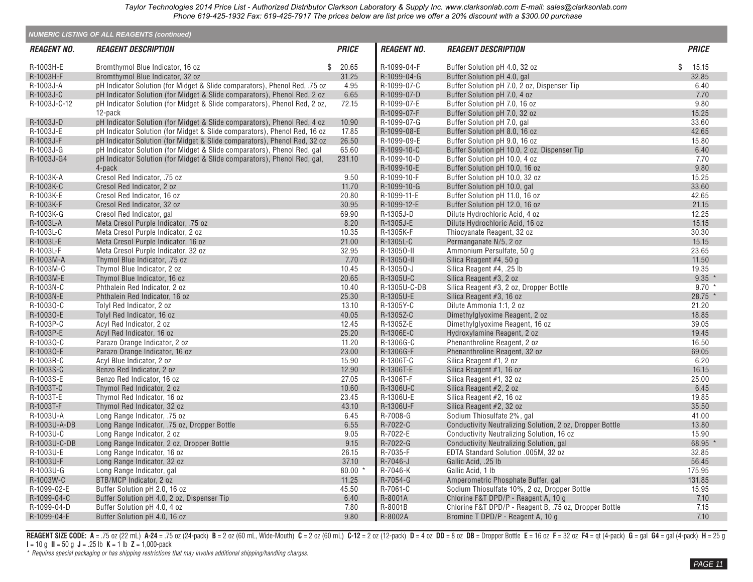Taylor Technologies 2014 Price List - Authorized Distributor Clarkson Laboratory & Supply Inc. www.clarksonlab.com E-mail: sales@clarksonlab.com Phone 619-425-1932 Fax: 619-425-7917 The prices below are list price we offer a 20% discount with a $300.00 purchase

## NUMERIC LISTING OF ALL REAGENTS (continued)

| REAGENT NO. | REAGENT DESCRIPTION | PRICE |
|---|---|---|
| R-1003H-E | Bromthymol Blue Indicator, 16 oz | $ 20.65 |
| R-1003H-F | Bromthymol Blue Indicator, 32 oz | 31.25 |
| R-1003J-A | pH Indicator Solution (for Midget & Slide comparators), Phenol Red, .75 oz | 4.95 |
| R-1003J-C | pH Indicator Solution (for Midget & Slide comparators), Phenol Red, 2 oz | 6.65 |
| R-1003J-C-12 | pH Indicator Solution (for Midget & Slide comparators), Phenol Red, 2 oz, 12-pack | 72.15 |
| R-1003J-D | pH Indicator Solution (for Midget & Slide comparators), Phenol Red, 4 oz | 10.90 |
| R-1003J-E | pH Indicator Solution (for Midget & Slide comparators), Phenol Red, 16 oz | 17.85 |
| R-1003J-F | pH Indicator Solution (for Midget & Slide comparators), Phenol Red, 32 oz | 26.50 |
| R-1003J-G | pH Indicator Solution (for Midget & Slide comparators), Phenol Red, gal | 65.60 |
| R-1003J-G4 | pH Indicator Solution (for Midget & Slide comparators), Phenol Red, gal, 4-pack | 231.10 |
| R-1003K-A | Cresol Red Indicator, .75 oz | 9.50 |
| R-1003K-C | Cresol Red Indicator, 2 oz | 11.70 |
| R-1003K-E | Cresol Red Indicator, 16 oz | 20.80 |
| R-1003K-F | Cresol Red Indicator, 32 oz | 30.95 |
| R-1003K-G | Cresol Red Indicator, gal | 69.90 |
| R-1003L-A | Meta Cresol Purple Indicator, .75 oz | 8.20 |
| R-1003L-C | Meta Cresol Purple Indicator, 2 oz | 10.35 |
| R-1003L-E | Meta Cresol Purple Indicator, 16 oz | 21.00 |
| R-1003L-F | Meta Cresol Purple Indicator, 32 oz | 32.95 |
| R-1003M-A | Thymol Blue Indicator, .75 oz | 7.70 |
| R-1003M-C | Thymol Blue Indicator, 2 oz | 10.45 |
| R-1003M-E | Thymol Blue Indicator, 16 oz | 20.65 |
| R-1003N-C | Phthalein Red Indicator, 2 oz | 10.40 |
| R-1003N-E | Phthalein Red Indicator, 16 oz | 25.30 |
| R-1003O-C | Tolyl Red Indicator, 2 oz | 13.10 |
| R-1003O-E | Tolyl Red Indicator, 16 oz | 40.05 |
| R-1003P-C | Acyl Red Indicator, 2 oz | 12.45 |
| R-1003P-E | Acyl Red Indicator, 16 oz | 25.20 |
| R-1003Q-C | Parazo Orange Indicator, 2 oz | 11.20 |
| R-1003Q-E | Parazo Orange Indicator, 16 oz | 23.00 |
| R-1003R-C | Acyl Blue Indicator, 2 oz | 15.90 |
| R-1003S-C | Benzo Red Indicator, 2 oz | 12.90 |
| R-1003S-E | Benzo Red Indicator, 16 oz | 27.05 |
| R-1003T-C | Thymol Red Indicator, 2 oz | 10.60 |
| R-1003T-E | Thymol Red Indicator, 16 oz | 23.45 |
| R-1003T-F | Thymol Red Indicator, 32 oz | 43.10 |
| R-1003U-A | Long Range Indicator, .75 oz | 6.45 |
| R-1003U-A-DB | Long Range Indicator, .75 oz, Dropper Bottle | 6.55 |
| R-1003U-C | Long Range Indicator, 2 oz | 9.05 |
| R-1003U-C-DB | Long Range Indicator, 2 oz, Dropper Bottle | 9.15 |
| R-1003U-E | Long Range Indicator, 16 oz | 26.15 |
| R-1003U-F | Long Range Indicator, 32 oz | 37.10 |
| R-1003U-G | Long Range Indicator, gal | 80.00 * |
| R-1003W-C | BTB/MCP Indicator, 2 oz | 11.25 |
| R-1099-02-E | Buffer Solution pH 2.0, 16 oz | 45.50 |
| R-1099-04-C | Buffer Solution pH 4.0, 2 oz, Dispenser Tip | 6.40 |
| R-1099-04-D | Buffer Solution pH 4.0, 4 oz | 7.80 |
| R-1099-04-E | Buffer Solution pH 4.0, 16 oz | 9.80 |
| R-1099-04-F | Buffer Solution pH 4.0, 32 oz | $ 15.15 |
| R-1099-04-G | Buffer Solution pH 4.0, gal | 32.85 |
| R-1099-07-C | Buffer Solution pH 7.0, 2 oz, Dispenser Tip | 6.40 |
| R-1099-07-D | Buffer Solution pH 7.0, 4 oz | 7.70 |
| R-1099-07-E | Buffer Solution pH 7.0, 16 oz | 9.80 |
| R-1099-07-F | Buffer Solution pH 7.0, 32 oz | 15.25 |
| R-1099-07-G | Buffer Solution pH 7.0, gal | 33.60 |
| R-1099-08-E | Buffer Solution pH 8.0, 16 oz | 42.65 |
| R-1099-09-E | Buffer Solution pH 9.0, 16 oz | 15.80 |
| R-1099-10-C | Buffer Solution pH 10.0, 2 oz, Dispenser Tip | 6.40 |
| R-1099-10-D | Buffer Solution pH 10.0, 4 oz | 7.70 |
| R-1099-10-E | Buffer Solution pH 10.0, 16 oz | 9.80 |
| R-1099-10-F | Buffer Solution pH 10.0, 32 oz | 15.25 |
| R-1099-10-G | Buffer Solution pH 10.0, gal | 33.60 |
| R-1099-11-E | Buffer Solution pH 11.0, 16 oz | 42.65 |
| R-1099-12-E | Buffer Solution pH 12.0, 16 oz | 21.15 |
| R-1305J-D | Dilute Hydrochloric Acid, 4 oz | 12.25 |
| R-1305J-E | Dilute Hydrochloric Acid, 16 oz | 15.15 |
| R-1305K-F | Thiocyanate Reagent, 32 oz | 30.30 |
| R-1305L-C | Permanganate N/5, 2 oz | 15.15 |
| R-1305O-II | Ammonium Persulfate, 50 g | 23.65 |
| R-1305Q-II | Silica Reagent #4, 50 g | 11.50 |
| R-1305Q-J | Silica Reagent #4, .25 lb | 19.35 |
| R-1305U-C | Silica Reagent #3, 2 oz | 9.35 * |
| R-1305U-C-DB | Silica Reagent #3, 2 oz, Dropper Bottle | 9.70 * |
| R-1305U-E | Silica Reagent #3, 16 oz | 28.75 * |
| R-1305Y-C | Dilute Ammonia 1:1, 2 oz | 21.20 |
| R-1305Z-C | Dimethylglyoxime Reagent, 2 oz | 18.85 |
| R-1305Z-E | Dimethylglyoxime Reagent, 16 oz | 39.05 |
| R-1306E-C | Hydroxylamine Reagent, 2 oz | 19.45 |
| R-1306G-C | Phenanthroline Reagent, 2 oz | 16.50 |
| R-1306G-F | Phenanthroline Reagent, 32 oz | 69.05 |
| R-1306T-C | Silica Reagent #1, 2 oz | 6.20 |
| R-1306T-E | Silica Reagent #1, 16 oz | 16.15 |
| R-1306T-F | Silica Reagent #1, 32 oz | 25.00 |
| R-1306U-C | Silica Reagent #2, 2 oz | 6.45 |
| R-1306U-E | Silica Reagent #2, 16 oz | 19.85 |
| R-1306U-F | Silica Reagent #2, 32 oz | 35.50 |
| R-7008-G | Sodium Thiosulfate 2%, gal | 41.00 |
| R-7022-C | Conductivity Neutralizing Solution, 2 oz, Dropper Bottle | 13.80 |
| R-7022-E | Conductivity Neutralizing Solution, 16 oz | 15.90 |
| R-7022-G | Conductivity Neutralizing Solution, gal | 68.95 * |
| R-7035-F | EDTA Standard Solution .005M, 32 oz | 32.85 |
| R-7046-J | Gallic Acid, .25 lb | 56.45 |
| R-7046-K | Gallic Acid, 1 lb | 175.95 |
| R-7054-G | Amperometric Phosphate Buffer, gal | 131.85 |
| R-7061-C | Sodium Thiosulfate 10%, 2 oz, Dropper Bottle | 15.95 |
| R-8001A | Chlorine F&T DPD/P - Reagent A, 10 g | 7.10 |
| R-8001B | Chlorine F&T DPD/P - Reagent B, .75 oz, Dropper Bottle | 7.15 |
| R-8002A | Bromine T DPD/P - Reagent A, 10 g | 7.10 |

**REAGENT SIZE CODE:** **A** = .75 oz (22 mL) **A-24** = .75 oz (24-pack) **B** = 2 oz (60 mL, Wide-Mouth) **C** = 2 oz (60 mL) **C-12** = 2 oz (12-pack) **D** = 4 oz **DD** = 8 oz **DB** = Dropper Bottle **E** = 16 oz **F** = 32 oz **F4** = qt (4-pack) **G** = gal **G4** = gal (4-pack) **H** = 25 g **I** = 10 g **II** = 50 g **J** = .25 lb **K** = 1 lb **Z** = 1,000-pack

*\* Requires special packaging or has shipping restrictions that may involve additional shipping/handling charges.*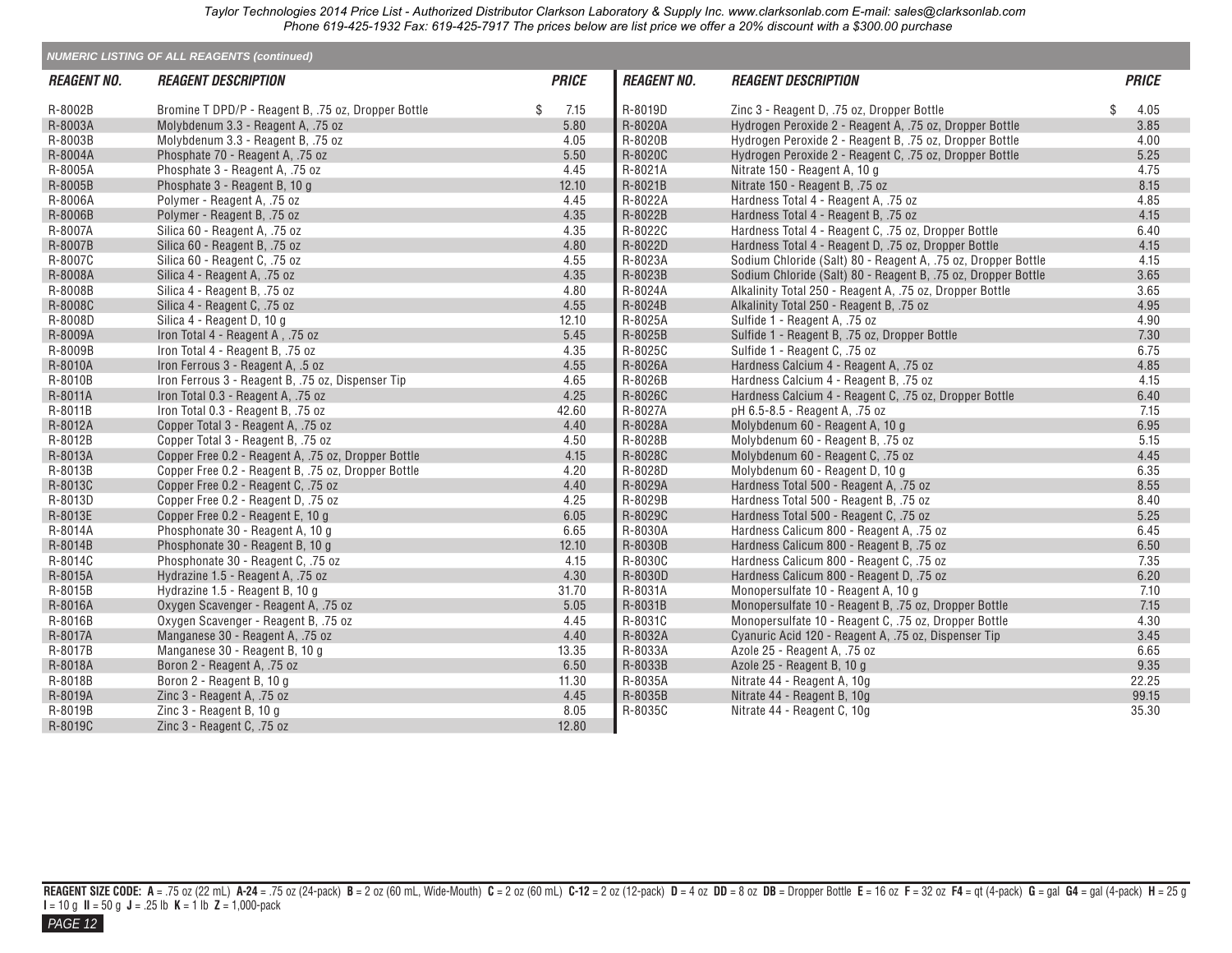## NUMERIC LISTING OF ALL REAGENTS (continued)

| REAGENT NO. | REAGENT DESCRIPTION | PRICE |
|---|---|---|
| R-8002B | Bromine T DPD/P - Reagent B, .75 oz, Dropper Bottle | $ 7.15 |
| R-8003A | Molybdenum 3.3 - Reagent A, .75 oz | 5.80 |
| R-8003B | Molybdenum 3.3 - Reagent B, .75 oz | 4.05 |
| R-8004A | Phosphate 70 - Reagent A, .75 oz | 5.50 |
| R-8005A | Phosphate 3 - Reagent A, .75 oz | 4.45 |
| R-8005B | Phosphate 3 - Reagent B, 10 g | 12.10 |
| R-8006A | Polymer - Reagent A, .75 oz | 4.45 |
| R-8006B | Polymer - Reagent B, .75 oz | 4.35 |
| R-8007A | Silica 60 - Reagent A, .75 oz | 4.35 |
| R-8007B | Silica 60 - Reagent B, .75 oz | 4.80 |
| R-8007C | Silica 60 - Reagent C, .75 oz | 4.55 |
| R-8008A | Silica 4 - Reagent A, .75 oz | 4.35 |
| R-8008B | Silica 4 - Reagent B, .75 oz | 4.80 |
| R-8008C | Silica 4 - Reagent C, .75 oz | 4.55 |
| R-8008D | Silica 4 - Reagent D, 10 g | 12.10 |
| R-8009A | Iron Total 4 - Reagent A , .75 oz | 5.45 |
| R-8009B | Iron Total 4 - Reagent B, .75 oz | 4.35 |
| R-8010A | Iron Ferrous 3 - Reagent A, .5 oz | 4.55 |
| R-8010B | Iron Ferrous 3 - Reagent B, .75 oz, Dispenser Tip | 4.65 |
| R-8011A | Iron Total 0.3 - Reagent A, .75 oz | 4.25 |
| R-8011B | Iron Total 0.3 - Reagent B, .75 oz | 42.60 |
| R-8012A | Copper Total 3 - Reagent A, .75 oz | 4.40 |
| R-8012B | Copper Total 3 - Reagent B, .75 oz | 4.50 |
| R-8013A | Copper Free 0.2 - Reagent A, .75 oz, Dropper Bottle | 4.15 |
| R-8013B | Copper Free 0.2 - Reagent B, .75 oz, Dropper Bottle | 4.20 |
| R-8013C | Copper Free 0.2 - Reagent C, .75 oz | 4.40 |
| R-8013D | Copper Free 0.2 - Reagent D, .75 oz | 4.25 |
| R-8013E | Copper Free 0.2 - Reagent E, 10 g | 6.05 |
| R-8014A | Phosphonate 30 - Reagent A, 10 g | 6.65 |
| R-8014B | Phosphonate 30 - Reagent B, 10 g | 12.10 |
| R-8014C | Phosphonate 30 - Reagent C, .75 oz | 4.15 |
| R-8015A | Hydrazine 1.5 - Reagent A, .75 oz | 4.30 |
| R-8015B | Hydrazine 1.5 - Reagent B, 10 g | 31.70 |
| R-8016A | Oxygen Scavenger - Reagent A, .75 oz | 5.05 |
| R-8016B | Oxygen Scavenger - Reagent B, .75 oz | 4.45 |
| R-8017A | Manganese 30 - Reagent A, .75 oz | 4.40 |
| R-8017B | Manganese 30 - Reagent B, 10 g | 13.35 |
| R-8018A | Boron 2 - Reagent A, .75 oz | 6.50 |
| R-8018B | Boron 2 - Reagent B, 10 g | 11.30 |
| R-8019A | Zinc 3 - Reagent A, .75 oz | 4.45 |
| R-8019B | Zinc 3 - Reagent B, 10 g | 8.05 |
| R-8019C | Zinc 3 - Reagent C, .75 oz | 12.80 |
| R-8019D | Zinc 3 - Reagent D, .75 oz, Dropper Bottle | $ 4.05 |
| R-8020A | Hydrogen Peroxide 2 - Reagent A, .75 oz, Dropper Bottle | 3.85 |
| R-8020B | Hydrogen Peroxide 2 - Reagent B, .75 oz, Dropper Bottle | 4.00 |
| R-8020C | Hydrogen Peroxide 2 - Reagent C, .75 oz, Dropper Bottle | 5.25 |
| R-8021A | Nitrate 150 - Reagent A, 10 g | 4.75 |
| R-8021B | Nitrate 150 - Reagent B, .75 oz | 8.15 |
| R-8022A | Hardness Total 4 - Reagent A, .75 oz | 4.85 |
| R-8022B | Hardness Total 4 - Reagent B, .75 oz | 4.15 |
| R-8022C | Hardness Total 4 - Reagent C, .75 oz, Dropper Bottle | 6.40 |
| R-8022D | Hardness Total 4 - Reagent D, .75 oz, Dropper Bottle | 4.15 |
| R-8023A | Sodium Chloride (Salt) 80 - Reagent A, .75 oz, Dropper Bottle | 4.15 |
| R-8023B | Sodium Chloride (Salt) 80 - Reagent B, .75 oz, Dropper Bottle | 3.65 |
| R-8024A | Alkalinity Total 250 - Reagent A, .75 oz, Dropper Bottle | 3.65 |
| R-8024B | Alkalinity Total 250 - Reagent B, .75 oz | 4.95 |
| R-8025A | Sulfide 1 - Reagent A, .75 oz | 4.90 |
| R-8025B | Sulfide 1 - Reagent B, .75 oz, Dropper Bottle | 7.30 |
| R-8025C | Sulfide 1 - Reagent C, .75 oz | 6.75 |
| R-8026A | Hardness Calcium 4 - Reagent A, .75 oz | 4.85 |
| R-8026B | Hardness Calcium 4 - Reagent B, .75 oz | 4.15 |
| R-8026C | Hardness Calcium 4 - Reagent C, .75 oz, Dropper Bottle | 6.40 |
| R-8027A | pH 6.5-8.5 - Reagent A, .75 oz | 7.15 |
| R-8028A | Molybdenum 60 - Reagent A, 10 g | 6.95 |
| R-8028B | Molybdenum 60 - Reagent B, .75 oz | 5.15 |
| R-8028C | Molybdenum 60 - Reagent C, .75 oz | 4.45 |
| R-8028D | Molybdenum 60 - Reagent D, 10 g | 6.35 |
| R-8029A | Hardness Total 500 - Reagent A, .75 oz | 8.55 |
| R-8029B | Hardness Total 500 - Reagent B, .75 oz | 8.40 |
| R-8029C | Hardness Total 500 - Reagent C, .75 oz | 5.25 |
| R-8030A | Hardness Calicum 800 - Reagent A, .75 oz | 6.45 |
| R-8030B | Hardness Calicum 800 - Reagent B, .75 oz | 6.50 |
| R-8030C | Hardness Calicum 800 - Reagent C, .75 oz | 7.35 |
| R-8030D | Hardness Calicum 800 - Reagent D, .75 oz | 6.20 |
| R-8031A | Monopersulfate 10 - Reagent A, 10 g | 7.10 |
| R-8031B | Monopersulfate 10 - Reagent B, .75 oz, Dropper Bottle | 7.15 |
| R-8031C | Monopersulfate 10 - Reagent C, .75 oz, Dropper Bottle | 4.30 |
| R-8032A | Cyanuric Acid 120 - Reagent A, .75 oz, Dispenser Tip | 3.45 |
| R-8033A | Azole 25 - Reagent A, .75 oz | 6.65 |
| R-8033B | Azole 25 - Reagent B, 10 g | 9.35 |
| R-8035A | Nitrate 44 - Reagent A, 10g | 22.25 |
| R-8035B | Nitrate 44 - Reagent B, 10g | 99.15 |
| R-8035C | Nitrate 44 - Reagent C, 10g | 35.30 |

**REAGENT SIZE CODE:** **A** = .75 oz (22 mL) **A-24** = .75 oz (24-pack) **B** = 2 oz (60 mL, Wide-Mouth) **C** = 2 oz (60 mL) **C-12** = 2 oz (12-pack) **D** = 4 oz **DD** = 8 oz **DB** = Dropper Bottle **E** = 16 oz **F** = 32 oz **F4** = qt (4-pack) **G** = gal **G4** = gal (4-pack) **H** = 25 g **I** = 10 g **II** = 50 g **J** = .25 lb **K** = 1 lb **Z** = 1,000-pack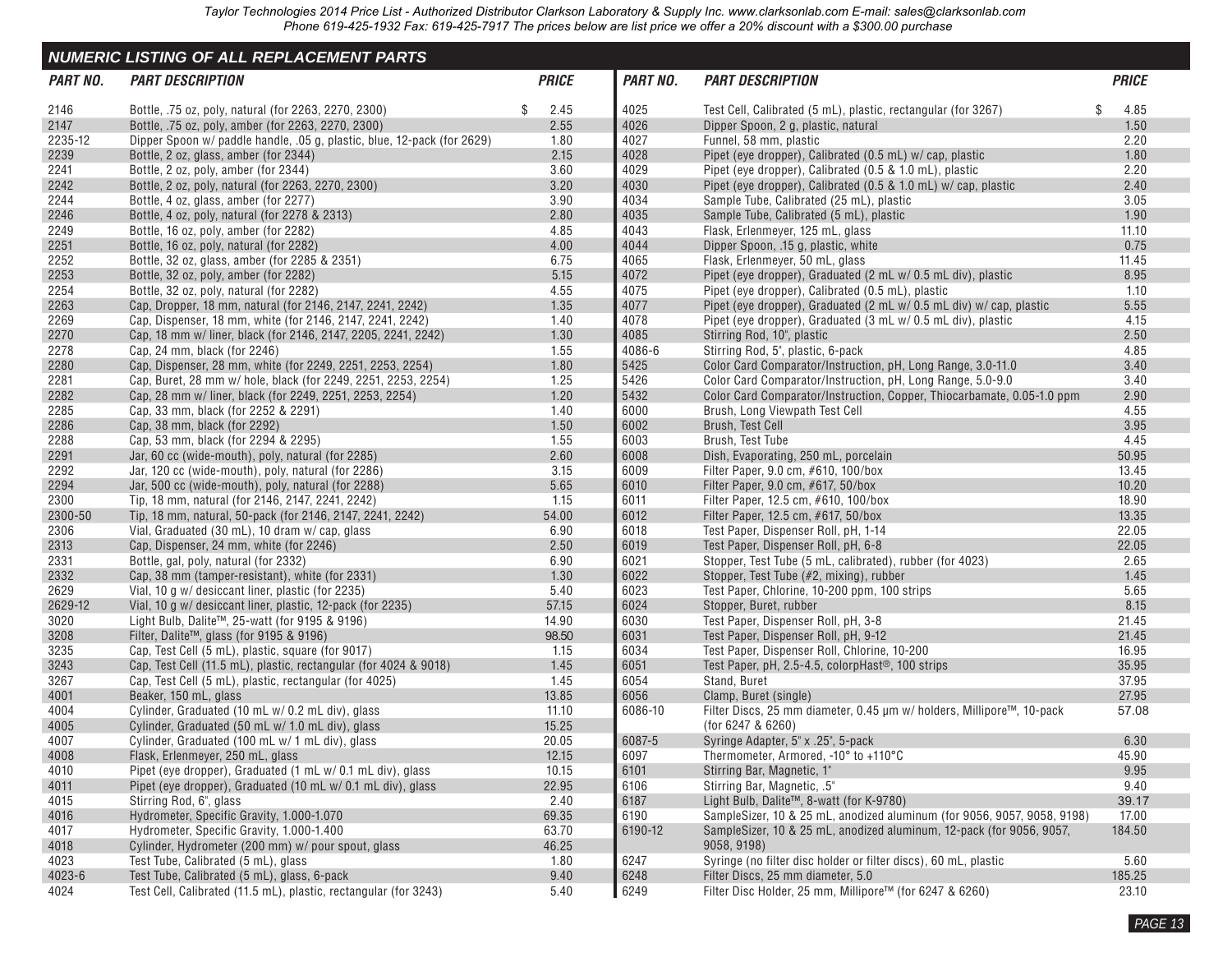Taylor Technologies 2014 Price List - Authorized Distributor Clarkson Laboratory & Supply Inc. www.clarksonlab.com E-mail: sales@clarksonlab.com
Phone 619-425-1932 Fax: 619-425-7917 The prices below are list price we offer a 20% discount with a $300.00 purchase

## NUMERIC LISTING OF ALL REPLACEMENT PARTS

| PART NO. | PART DESCRIPTION | PRICE |
|---|---|---|
| 2146 | Bottle, .75 oz, poly, natural (for 2263, 2270, 2300) | $ 2.45 |
| 2147 | Bottle, .75 oz, poly, amber (for 2263, 2270, 2300) | 2.55 |
| 2235-12 | Dipper Spoon w/ paddle handle, .05 g, plastic, blue, 12-pack (for 2629) | 1.80 |
| 2239 | Bottle, 2 oz, glass, amber (for 2344) | 2.15 |
| 2241 | Bottle, 2 oz, poly, amber (for 2344) | 3.60 |
| 2242 | Bottle, 2 oz, poly, natural (for 2263, 2270, 2300) | 3.20 |
| 2244 | Bottle, 4 oz, glass, amber (for 2277) | 3.90 |
| 2246 | Bottle, 4 oz, poly, natural (for 2278 & 2313) | 2.80 |
| 2249 | Bottle, 16 oz, poly, amber (for 2282) | 4.85 |
| 2251 | Bottle, 16 oz, poly, natural (for 2282) | 4.00 |
| 2252 | Bottle, 32 oz, glass, amber (for 2285 & 2351) | 6.75 |
| 2253 | Bottle, 32 oz, poly, amber (for 2282) | 5.15 |
| 2254 | Bottle, 32 oz, poly, natural (for 2282) | 4.55 |
| 2263 | Cap, Dropper, 18 mm, natural (for 2146, 2147, 2241, 2242) | 1.35 |
| 2269 | Cap, Dispenser, 18 mm, white (for 2146, 2147, 2241, 2242) | 1.40 |
| 2270 | Cap, 18 mm w/ liner, black (for 2146, 2147, 2205, 2241, 2242) | 1.30 |
| 2278 | Cap, 24 mm, black (for 2246) | 1.55 |
| 2280 | Cap, Dispenser, 28 mm, white (for 2249, 2251, 2253, 2254) | 1.80 |
| 2281 | Cap, Buret, 28 mm w/ hole, black (for 2249, 2251, 2253, 2254) | 1.25 |
| 2282 | Cap, 28 mm w/ liner, black (for 2249, 2251, 2253, 2254) | 1.20 |
| 2285 | Cap, 33 mm, black (for 2252 & 2291) | 1.40 |
| 2286 | Cap, 38 mm, black (for 2292) | 1.50 |
| 2288 | Cap, 53 mm, black (for 2294 & 2295) | 1.55 |
| 2291 | Jar, 60 cc (wide-mouth), poly, natural (for 2285) | 2.60 |
| 2292 | Jar, 120 cc (wide-mouth), poly, natural (for 2286) | 3.15 |
| 2294 | Jar, 500 cc (wide-mouth), poly, natural (for 2288) | 5.65 |
| 2300 | Tip, 18 mm, natural (for 2146, 2147, 2241, 2242) | 1.15 |
| 2300-50 | Tip, 18 mm, natural, 50-pack (for 2146, 2147, 2241, 2242) | 54.00 |
| 2306 | Vial, Graduated (30 mL), 10 dram w/ cap, glass | 6.90 |
| 2313 | Cap, Dispenser, 24 mm, white (for 2246) | 2.50 |
| 2331 | Bottle, gal, poly, natural (for 2332) | 6.90 |
| 2332 | Cap, 38 mm (tamper-resistant), white (for 2331) | 1.30 |
| 2629 | Vial, 10 g w/ desiccant liner, plastic (for 2235) | 5.40 |
| 2629-12 | Vial, 10 g w/ desiccant liner, plastic, 12-pack (for 2235) | 57.15 |
| 3020 | Light Bulb, Dalite™, 25-watt (for 9195 & 9196) | 14.90 |
| 3208 | Filter, Dalite™, glass (for 9195 & 9196) | 98.50 |
| 3235 | Cap, Test Cell (5 mL), plastic, square (for 9017) | 1.15 |
| 3243 | Cap, Test Cell (11.5 mL), plastic, rectangular (for 4024 & 9018) | 1.45 |
| 3267 | Cap, Test Cell (5 mL), plastic, rectangular (for 4025) | 1.45 |
| 4001 | Beaker, 150 mL, glass | 13.85 |
| 4004 | Cylinder, Graduated (10 mL w/ 0.2 mL div), glass | 11.10 |
| 4005 | Cylinder, Graduated (50 mL w/ 1.0 mL div), glass | 15.25 |
| 4007 | Cylinder, Graduated (100 mL w/ 1 mL div), glass | 20.05 |
| 4008 | Flask, Erlenmeyer, 250 mL, glass | 12.15 |
| 4010 | Pipet (eye dropper), Graduated (1 mL w/ 0.1 mL div), glass | 10.15 |
| 4011 | Pipet (eye dropper), Graduated (10 mL w/ 0.1 mL div), glass | 22.95 |
| 4015 | Stirring Rod, 6", glass | 2.40 |
| 4016 | Hydrometer, Specific Gravity, 1.000-1.070 | 69.35 |
| 4017 | Hydrometer, Specific Gravity, 1.000-1.400 | 63.70 |
| 4018 | Cylinder, Hydrometer (200 mm) w/ pour spout, glass | 46.25 |
| 4023 | Test Tube, Calibrated (5 mL), glass | 1.80 |
| 4023-6 | Test Tube, Calibrated (5 mL), glass, 6-pack | 9.40 |
| 4024 | Test Cell, Calibrated (11.5 mL), plastic, rectangular (for 3243) | 5.40 |
| 4025 | Test Cell, Calibrated (5 mL), plastic, rectangular (for 3267) | $ 4.85 |
| 4026 | Dipper Spoon, 2 g, plastic, natural | 1.50 |
| 4027 | Funnel, 58 mm, plastic | 2.20 |
| 4028 | Pipet (eye dropper), Calibrated (0.5 mL) w/ cap, plastic | 1.80 |
| 4029 | Pipet (eye dropper), Calibrated (0.5 & 1.0 mL), plastic | 2.20 |
| 4030 | Pipet (eye dropper), Calibrated (0.5 & 1.0 mL) w/ cap, plastic | 2.40 |
| 4034 | Sample Tube, Calibrated (25 mL), plastic | 3.05 |
| 4035 | Sample Tube, Calibrated (5 mL), plastic | 1.90 |
| 4043 | Flask, Erlenmeyer, 125 mL, glass | 11.10 |
| 4044 | Dipper Spoon, .15 g, plastic, white | 0.75 |
| 4065 | Flask, Erlenmeyer, 50 mL, glass | 11.45 |
| 4072 | Pipet (eye dropper), Graduated (2 mL w/ 0.5 mL div), plastic | 8.95 |
| 4075 | Pipet (eye dropper), Calibrated (0.5 mL), plastic | 1.10 |
| 4077 | Pipet (eye dropper), Graduated (2 mL w/ 0.5 mL div) w/ cap, plastic | 5.55 |
| 4078 | Pipet (eye dropper), Graduated (3 mL w/ 0.5 mL div), plastic | 4.15 |
| 4085 | Stirring Rod, 10", plastic | 2.50 |
| 4086-6 | Stirring Rod, 5", plastic, 6-pack | 4.85 |
| 5425 | Color Card Comparator/Instruction, pH, Long Range, 3.0-11.0 | 3.40 |
| 5426 | Color Card Comparator/Instruction, pH, Long Range, 5.0-9.0 | 3.40 |
| 5432 | Color Card Comparator/Instruction, Copper, Thiocarbamate, 0.05-1.0 ppm | 2.90 |
| 6000 | Brush, Long Viewpath Test Cell | 4.55 |
| 6002 | Brush, Test Cell | 3.95 |
| 6003 | Brush, Test Tube | 4.45 |
| 6008 | Dish, Evaporating, 250 mL, porcelain | 50.95 |
| 6009 | Filter Paper, 9.0 cm, #610, 100/box | 13.45 |
| 6010 | Filter Paper, 9.0 cm, #617, 50/box | 10.20 |
| 6011 | Filter Paper, 12.5 cm, #610, 100/box | 18.90 |
| 6012 | Filter Paper, 12.5 cm, #617, 50/box | 13.35 |
| 6018 | Test Paper, Dispenser Roll, pH, 1-14 | 22.05 |
| 6019 | Test Paper, Dispenser Roll, pH, 6-8 | 22.05 |
| 6021 | Stopper, Test Tube (5 mL, calibrated), rubber (for 4023) | 2.65 |
| 6022 | Stopper, Test Tube (#2, mixing), rubber | 1.45 |
| 6023 | Test Paper, Chlorine, 10-200 ppm, 100 strips | 5.65 |
| 6024 | Stopper, Buret, rubber | 8.15 |
| 6030 | Test Paper, Dispenser Roll, pH, 3-8 | 21.45 |
| 6031 | Test Paper, Dispenser Roll, pH, 9-12 | 21.45 |
| 6034 | Test Paper, Dispenser Roll, Chlorine, 10-200 | 16.95 |
| 6051 | Test Paper, pH, 2.5-4.5, colorpHast®, 100 strips | 35.95 |
| 6054 | Stand, Buret | 37.95 |
| 6056 | Clamp, Buret (single) | 27.95 |
| 6086-10 | Filter Discs, 25 mm diameter, 0.45 µm w/ holders, Millipore™, 10-pack (for 6247 & 6260) | 57.08 |
| 6087-5 | Syringe Adapter, 5" x .25", 5-pack | 6.30 |
| 6097 | Thermometer, Armored, -10° to +110°C | 45.90 |
| 6101 | Stirring Bar, Magnetic, 1" | 9.95 |
| 6106 | Stirring Bar, Magnetic, .5" | 9.40 |
| 6187 | Light Bulb, Dalite™, 8-watt (for K-9780) | 39.17 |
| 6190 | SampleSizer, 10 & 25 mL, anodized aluminum (for 9056, 9057, 9058, 9198) | 17.00 |
| 6190-12 | SampleSizer, 10 & 25 mL, anodized aluminum, 12-pack (for 9056, 9057, 9058, 9198) | 184.50 |
| 6247 | Syringe (no filter disc holder or filter discs), 60 mL, plastic | 5.60 |
| 6248 | Filter Discs, 25 mm diameter, 5.0 | 185.25 |
| 6249 | Filter Disc Holder, 25 mm, Millipore™ (for 6247 & 6260) | 23.10 |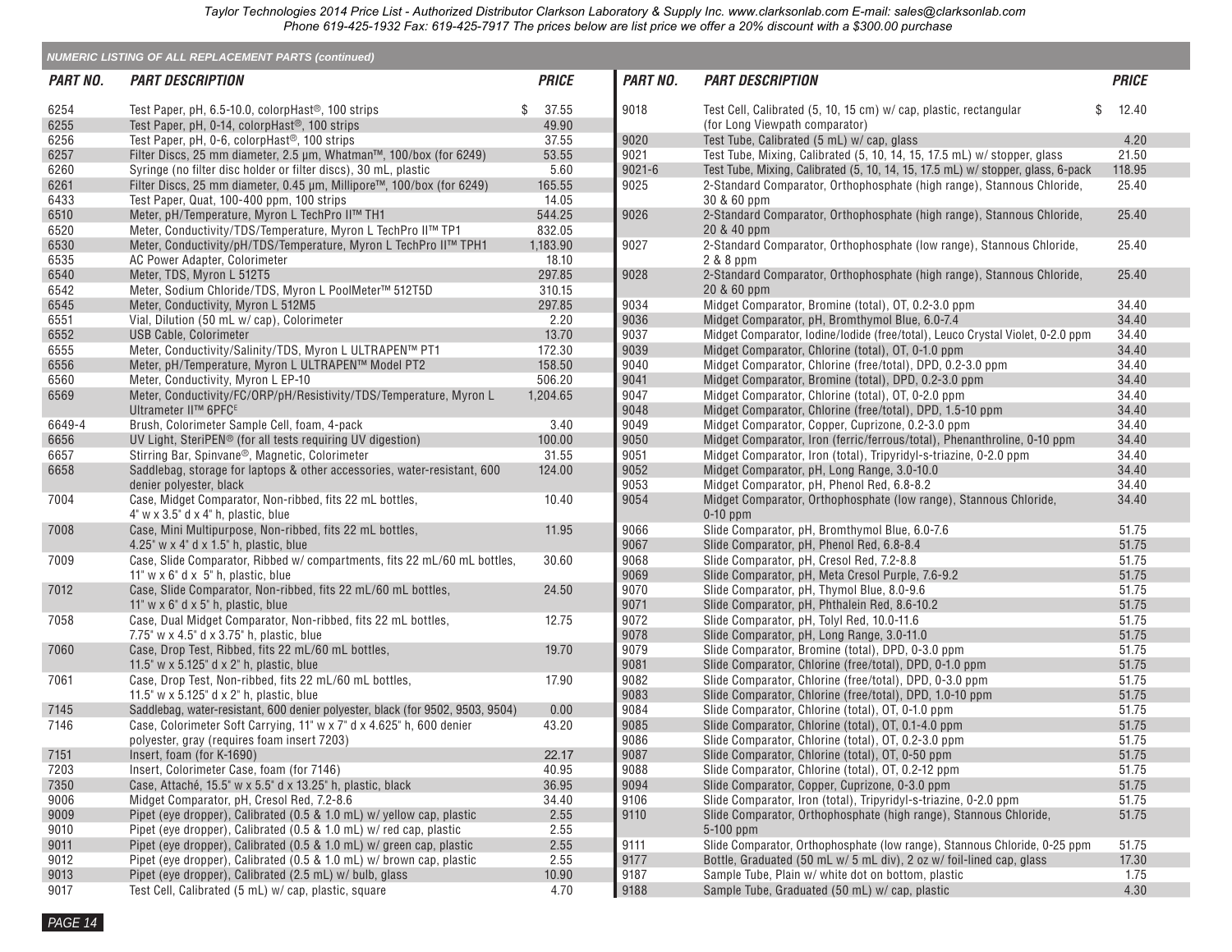## NUMERIC LISTING OF ALL REPLACEMENT PARTS (continued)

| PART NO. | PART DESCRIPTION | PRICE |
|---|---|---|
| 6254 | Test Paper, pH, 6.5-10.0, colorpHast®, 100 strips | $ 37.55 |
| 6255 | Test Paper, pH, 0-14, colorpHast®, 100 strips | 49.90 |
| 6256 | Test Paper, pH, 0-6, colorpHast®, 100 strips | 37.55 |
| 6257 | Filter Discs, 25 mm diameter, 2.5 µm, Whatman™, 100/box (for 6249) | 53.55 |
| 6260 | Syringe (no filter disc holder or filter discs), 30 mL, plastic | 5.60 |
| 6261 | Filter Discs, 25 mm diameter, 0.45 µm, Millipore™, 100/box (for 6249) | 165.55 |
| 6433 | Test Paper, Quat, 100-400 ppm, 100 strips | 14.05 |
| 6510 | Meter, pH/Temperature, Myron L TechPro II™ TH1 | 544.25 |
| 6520 | Meter, Conductivity/TDS/Temperature, Myron L TechPro II™ TP1 | 832.05 |
| 6530 | Meter, Conductivity/pH/TDS/Temperature, Myron L TechPro II™ TPH1 | 1,183.90 |
| 6535 | AC Power Adapter, Colorimeter | 18.10 |
| 6540 | Meter, TDS, Myron L 512T5 | 297.85 |
| 6542 | Meter, Sodium Chloride/TDS, Myron L PoolMeter™ 512T5D | 310.15 |
| 6545 | Meter, Conductivity, Myron L 512M5 | 297.85 |
| 6551 | Vial, Dilution (50 mL w/ cap), Colorimeter | 2.20 |
| 6552 | USB Cable, Colorimeter | 13.70 |
| 6555 | Meter, Conductivity/Salinity/TDS, Myron L ULTRAPEN™ PT1 | 172.30 |
| 6556 | Meter, pH/Temperature, Myron L ULTRAPEN™ Model PT2 | 158.50 |
| 6560 | Meter, Conductivity, Myron L EP-10 | 506.20 |
| 6569 | Meter, Conductivity/FC/ORP/pH/Resistivity/TDS/Temperature, Myron L Ultrameter II™ 6PFCᴱ | 1,204.65 |
| 6649-4 | Brush, Colorimeter Sample Cell, foam, 4-pack | 3.40 |
| 6656 | UV Light, SteriPEN® (for all tests requiring UV digestion) | 100.00 |
| 6657 | Stirring Bar, Spinvane®, Magnetic, Colorimeter | 31.55 |
| 6658 | Saddlebag, storage for laptops & other accessories, water-resistant, 600 denier polyester, black | 124.00 |
| 7004 | Case, Midget Comparator, Non-ribbed, fits 22 mL bottles, 4" w x 3.5" d x 4" h, plastic, blue | 10.40 |
| 7008 | Case, Mini Multipurpose, Non-ribbed, fits 22 mL bottles, 4.25" w x 4" d x 1.5" h, plastic, blue | 11.95 |
| 7009 | Case, Slide Comparator, Ribbed w/ compartments, fits 22 mL/60 mL bottles, 11" w x 6" d x 5" h, plastic, blue | 30.60 |
| 7012 | Case, Slide Comparator, Non-ribbed, fits 22 mL/60 mL bottles, 11" w x 6" d x 5" h, plastic, blue | 24.50 |
| 7058 | Case, Dual Midget Comparator, Non-ribbed, fits 22 mL bottles, 7.75" w x 4.5" d x 3.75" h, plastic, blue | 12.75 |
| 7060 | Case, Drop Test, Ribbed, fits 22 mL/60 mL bottles, 11.5" w x 5.125" d x 2" h, plastic, blue | 19.70 |
| 7061 | Case, Drop Test, Non-ribbed, fits 22 mL/60 mL bottles, 11.5" w x 5.125" d x 2" h, plastic, blue | 17.90 |
| 7145 | Saddlebag, water-resistant, 600 denier polyester, black (for 9502, 9503, 9504) | 0.00 |
| 7146 | Case, Colorimeter Soft Carrying, 11" w x 7" d x 4.625" h, 600 denier polyester, gray (requires foam insert 7203) | 43.20 |
| 7151 | Insert, foam (for K-1690) | 22.17 |
| 7203 | Insert, Colorimeter Case, foam (for 7146) | 40.95 |
| 7350 | Case, Attaché, 15.5" w x 5.5" d x 13.25" h, plastic, black | 36.95 |
| 9006 | Midget Comparator, pH, Cresol Red, 7.2-8.6 | 34.40 |
| 9009 | Pipet (eye dropper), Calibrated (0.5 & 1.0 mL) w/ yellow cap, plastic | 2.55 |
| 9010 | Pipet (eye dropper), Calibrated (0.5 & 1.0 mL) w/ red cap, plastic | 2.55 |
| 9011 | Pipet (eye dropper), Calibrated (0.5 & 1.0 mL) w/ green cap, plastic | 2.55 |
| 9012 | Pipet (eye dropper), Calibrated (0.5 & 1.0 mL) w/ brown cap, plastic | 2.55 |
| 9013 | Pipet (eye dropper), Calibrated (2.5 mL) w/ bulb, glass | 10.90 |
| 9017 | Test Cell, Calibrated (5 mL) w/ cap, plastic, square | 4.70 |
| 9018 | Test Cell, Calibrated (5, 10, 15 cm) w/ cap, plastic, rectangular (for Long Viewpath comparator) | $ 12.40 |
| 9020 | Test Tube, Calibrated (5 mL) w/ cap, glass | 4.20 |
| 9021 | Test Tube, Mixing, Calibrated (5, 10, 14, 15, 17.5 mL) w/ stopper, glass | 21.50 |
| 9021-6 | Test Tube, Mixing, Calibrated (5, 10, 14, 15, 17.5 mL) w/ stopper, glass, 6-pack | 118.95 |
| 9025 | 2-Standard Comparator, Orthophosphate (high range), Stannous Chloride, 30 & 60 ppm | 25.40 |
| 9026 | 2-Standard Comparator, Orthophosphate (high range), Stannous Chloride, 20 & 40 ppm | 25.40 |
| 9027 | 2-Standard Comparator, Orthophosphate (low range), Stannous Chloride, 2 & 8 ppm | 25.40 |
| 9028 | 2-Standard Comparator, Orthophosphate (high range), Stannous Chloride, 20 & 60 ppm | 25.40 |
| 9034 | Midget Comparator, Bromine (total), OT, 0.2-3.0 ppm | 34.40 |
| 9036 | Midget Comparator, pH, Bromthymol Blue, 6.0-7.4 | 34.40 |
| 9037 | Midget Comparator, Iodine/Iodide (free/total), Leuco Crystal Violet, 0-2.0 ppm | 34.40 |
| 9039 | Midget Comparator, Chlorine (total), OT, 0-1.0 ppm | 34.40 |
| 9040 | Midget Comparator, Chlorine (free/total), DPD, 0.2-3.0 ppm | 34.40 |
| 9041 | Midget Comparator, Bromine (total), DPD, 0.2-3.0 ppm | 34.40 |
| 9047 | Midget Comparator, Chlorine (total), OT, 0.2-2.0 ppm | 34.40 |
| 9048 | Midget Comparator, Chlorine (free/total), DPD, 1.5-10 ppm | 34.40 |
| 9049 | Midget Comparator, Copper, Cuprizone, 0.2-3.0 ppm | 34.40 |
| 9050 | Midget Comparator, Iron (ferric/ferrous/total), Phenanthroline, 0-10 ppm | 34.40 |
| 9051 | Midget Comparator, Iron (total), Tripyridyl-s-triazine, 0-2.0 ppm | 34.40 |
| 9052 | Midget Comparator, pH, Long Range, 3.0-10.0 | 34.40 |
| 9053 | Midget Comparator, pH, Phenol Red, 6.8-8.2 | 34.40 |
| 9054 | Midget Comparator, Orthophosphate (low range), Stannous Chloride, 0-10 ppm | 34.40 |
| 9066 | Slide Comparator, pH, Bromthymol Blue, 6.0-7.6 | 51.75 |
| 9067 | Slide Comparator, pH, Phenol Red, 6.8-8.4 | 51.75 |
| 9068 | Slide Comparator, pH, Cresol Red, 7.2-8.8 | 51.75 |
| 9069 | Slide Comparator, pH, Meta Cresol Purple, 7.6-9.2 | 51.75 |
| 9070 | Slide Comparator, pH, Thymol Blue, 8.0-9.6 | 51.75 |
| 9071 | Slide Comparator, pH, Phthalein Red, 8.6-10.2 | 51.75 |
| 9072 | Slide Comparator, pH, Tolyl Red, 10.0-11.6 | 51.75 |
| 9078 | Slide Comparator, pH, Long Range, 3.0-11.0 | 51.75 |
| 9079 | Slide Comparator, Bromine (total), DPD, 0-3.0 ppm | 51.75 |
| 9081 | Slide Comparator, Chlorine (free/total), DPD, 0-1.0 ppm | 51.75 |
| 9082 | Slide Comparator, Chlorine (free/total), DPD, 0-3.0 ppm | 51.75 |
| 9083 | Slide Comparator, Chlorine (free/total), DPD, 1.0-10 ppm | 51.75 |
| 9084 | Slide Comparator, Chlorine (total), OT, 0-1.0 ppm | 51.75 |
| 9085 | Slide Comparator, Chlorine (total), OT, 0.1-4.0 ppm | 51.75 |
| 9086 | Slide Comparator, Chlorine (total), OT, 0.2-3.0 ppm | 51.75 |
| 9087 | Slide Comparator, Chlorine (total), OT, 0-50 ppm | 51.75 |
| 9088 | Slide Comparator, Chlorine (total), OT, 0.2-12 ppm | 51.75 |
| 9094 | Slide Comparator, Copper, Cuprizone, 0-3.0 ppm | 51.75 |
| 9106 | Slide Comparator, Iron (total), Tripyridyl-s-triazine, 0-2.0 ppm | 51.75 |
| 9110 | Slide Comparator, Orthophosphate (high range), Stannous Chloride, 5-100 ppm | 51.75 |
| 9111 | Slide Comparator, Orthophosphate (low range), Stannous Chloride, 0-25 ppm | 51.75 |
| 9177 | Bottle, Graduated (50 mL w/ 5 mL div), 2 oz w/ foil-lined cap, glass | 17.30 |
| 9187 | Sample Tube, Plain w/ white dot on bottom, plastic | 1.75 |
| 9188 | Sample Tube, Graduated (50 mL) w/ cap, plastic | 4.30 |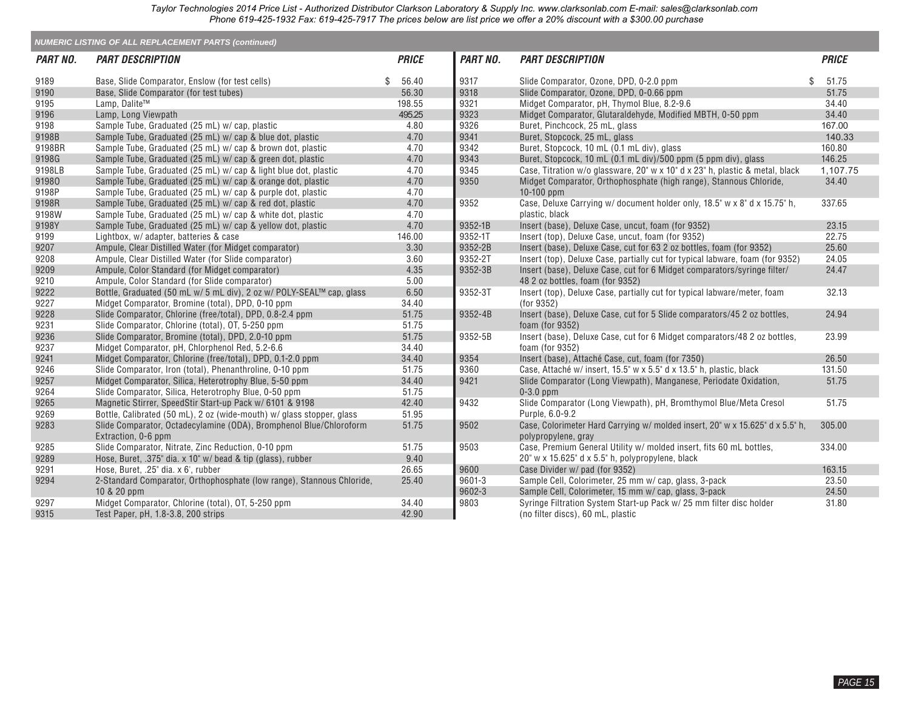### NUMERIC LISTING OF ALL REPLACEMENT PARTS (continued)

| PART NO. | PART DESCRIPTION | PRICE |
|---|---|---|
| 9189 | Base, Slide Comparator, Enslow (for test cells) | $ 56.40 |
| 9190 | Base, Slide Comparator (for test tubes) | 56.30 |
| 9195 | Lamp, Dalite™ | 198.55 |
| 9196 | Lamp, Long Viewpath | 495.25 |
| 9198 | Sample Tube, Graduated (25 mL) w/ cap, plastic | 4.80 |
| 9198B | Sample Tube, Graduated (25 mL) w/ cap & blue dot, plastic | 4.70 |
| 9198BR | Sample Tube, Graduated (25 mL) w/ cap & brown dot, plastic | 4.70 |
| 9198G | Sample Tube, Graduated (25 mL) w/ cap & green dot, plastic | 4.70 |
| 9198LB | Sample Tube, Graduated (25 mL) w/ cap & light blue dot, plastic | 4.70 |
| 9198O | Sample Tube, Graduated (25 mL) w/ cap & orange dot, plastic | 4.70 |
| 9198P | Sample Tube, Graduated (25 mL) w/ cap & purple dot, plastic | 4.70 |
| 9198R | Sample Tube, Graduated (25 mL) w/ cap & red dot, plastic | 4.70 |
| 9198W | Sample Tube, Graduated (25 mL) w/ cap & white dot, plastic | 4.70 |
| 9198Y | Sample Tube, Graduated (25 mL) w/ cap & yellow dot, plastic | 4.70 |
| 9199 | Lightbox, w/ adapter, batteries & case | 146.00 |
| 9207 | Ampule, Clear Distilled Water (for Midget comparator) | 3.30 |
| 9208 | Ampule, Clear Distilled Water (for Slide comparator) | 3.60 |
| 9209 | Ampule, Color Standard (for Midget comparator) | 4.35 |
| 9210 | Ampule, Color Standard (for Slide comparator) | 5.00 |
| 9222 | Bottle, Graduated (50 mL w/ 5 mL div), 2 oz w/ POLY-SEAL™ cap, glass | 6.50 |
| 9227 | Midget Comparator, Bromine (total), DPD, 0-10 ppm | 34.40 |
| 9228 | Slide Comparator, Chlorine (free/total), DPD, 0.8-2.4 ppm | 51.75 |
| 9231 | Slide Comparator, Chlorine (total), OT, 5-250 ppm | 51.75 |
| 9236 | Slide Comparator, Bromine (total), DPD, 2.0-10 ppm | 51.75 |
| 9237 | Midget Comparator, pH, Chlorphenol Red, 5.2-6.6 | 34.40 |
| 9241 | Midget Comparator, Chlorine (free/total), DPD, 0.1-2.0 ppm | 34.40 |
| 9246 | Slide Comparator, Iron (total), Phenanthroline, 0-10 ppm | 51.75 |
| 9257 | Midget Comparator, Silica, Heterotrophy Blue, 5-50 ppm | 34.40 |
| 9264 | Slide Comparator, Silica, Heterotrophy Blue, 0-50 ppm | 51.75 |
| 9265 | Magnetic Stirrer, SpeedStir Start-up Pack w/ 6101 & 9198 | 42.40 |
| 9269 | Bottle, Calibrated (50 mL), 2 oz (wide-mouth) w/ glass stopper, glass | 51.95 |
| 9283 | Slide Comparator, Octadecylamine (ODA), Bromphenol Blue/Chloroform Extraction, 0-6 ppm | 51.75 |
| 9285 | Slide Comparator, Nitrate, Zinc Reduction, 0-10 ppm | 51.75 |
| 9289 | Hose, Buret, .375" dia. x 10" w/ bead & tip (glass), rubber | 9.40 |
| 9291 | Hose, Buret, .25" dia. x 6', rubber | 26.65 |
| 9294 | 2-Standard Comparator, Orthophosphate (low range), Stannous Chloride, 10 & 20 ppm | 25.40 |
| 9297 | Midget Comparator, Chlorine (total), OT, 5-250 ppm | 34.40 |
| 9315 | Test Paper, pH, 1.8-3.8, 200 strips | 42.90 |
| 9317 | Slide Comparator, Ozone, DPD, 0-2.0 ppm | $ 51.75 |
| 9318 | Slide Comparator, Ozone, DPD, 0-0.66 ppm | 51.75 |
| 9321 | Midget Comparator, pH, Thymol Blue, 8.2-9.6 | 34.40 |
| 9323 | Midget Comparator, Glutaraldehyde, Modified MBTH, 0-50 ppm | 34.40 |
| 9326 | Buret, Pinchcock, 25 mL, glass | 167.00 |
| 9341 | Buret, Stopcock, 25 mL, glass | 140.33 |
| 9342 | Buret, Stopcock, 10 mL (0.1 mL div), glass | 160.80 |
| 9343 | Buret, Stopcock, 10 mL (0.1 mL div)/500 ppm (5 ppm div), glass | 146.25 |
| 9345 | Case, Titration w/o glassware, 20" w x 10" d x 23" h, plastic & metal, black | 1,107.75 |
| 9350 | Midget Comparator, Orthophosphate (high range), Stannous Chloride, 10-100 ppm | 34.40 |
| 9352 | Case, Deluxe Carrying w/ document holder only, 18.5" w x 8" d x 15.75" h, plastic, black | 337.65 |
| 9352-1B | Insert (base), Deluxe Case, uncut, foam (for 9352) | 23.15 |
| 9352-1T | Insert (top), Deluxe Case, uncut, foam (for 9352) | 22.75 |
| 9352-2B | Insert (base), Deluxe Case, cut for 63 2 oz bottles, foam (for 9352) | 25.60 |
| 9352-2T | Insert (top), Deluxe Case, partially cut for typical labware, foam (for 9352) | 24.05 |
| 9352-3B | Insert (base), Deluxe Case, cut for 6 Midget comparators/syringe filter/ 48 2 oz bottles, foam (for 9352) | 24.47 |
| 9352-3T | Insert (top), Deluxe Case, partially cut for typical labware/meter, foam (for 9352) | 32.13 |
| 9352-4B | Insert (base), Deluxe Case, cut for 5 Slide comparators/45 2 oz bottles, foam (for 9352) | 24.94 |
| 9352-5B | Insert (base), Deluxe Case, cut for 6 Midget comparators/48 2 oz bottles, foam (for 9352) | 23.99 |
| 9354 | Insert (base), Attaché Case, cut, foam (for 7350) | 26.50 |
| 9360 | Case, Attaché w/ insert, 15.5" w x 5.5" d x 13.5" h, plastic, black | 131.50 |
| 9421 | Slide Comparator (Long Viewpath), Manganese, Periodate Oxidation, 0-3.0 ppm | 51.75 |
| 9432 | Slide Comparator (Long Viewpath), pH, Bromthymol Blue/Meta Cresol Purple, 6.0-9.2 | 51.75 |
| 9502 | Case, Colorimeter Hard Carrying w/ molded insert, 20" w x 15.625" d x 5.5" h, polypropylene, gray | 305.00 |
| 9503 | Case, Premium General Utility w/ molded insert, fits 60 mL bottles, 20" w x 15.625" d x 5.5" h, polypropylene, black | 334.00 |
| 9600 | Case Divider w/ pad (for 9352) | 163.15 |
| 9601-3 | Sample Cell, Colorimeter, 25 mm w/ cap, glass, 3-pack | 23.50 |
| 9602-3 | Sample Cell, Colorimeter, 15 mm w/ cap, glass, 3-pack | 24.50 |
| 9803 | Syringe Filtration System Start-up Pack w/ 25 mm filter disc holder (no filter discs), 60 mL, plastic | 31.80 |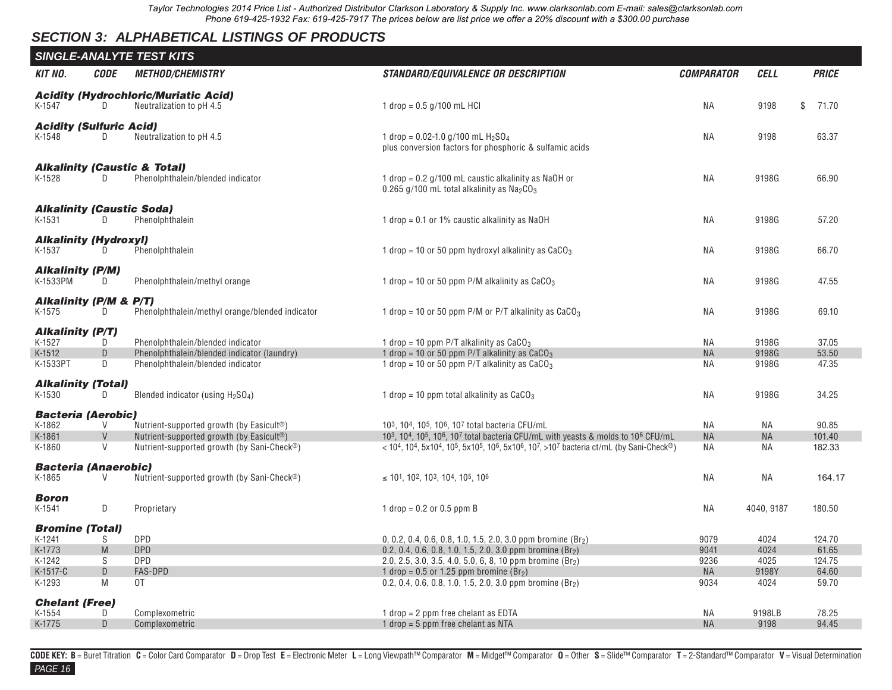## SECTION 3: ALPHABETICAL LISTINGS OF PRODUCTS

### SINGLE-ANALYTE TEST KITS

| KIT NO. | CODE | METHOD/CHEMISTRY | STANDARD/EQUIVALENCE OR DESCRIPTION | COMPARATOR | CELL | PRICE |
|---|---|---|---|---|---|---|
| ***Acidity (Hydrochloric/Muriatic Acid)*** | | | | | | |
| K-1547 | D | Neutralization to pH 4.5 | 1 drop = 0.5 g/100 mL HCl | NA | 9198 | $ 71.70 |
| ***Acidity (Sulfuric Acid)*** | | | | | | |
| K-1548 | D | Neutralization to pH 4.5 | 1 drop = 0.02-1.0 g/100 mL $H_2SO_4$ plus conversion factors for phosphoric & sulfamic acids | NA | 9198 | 63.37 |
| ***Alkalinity (Caustic & Total)*** | | | | | | |
| K-1528 | D | Phenolphthalein/blended indicator | 1 drop = 0.2 g/100 mL caustic alkalinity as NaOH or 0.265 g/100 mL total alkalinity as $Na_2CO_3$ | NA | 9198G | 66.90 |
| ***Alkalinity (Caustic Soda)*** | | | | | | |
| K-1531 | D | Phenolphthalein | 1 drop = 0.1 or 1% caustic alkalinity as NaOH | NA | 9198G | 57.20 |
| ***Alkalinity (Hydroxyl)*** | | | | | | |
| K-1537 | D | Phenolphthalein | 1 drop = 10 or 50 ppm hydroxyl alkalinity as $CaCO_3$ | NA | 9198G | 66.70 |
| ***Alkalinity (P/M)*** | | | | | | |
| K-1533PM | D | Phenolphthalein/methyl orange | 1 drop = 10 or 50 ppm P/M alkalinity as $CaCO_3$ | NA | 9198G | 47.55 |
| ***Alkalinity (P/M & P/T)*** | | | | | | |
| K-1575 | D | Phenolphthalein/methyl orange/blended indicator | 1 drop = 10 or 50 ppm P/M or P/T alkalinity as $CaCO_3$ | NA | 9198G | 69.10 |
| ***Alkalinity (P/T)*** | | | | | | |
| K-1527 | D | Phenolphthalein/blended indicator | 1 drop = 10 ppm P/T alkalinity as $CaCO_3$ | NA | 9198G | 37.05 |
| K-1512 | D | Phenolphthalein/blended indicator (laundry) | 1 drop = 10 or 50 ppm P/T alkalinity as $CaCO_3$ | NA | 9198G | 53.50 |
| K-1533PT | D | Phenolphthalein/blended indicator | 1 drop = 10 or 50 ppm P/T alkalinity as $CaCO_3$ | NA | 9198G | 47.35 |
| ***Alkalinity (Total)*** | | | | | | |
| K-1530 | D | Blended indicator (using $H_2SO_4$) | 1 drop = 10 ppm total alkalinity as $CaCO_3$ | NA | 9198G | 34.25 |
| ***Bacteria (Aerobic)*** | | | | | | |
| K-1862 | V | Nutrient-supported growth (by Easicult®) | $10^3$, $10^4$, $10^5$, $10^6$, $10^7$ total bacteria CFU/mL | NA | NA | 90.85 |
| K-1861 | V | Nutrient-supported growth (by Easicult®) | $10^3$, $10^4$, $10^5$, $10^6$, $10^7$ total bacteria CFU/mL with yeasts & molds to $10^6$ CFU/mL | NA | NA | 101.40 |
| K-1860 | V | Nutrient-supported growth (by Sani-Check®) | $< 10^4$, $10^4$, $5x10^4$, $10^5$, $5x10^5$, $10^6$, $5x10^6$, $10^7$, $>10^7$ bacteria ct/mL (by Sani-Check®) | NA | NA | 182.33 |
| ***Bacteria (Anaerobic)*** | | | | | | |
| K-1865 | V | Nutrient-supported growth (by Sani-Check®) | $\leq 10^1$, $10^2$, $10^3$, $10^4$, $10^5$, $10^6$ | NA | NA | 164.17 |
| ***Boron*** | | | | | | |
| K-1541 | D | Proprietary | 1 drop = 0.2 or 0.5 ppm B | NA | 4040, 9187 | 180.50 |
| ***Bromine (Total)*** | | | | | | |
| K-1241 | S | DPD | 0, 0.2, 0.4, 0.6, 0.8, 1.0, 1.5, 2.0, 3.0 ppm bromine ($Br_2$) | 9079 | 4024 | 124.70 |
| K-1773 | M | DPD | 0.2, 0.4, 0.6, 0.8, 1.0, 1.5, 2.0, 3.0 ppm bromine ($Br_2$) | 9041 | 4024 | 61.65 |
| K-1242 | S | DPD | 2.0, 2.5, 3.0, 3.5, 4.0, 5.0, 6, 8, 10 ppm bromine ($Br_2$) | 9236 | 4025 | 124.75 |
| K-1517-C | D | FAS-DPD | 1 drop = 0.5 or 1.25 ppm bromine ($Br_2$) | NA | 9198Y | 64.60 |
| K-1293 | M | OT | 0.2, 0.4, 0.6, 0.8, 1.0, 1.5, 2.0, 3.0 ppm bromine ($Br_2$) | 9034 | 4024 | 59.70 |
| ***Chelant (Free)*** | | | | | | |
| K-1554 | D | Complexometric | 1 drop = 2 ppm free chelant as EDTA | NA | 9198LB | 78.25 |
| K-1775 | D | Complexometric | 1 drop = 5 ppm free chelant as NTA | NA | 9198 | 94.45 |

**CODE KEY: B** = Buret Titration **C** = Color Card Comparator **D** = Drop Test **E** = Electronic Meter **L** = Long Viewpath™ Comparator **M** = Midget™ Comparator **O** = Other **S** = Slide™ Comparator **T** = 2-Standard™ Comparator **V** = Visual Determination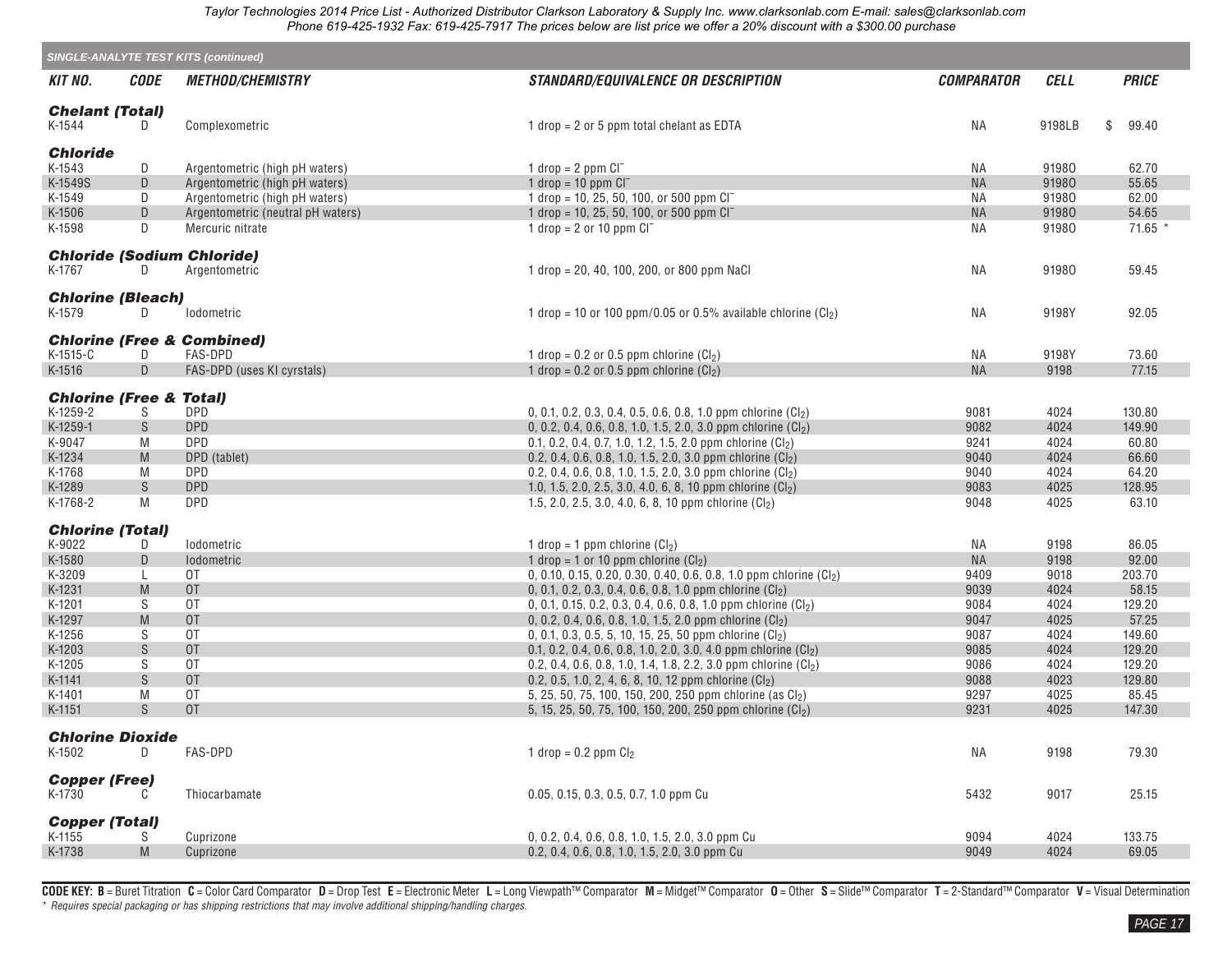Taylor Technologies 2014 Price List - Authorized Distributor Clarkson Laboratory & Supply Inc. www.clarksonlab.com E-mail: sales@clarksonlab.com Phone 619-425-1932 Fax: 619-425-7917 The prices below are list price we offer a 20% discount with a $300.00 purchase

## SINGLE-ANALYTE TEST KITS (continued)

| KIT NO. | CODE | METHOD/CHEMISTRY | STANDARD/EQUIVALENCE OR DESCRIPTION | COMPARATOR | CELL | PRICE |
|---|---|---|---|---|---|---|
| ***Chelant (Total)*** | | | | | | |
| K-1544 | D | Complexometric | 1 drop = 2 or 5 ppm total chelant as EDTA | NA | 9198LB | $ 99.40 |
| ***Chloride*** | | | | | | |
| K-1543 | D | Argentometric (high pH waters) | 1 drop = 2 ppm $Cl^-$ | NA | 9198O | 62.70 |
| K-1549S | D | Argentometric (high pH waters) | 1 drop = 10 ppm $Cl^-$ | NA | 9198O | 55.65 |
| K-1549 | D | Argentometric (high pH waters) | 1 drop = 10, 25, 50, 100, or 500 ppm $Cl^-$ | NA | 9198O | 62.00 |
| K-1506 | D | Argentometric (neutral pH waters) | 1 drop = 10, 25, 50, 100, or 500 ppm $Cl^-$ | NA | 9198O | 54.65 |
| K-1598 | D | Mercuric nitrate | 1 drop = 2 or 10 ppm $Cl^-$ | NA | 9198O | 71.65 * |
| ***Chloride (Sodium Chloride)*** | | | | | | |
| K-1767 | D | Argentometric | 1 drop = 20, 40, 100, 200, or 800 ppm NaCl | NA | 9198O | 59.45 |
| ***Chlorine (Bleach)*** | | | | | | |
| K-1579 | D | Iodometric | 1 drop = 10 or 100 ppm/0.05 or 0.5% available chlorine ($Cl_2$) | NA | 9198Y | 92.05 |
| ***Chlorine (Free & Combined)*** | | | | | | |
| K-1515-C | D | FAS-DPD | 1 drop = 0.2 or 0.5 ppm chlorine ($Cl_2$) | NA | 9198Y | 73.60 |
| K-1516 | D | FAS-DPD (uses KI cyrstals) | 1 drop = 0.2 or 0.5 ppm chlorine ($Cl_2$) | NA | 9198 | 77.15 |
| ***Chlorine (Free & Total)*** | | | | | | |
| K-1259-2 | S | DPD | 0, 0.1, 0.2, 0.3, 0.4, 0.5, 0.6, 0.8, 1.0 ppm chlorine ($Cl_2$) | 9081 | 4024 | 130.80 |
| K-1259-1 | S | DPD | 0, 0.2, 0.4, 0.6, 0.8, 1.0, 1.5, 2.0, 3.0 ppm chlorine ($Cl_2$) | 9082 | 4024 | 149.90 |
| K-9047 | M | DPD | 0.1, 0.2, 0.4, 0.7, 1.0, 1.2, 1.5, 2.0 ppm chlorine ($Cl_2$) | 9241 | 4024 | 60.80 |
| K-1234 | M | DPD (tablet) | 0.2, 0.4, 0.6, 0.8, 1.0, 1.5, 2.0, 3.0 ppm chlorine ($Cl_2$) | 9040 | 4024 | 66.60 |
| K-1768 | M | DPD | 0.2, 0.4, 0.6, 0.8, 1.0, 1.5, 2.0, 3.0 ppm chlorine ($Cl_2$) | 9040 | 4024 | 64.20 |
| K-1289 | S | DPD | 1.0, 1.5, 2.0, 2.5, 3.0, 4.0, 6, 8, 10 ppm chlorine ($Cl_2$) | 9083 | 4025 | 128.95 |
| K-1768-2 | M | DPD | 1.5, 2.0, 2.5, 3.0, 4.0, 6, 8, 10 ppm chlorine ($Cl_2$) | 9048 | 4025 | 63.10 |
| ***Chlorine (Total)*** | | | | | | |
| K-9022 | D | Iodometric | 1 drop = 1 ppm chlorine ($Cl_2$) | NA | 9198 | 86.05 |
| K-1580 | D | Iodometric | 1 drop = 1 or 10 ppm chlorine ($Cl_2$) | NA | 9198 | 92.00 |
| K-3209 | L | OT | 0, 0.10, 0.15, 0.20, 0.30, 0.40, 0.6, 0.8, 1.0 ppm chlorine ($Cl_2$) | 9409 | 9018 | 203.70 |
| K-1231 | M | OT | 0, 0.1, 0.2, 0.3, 0.4, 0.6, 0.8, 1.0 ppm chlorine ($Cl_2$) | 9039 | 4024 | 58.15 |
| K-1201 | S | OT | 0, 0.1, 0.15, 0.2, 0.3, 0.4, 0.6, 0.8, 1.0 ppm chlorine ($Cl_2$) | 9084 | 4024 | 129.20 |
| K-1297 | M | OT | 0, 0.2, 0.4, 0.6, 0.8, 1.0, 1.5, 2.0 ppm chlorine ($Cl_2$) | 9047 | 4025 | 57.25 |
| K-1256 | S | OT | 0, 0.1, 0.3, 0.5, 5, 10, 15, 25, 50 ppm chlorine ($Cl_2$) | 9087 | 4024 | 149.60 |
| K-1203 | S | OT | 0.1, 0.2, 0.4, 0.6, 0.8, 1.0, 2.0, 3.0, 4.0 ppm chlorine ($Cl_2$) | 9085 | 4024 | 129.20 |
| K-1205 | S | OT | 0.2, 0.4, 0.6, 0.8, 1.0, 1.4, 1.8, 2.2, 3.0 ppm chlorine ($Cl_2$) | 9086 | 4024 | 129.20 |
| K-1141 | S | OT | 0.2, 0.5, 1.0, 2, 4, 6, 8, 10, 12 ppm chlorine ($Cl_2$) | 9088 | 4023 | 129.80 |
| K-1401 | M | OT | 5, 25, 50, 75, 100, 150, 200, 250 ppm chlorine (as $Cl_2$) | 9297 | 4025 | 85.45 |
| K-1151 | S | OT | 5, 15, 25, 50, 75, 100, 150, 200, 250 ppm chlorine ($Cl_2$) | 9231 | 4025 | 147.30 |
| ***Chlorine Dioxide*** | | | | | | |
| K-1502 | D | FAS-DPD | 1 drop = 0.2 ppm $Cl_2$ | NA | 9198 | 79.30 |
| ***Copper (Free)*** | | | | | | |
| K-1730 | C | Thiocarbamate | 0.05, 0.15, 0.3, 0.5, 0.7, 1.0 ppm Cu | 5432 | 9017 | 25.15 |
| ***Copper (Total)*** | | | | | | |
| K-1155 | S | Cuprizone | 0, 0.2, 0.4, 0.6, 0.8, 1.0, 1.5, 2.0, 3.0 ppm Cu | 9094 | 4024 | 133.75 |
| K-1738 | M | Cuprizone | 0.2, 0.4, 0.6, 0.8, 1.0, 1.5, 2.0, 3.0 ppm Cu | 9049 | 4024 | 69.05 |

**CODE KEY: B** = Buret Titration **C** = Color Card Comparator **D** = Drop Test **E** = Electronic Meter **L** = Long Viewpath™ Comparator **M** = Midget™ Comparator **O** = Other **S** = Slide™ Comparator **T** = 2-Standard™ Comparator **V** = Visual Determination

*\* Requires special packaging or has shipping restrictions that may involve additional shipping/handling charges.*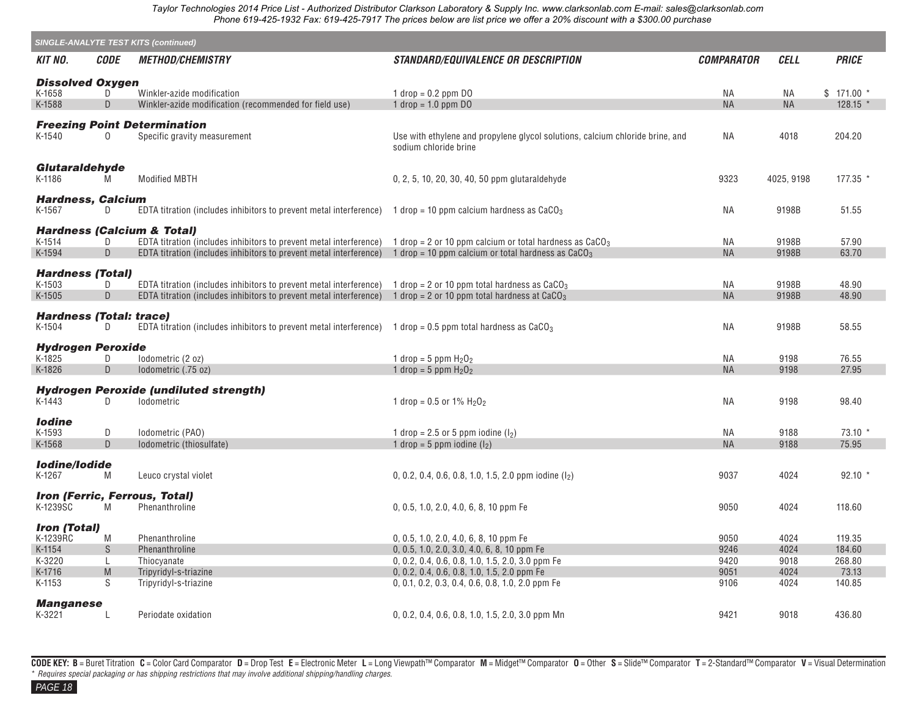Taylor Technologies 2014 Price List - Authorized Distributor Clarkson Laboratory & Supply Inc. www.clarksonlab.com E-mail: sales@clarksonlab.com
Phone 619-425-1932 Fax: 619-425-7917 The prices below are list price we offer a 20% discount with a $300.00 purchase

**SINGLE-ANALYTE TEST KITS (continued)**

| KIT NO. | CODE | METHOD/CHEMISTRY | STANDARD/EQUIVALENCE OR DESCRIPTION | COMPARATOR | CELL | PRICE |
|---|---|---|---|---|---|---|
| **Dissolved Oxygen** | | | | | | |
| K-1658 | D | Winkler-azide modification | 1 drop = 0.2 ppm DO | NA | NA | $ 171.00 * |
| K-1588 | D | Winkler-azide modification (recommended for field use) | 1 drop = 1.0 ppm DO | NA | NA | 128.15 * |
| **Freezing Point Determination** | | | | | | |
| K-1540 | O | Specific gravity measurement | Use with ethylene and propylene glycol solutions, calcium chloride brine, and sodium chloride brine | NA | 4018 | 204.20 |
| **Glutaraldehyde** | | | | | | |
| K-1186 | M | Modified MBTH | 0, 2, 5, 10, 20, 30, 40, 50 ppm glutaraldehyde | 9323 | 4025, 9198 | 177.35 * |
| **Hardness, Calcium** | | | | | | |
| K-1567 | D | EDTA titration (includes inhibitors to prevent metal interference) | 1 drop = 10 ppm calcium hardness as $CaCO_3$ | NA | 9198B | 51.55 |
| **Hardness (Calcium & Total)** | | | | | | |
| K-1514 | D | EDTA titration (includes inhibitors to prevent metal interference) | 1 drop = 2 or 10 ppm calcium or total hardness as $CaCO_3$ | NA | 9198B | 57.90 |
| K-1594 | D | EDTA titration (includes inhibitors to prevent metal interference) | 1 drop = 10 ppm calcium or total hardness as $CaCO_3$ | NA | 9198B | 63.70 |
| **Hardness (Total)** | | | | | | |
| K-1503 | D | EDTA titration (includes inhibitors to prevent metal interference) | 1 drop = 2 or 10 ppm total hardness as $CaCO_3$ | NA | 9198B | 48.90 |
| K-1505 | D | EDTA titration (includes inhibitors to prevent metal interference) | 1 drop = 2 or 10 ppm total hardness at $CaCO_3$ | NA | 9198B | 48.90 |
| **Hardness (Total: trace)** | | | | | | |
| K-1504 | D | EDTA titration (includes inhibitors to prevent metal interference) | 1 drop = 0.5 ppm total hardness as $CaCO_3$ | NA | 9198B | 58.55 |
| **Hydrogen Peroxide** | | | | | | |
| K-1825 | D | Iodometric (2 oz) | 1 drop = 5 ppm $H_2O_2$ | NA | 9198 | 76.55 |
| K-1826 | D | Iodometric (.75 oz) | 1 drop = 5 ppm $H_2O_2$ | NA | 9198 | 27.95 |
| **Hydrogen Peroxide (undiluted strength)** | | | | | | |
| K-1443 | D | Iodometric | 1 drop = 0.5 or 1% $H_2O_2$ | NA | 9198 | 98.40 |
| **Iodine** | | | | | | |
| K-1593 | D | Iodometric (PAO) | 1 drop = 2.5 or 5 ppm iodine ($I_2$) | NA | 9188 | 73.10 * |
| K-1568 | D | Iodometric (thiosulfate) | 1 drop = 5 ppm iodine ($I_2$) | NA | 9188 | 75.95 |
| **Iodine/Iodide** | | | | | | |
| K-1267 | M | Leuco crystal violet | 0, 0.2, 0.4, 0.6, 0.8, 1.0, 1.5, 2.0 ppm iodine ($I_2$) | 9037 | 4024 | 92.10 * |
| **Iron (Ferric, Ferrous, Total)** | | | | | | |
| K-1239SC | M | Phenanthroline | 0, 0.5, 1.0, 2.0, 4.0, 6, 8, 10 ppm Fe | 9050 | 4024 | 118.60 |
| **Iron (Total)** | | | | | | |
| K-1239RC | M | Phenanthroline | 0, 0.5, 1.0, 2.0, 4.0, 6, 8, 10 ppm Fe | 9050 | 4024 | 119.35 |
| K-1154 | S | Phenanthroline | 0, 0.5, 1.0, 2.0, 3.0, 4.0, 6, 8, 10 ppm Fe | 9246 | 4024 | 184.60 |
| K-3220 | L | Thiocyanate | 0, 0.2, 0.4, 0.6, 0.8, 1.0, 1.5, 2.0, 3.0 ppm Fe | 9420 | 9018 | 268.80 |
| K-1716 | M | Tripyridyl-s-triazine | 0, 0.2, 0.4, 0.6, 0.8, 1.0, 1.5, 2.0 ppm Fe | 9051 | 4024 | 73.13 |
| K-1153 | S | Tripyridyl-s-triazine | 0, 0.1, 0.2, 0.3, 0.4, 0.6, 0.8, 1.0, 2.0 ppm Fe | 9106 | 4024 | 140.85 |
| **Manganese** | | | | | | |
| K-3221 | L | Periodate oxidation | 0, 0.2, 0.4, 0.6, 0.8, 1.0, 1.5, 2.0, 3.0 ppm Mn | 9421 | 9018 | 436.80 |

**CODE KEY:** **B** = Buret Titration **C** = Color Card Comparator **D** = Drop Test **E** = Electronic Meter **L** = Long Viewpath™ Comparator **M** = Midget™ Comparator **O** = Other **S** = Slide™ Comparator **T** = 2-Standard™ Comparator **V** = Visual Determination

* *Requires special packaging or has shipping restrictions that may involve additional shipping/handling charges.*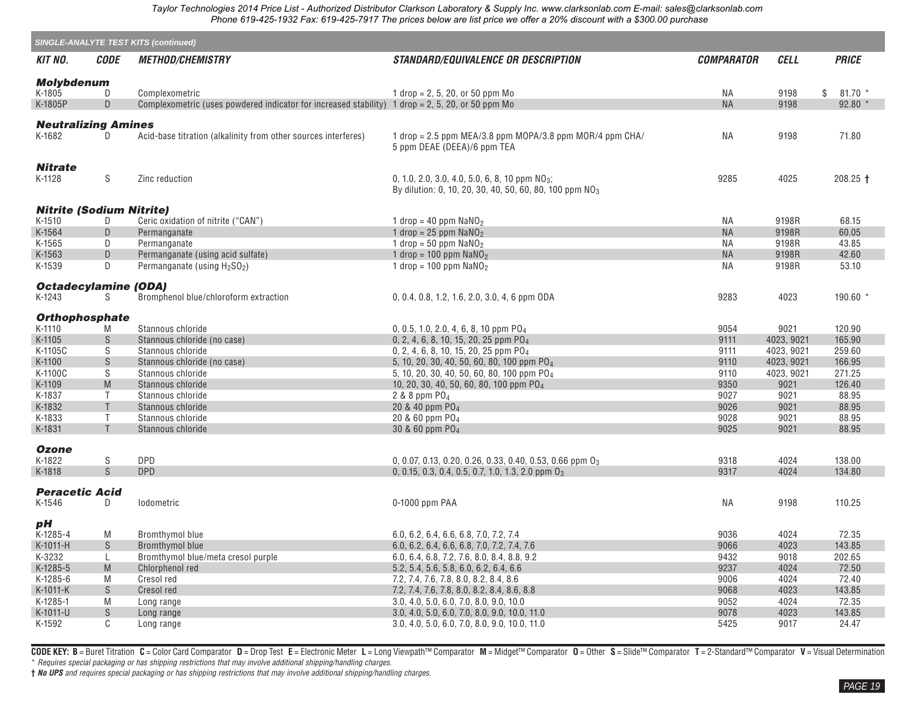Taylor Technologies 2014 Price List - Authorized Distributor Clarkson Laboratory & Supply Inc. www.clarksonlab.com E-mail: sales@clarksonlab.com
Phone 619-425-1932 Fax: 619-425-7917 The prices below are list price we offer a 20% discount with a $300.00 purchase

## SINGLE-ANALYTE TEST KITS (continued)

| KIT NO. | CODE | METHOD/CHEMISTRY | STANDARD/EQUIVALENCE OR DESCRIPTION | COMPARATOR | CELL | PRICE |
|---|---|---|---|---|---|---|
| ***Molybdenum*** | | | | | | |
| K-1805 | D | Complexometric | 1 drop = 2, 5, 20, or 50 ppm Mo | NA | 9198 | $ 81.70 * |
| K-1805P | D | Complexometric (uses powdered indicator for increased stability) | 1 drop = 2, 5, 20, or 50 ppm Mo | NA | 9198 | 92.80 * |
| ***Neutralizing Amines*** | | | | | | |
| K-1682 | D | Acid-base titration (alkalinity from other sources interferes) | 1 drop = 2.5 ppm MEA/3.8 ppm MOPA/3.8 ppm MOR/4 ppm CHA/ 5 ppm DEAE (DEEA)/6 ppm TEA | NA | 9198 | 71.80 |
| ***Nitrate*** | | | | | | |
| K-1128 | S | Zinc reduction | 0, 1.0, 2.0, 3.0, 4.0, 5.0, 6, 8, 10 ppm $NO_3$; By dilution: 0, 10, 20, 30, 40, 50, 60, 80, 100 ppm $NO_3$ | 9285 | 4025 | 208.25 † |
| ***Nitrite (Sodium Nitrite)*** | | | | | | |
| K-1510 | D | Ceric oxidation of nitrite ("CAN") | 1 drop = 40 ppm $NaNO_2$ | NA | 9198R | 68.15 |
| K-1564 | D | Permanganate | 1 drop = 25 ppm $NaNO_2$ | NA | 9198R | 60.05 |
| K-1565 | D | Permanganate | 1 drop = 50 ppm $NaNO_2$ | NA | 9198R | 43.85 |
| K-1563 | D | Permanganate (using acid sulfate) | 1 drop = 100 ppm $NaNO_2$ | NA | 9198R | 42.60 |
| K-1539 | D | Permanganate (using $H_2SO_2$) | 1 drop = 100 ppm $NaNO_2$ | NA | 9198R | 53.10 |
| ***Octadecylamine (ODA)*** | | | | | | |
| K-1243 | S | Bromphenol blue/chloroform extraction | 0, 0.4, 0.8, 1.2, 1.6, 2.0, 3.0, 4, 6 ppm ODA | 9283 | 4023 | 190.60 * |
| ***Orthophosphate*** | | | | | | |
| K-1110 | M | Stannous chloride | 0, 0.5, 1.0, 2.0, 4, 6, 8, 10 ppm $PO_4$ | 9054 | 9021 | 120.90 |
| K-1105 | S | Stannous chloride (no case) | 0, 2, 4, 6, 8, 10, 15, 20, 25 ppm $PO_4$ | 9111 | 4023, 9021 | 165.90 |
| K-1105C | S | Stannous chloride | 0, 2, 4, 6, 8, 10, 15, 20, 25 ppm $PO_4$ | 9111 | 4023, 9021 | 259.60 |
| K-1100 | S | Stannous chloride (no case) | 5, 10, 20, 30, 40, 50, 60, 80, 100 ppm $PO_4$ | 9110 | 4023, 9021 | 166.95 |
| K-1100C | S | Stannous chloride | 5, 10, 20, 30, 40, 50, 60, 80, 100 ppm $PO_4$ | 9110 | 4023, 9021 | 271.25 |
| K-1109 | M | Stannous chloride | 10, 20, 30, 40, 50, 60, 80, 100 ppm $PO_4$ | 9350 | 9021 | 126.40 |
| K-1837 | T | Stannous chloride | 2 & 8 ppm $PO_4$ | 9027 | 9021 | 88.95 |
| K-1832 | T | Stannous chloride | 20 & 40 ppm $PO_4$ | 9026 | 9021 | 88.95 |
| K-1833 | T | Stannous chloride | 20 & 60 ppm $PO_4$ | 9028 | 9021 | 88.95 |
| K-1831 | T | Stannous chloride | 30 & 60 ppm $PO_4$ | 9025 | 9021 | 88.95 |
| ***Ozone*** | | | | | | |
| K-1822 | S | DPD | 0, 0.07, 0.13, 0.20, 0.26, 0.33, 0.40, 0.53, 0.66 ppm $O_3$ | 9318 | 4024 | 138.00 |
| K-1818 | S | DPD | 0, 0.15, 0.3, 0.4, 0.5, 0.7, 1.0, 1.3, 2.0 ppm $O_3$ | 9317 | 4024 | 134.80 |
| ***Peracetic Acid*** | | | | | | |
| K-1546 | D | Iodometric | 0-1000 ppm PAA | NA | 9198 | 110.25 |
| ***pH*** | | | | | | |
| K-1285-4 | M | Bromthymol blue | 6.0, 6.2, 6.4, 6.6, 6.8, 7.0, 7.2, 7.4 | 9036 | 4024 | 72.35 |
| K-1011-H | S | Bromthymol blue | 6.0, 6.2, 6.4, 6.6, 6.8, 7.0, 7.2, 7.4, 7.6 | 9066 | 4023 | 143.85 |
| K-3232 | L | Bromthymol blue/meta cresol purple | 6.0, 6.4, 6.8, 7.2, 7.6, 8.0, 8.4, 8.8, 9.2 | 9432 | 9018 | 202.65 |
| K-1285-5 | M | Chlorphenol red | 5.2, 5.4, 5.6, 5.8, 6.0, 6.2, 6.4, 6.6 | 9237 | 4024 | 72.50 |
| K-1285-6 | M | Cresol red | 7.2, 7.4, 7.6, 7.8, 8.0, 8.2, 8.4, 8.6 | 9006 | 4024 | 72.40 |
| K-1011-K | S | Cresol red | 7.2, 7.4, 7.6, 7.8, 8.0, 8.2, 8.4, 8.6, 8.8 | 9068 | 4023 | 143.85 |
| K-1285-1 | M | Long range | 3.0, 4.0, 5.0, 6.0, 7.0, 8.0, 9.0, 10.0 | 9052 | 4024 | 72.35 |
| K-1011-U | S | Long range | 3.0, 4.0, 5.0, 6.0, 7.0, 8.0, 9.0, 10.0, 11.0 | 9078 | 4023 | 143.85 |
| K-1592 | C | Long range | 3.0, 4.0, 5.0, 6.0, 7.0, 8.0, 9.0, 10.0, 11.0 | 5425 | 9017 | 24.47 |

**CODE KEY: B** = Buret Titration **C** = Color Card Comparator **D** = Drop Test **E** = Electronic Meter **L** = Long Viewpath™ Comparator **M** = Midget™ Comparator **O** = Other **S** = Slide™ Comparator **T** = 2-Standard™ Comparator **V** = Visual Determination

*\* Requires special packaging or has shipping restrictions that may involve additional shipping/handling charges.*

*† **No UPS** and requires special packaging or has shipping restrictions that may involve additional shipping/handling charges.*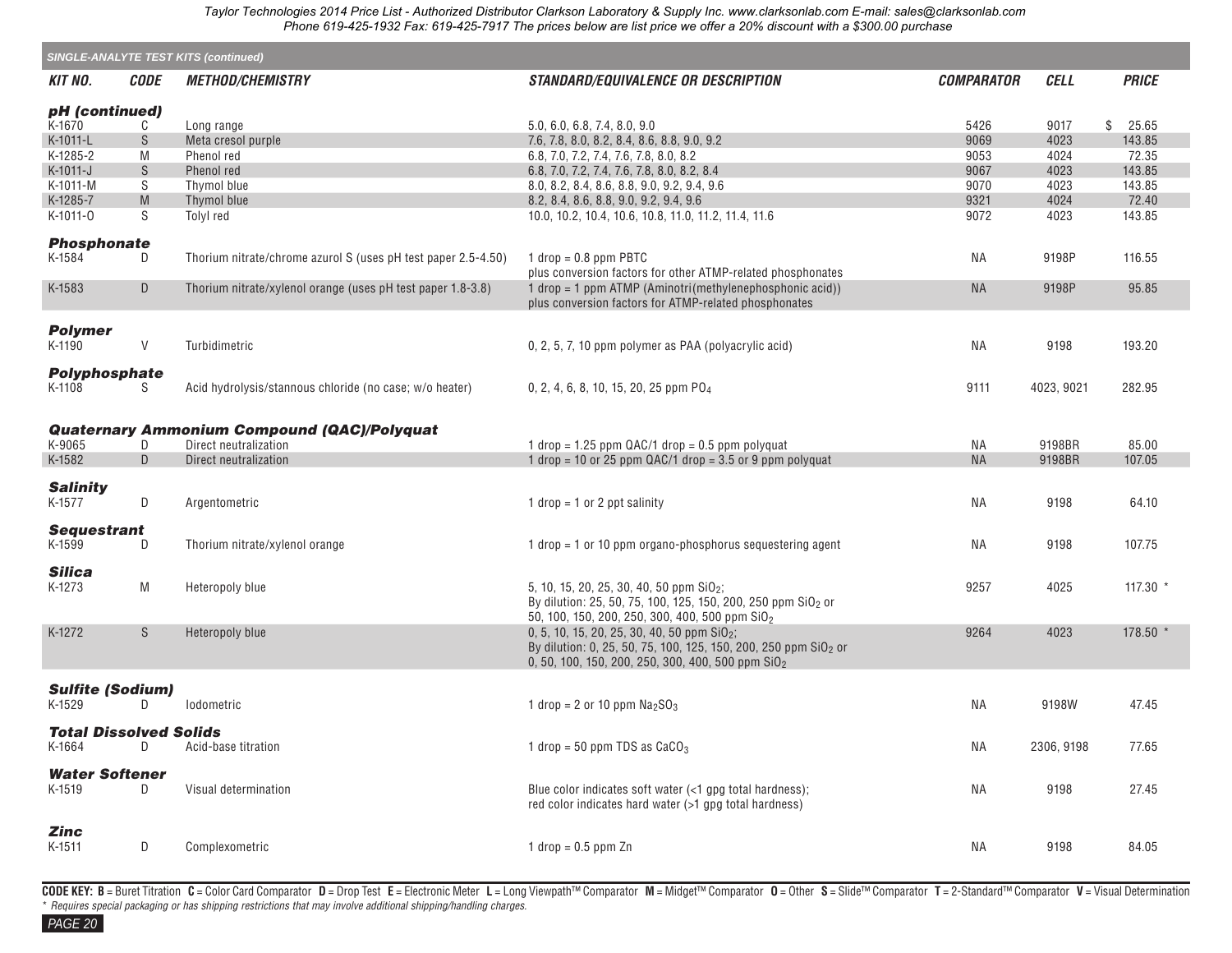## SINGLE-ANALYTE TEST KITS (continued)

| KIT NO. | CODE | METHOD/CHEMISTRY | STANDARD/EQUIVALENCE OR DESCRIPTION | COMPARATOR | CELL | PRICE |
|---|---|---|---|---|---|---|
| **pH (continued)** | | | | | | |
| K-1670 | C | Long range | 5.0, 6.0, 6.8, 7.4, 8.0, 9.0 | 5426 | 9017 | $ 25.65 |
| K-1011-L | S | Meta cresol purple | 7.6, 7.8, 8.0, 8.2, 8.4, 8.6, 8.8, 9.0, 9.2 | 9069 | 4023 | 143.85 |
| K-1285-2 | M | Phenol red | 6.8, 7.0, 7.2, 7.4, 7.6, 7.8, 8.0, 8.2 | 9053 | 4024 | 72.35 |
| K-1011-J | S | Phenol red | 6.8, 7.0, 7.2, 7.4, 7.6, 7.8, 8.0, 8.2, 8.4 | 9067 | 4023 | 143.85 |
| K-1011-M | S | Thymol blue | 8.0, 8.2, 8.4, 8.6, 8.8, 9.0, 9.2, 9.4, 9.6 | 9070 | 4023 | 143.85 |
| K-1285-7 | M | Thymol blue | 8.2, 8.4, 8.6, 8.8, 9.0, 9.2, 9.4, 9.6 | 9321 | 4024 | 72.40 |
| K-1011-O | S | Tolyl red | 10.0, 10.2, 10.4, 10.6, 10.8, 11.0, 11.2, 11.4, 11.6 | 9072 | 4023 | 143.85 |
| **Phosphonate** | | | | | | |
| K-1584 | D | Thorium nitrate/chrome azurol S (uses pH test paper 2.5-4.50) | 1 drop = 0.8 ppm PBTC plus conversion factors for other ATMP-related phosphonates | NA | 9198P | 116.55 |
| K-1583 | D | Thorium nitrate/xylenol orange (uses pH test paper 1.8-3.8) | 1 drop = 1 ppm ATMP (Aminotri(methylenephosphonic acid)) plus conversion factors for ATMP-related phosphonates | NA | 9198P | 95.85 |
| **Polymer** | | | | | | |
| K-1190 | V | Turbidimetric | 0, 2, 5, 7, 10 ppm polymer as PAA (polyacrylic acid) | NA | 9198 | 193.20 |
| **Polyphosphate** | | | | | | |
| K-1108 | S | Acid hydrolysis/stannous chloride (no case; w/o heater) | 0, 2, 4, 6, 8, 10, 15, 20, 25 ppm $PO_4$ | 9111 | 4023, 9021 | 282.95 |
| **Quaternary Ammonium Compound (QAC)/Polyquat** | | | | | | |
| K-9065 | D | Direct neutralization | 1 drop = 1.25 ppm QAC/1 drop = 0.5 ppm polyquat | NA | 9198BR | 85.00 |
| K-1582 | D | Direct neutralization | 1 drop = 10 or 25 ppm QAC/1 drop = 3.5 or 9 ppm polyquat | NA | 9198BR | 107.05 |
| **Salinity** | | | | | | |
| K-1577 | D | Argentometric | 1 drop = 1 or 2 ppt salinity | NA | 9198 | 64.10 |
| **Sequestrant** | | | | | | |
| K-1599 | D | Thorium nitrate/xylenol orange | 1 drop = 1 or 10 ppm organo-phosphorus sequestering agent | NA | 9198 | 107.75 |
| **Silica** | | | | | | |
| K-1273 | M | Heteropoly blue | 5, 10, 15, 20, 25, 30, 40, 50 ppm $SiO_2$; By dilution: 25, 50, 75, 100, 125, 150, 200, 250 ppm $SiO_2$ or 50, 100, 150, 200, 250, 300, 400, 500 ppm $SiO_2$ | 9257 | 4025 | 117.30 * |
| K-1272 | S | Heteropoly blue | 0, 5, 10, 15, 20, 25, 30, 40, 50 ppm $SiO_2$; By dilution: 0, 25, 50, 75, 100, 125, 150, 200, 250 ppm $SiO_2$ or 0, 50, 100, 150, 200, 250, 300, 400, 500 ppm $SiO_2$ | 9264 | 4023 | 178.50 * |
| **Sulfite (Sodium)** | | | | | | |
| K-1529 | D | Iodometric | 1 drop = 2 or 10 ppm $Na_2SO_3$ | NA | 9198W | 47.45 |
| **Total Dissolved Solids** | | | | | | |
| K-1664 | D | Acid-base titration | 1 drop = 50 ppm TDS as $CaCO_3$ | NA | 2306, 9198 | 77.65 |
| **Water Softener** | | | | | | |
| K-1519 | D | Visual determination | Blue color indicates soft water (<1 gpg total hardness); red color indicates hard water (>1 gpg total hardness) | NA | 9198 | 27.45 |
| **Zinc** | | | | | | |
| K-1511 | D | Complexometric | 1 drop = 0.5 ppm Zn | NA | 9198 | 84.05 |

**CODE KEY: B** = Buret Titration **C** = Color Card Comparator **D** = Drop Test **E** = Electronic Meter **L** = Long Viewpath™ Comparator **M** = Midget™ Comparator **O** = Other **S** = Slide™ Comparator **T** = 2-Standard™ Comparator **V** = Visual Determination

*\* Requires special packaging or has shipping restrictions that may involve additional shipping/handling charges.*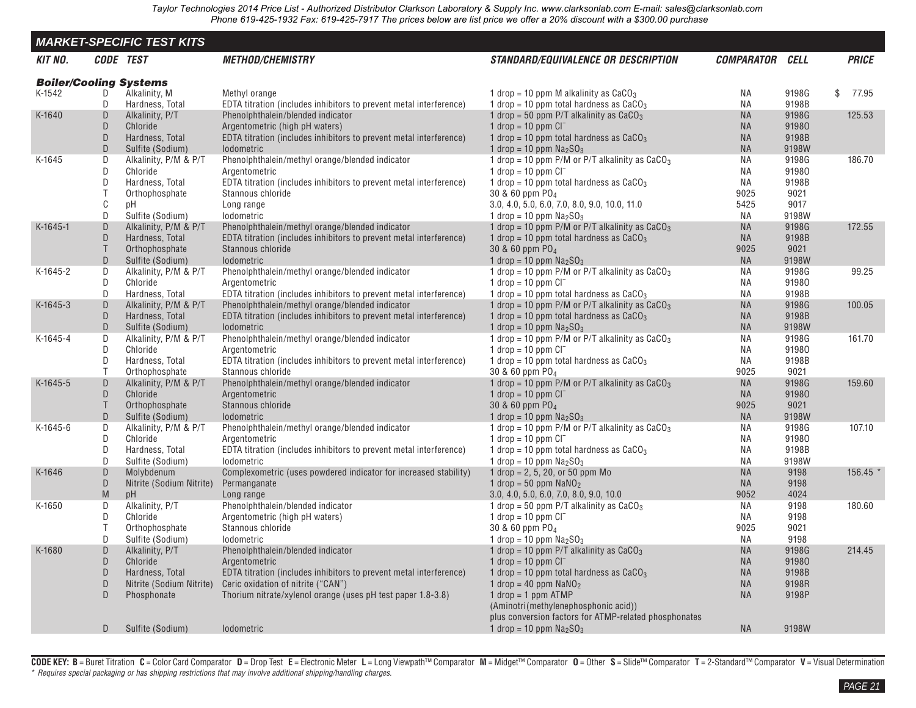Taylor Technologies 2014 Price List - Authorized Distributor Clarkson Laboratory & Supply Inc. www.clarksonlab.com E-mail: sales@clarksonlab.com
Phone 619-425-1932 Fax: 619-425-7917 The prices below are list price we offer a 20% discount with a $300.00 purchase

## MARKET-SPECIFIC TEST KITS

### Boiler/Cooling Systems

| KIT NO. | CODE | TEST | METHOD/CHEMISTRY | STANDARD/EQUIVALENCE OR DESCRIPTION | COMPARATOR | CELL | PRICE |
|---|---|---|---|---|---|---|---|
| K-1542 | D | Alkalinity, M | Methyl orange | 1 drop = 10 ppm M alkalinity as $CaCO_3$ | NA | 9198G | $ 77.95 |
| | D | Hardness, Total | EDTA titration (includes inhibitors to prevent metal interference) | 1 drop = 10 ppm total hardness as $CaCO_3$ | NA | 9198B | |
| K-1640 | D | Alkalinity, P/T | Phenolphthalein/blended indicator | 1 drop = 50 ppm P/T alkalinity as $CaCO_3$ | NA | 9198G | 125.53 |
| | D | Chloride | Argentometric (high pH waters) | 1 drop = 10 ppm $Cl^-$ | NA | 9198O | |
| | D | Hardness, Total | EDTA titration (includes inhibitors to prevent metal interference) | 1 drop = 10 ppm total hardness as $CaCO_3$ | NA | 9198B | |
| | D | Sulfite (Sodium) | Iodometric | 1 drop = 10 ppm $Na_2SO_3$ | NA | 9198W | |
| K-1645 | D | Alkalinity, P/M & P/T | Phenolphthalein/methyl orange/blended indicator | 1 drop = 10 ppm P/M or P/T alkalinity as $CaCO_3$ | NA | 9198G | 186.70 |
| | D | Chloride | Argentometric | 1 drop = 10 ppm $Cl^-$ | NA | 9198O | |
| | D | Hardness, Total | EDTA titration (includes inhibitors to prevent metal interference) | 1 drop = 10 ppm total hardness as $CaCO_3$ | NA | 9198B | |
| | T | Orthophosphate | Stannous chloride | 30 & 60 ppm $PO_4$ | 9025 | 9021 | |
| | C | pH | Long range | 3.0, 4.0, 5.0, 6.0, 7.0, 8.0, 9.0, 10.0, 11.0 | 5425 | 9017 | |
| | D | Sulfite (Sodium) | Iodometric | 1 drop = 10 ppm $Na_2SO_3$ | NA | 9198W | |
| K-1645-1 | D | Alkalinity, P/M & P/T | Phenolphthalein/methyl orange/blended indicator | 1 drop = 10 ppm P/M or P/T alkalinity as $CaCO_3$ | NA | 9198G | 172.55 |
| | D | Hardness, Total | EDTA titration (includes inhibitors to prevent metal interference) | 1 drop = 10 ppm total hardness as $CaCO_3$ | NA | 9198B | |
| | T | Orthophosphate | Stannous chloride | 30 & 60 ppm $PO_4$ | 9025 | 9021 | |
| | D | Sulfite (Sodium) | Iodometric | 1 drop = 10 ppm $Na_2SO_3$ | NA | 9198W | |
| K-1645-2 | D | Alkalinity, P/M & P/T | Phenolphthalein/methyl orange/blended indicator | 1 drop = 10 ppm P/M or P/T alkalinity as $CaCO_3$ | NA | 9198G | 99.25 |
| | D | Chloride | Argentometric | 1 drop = 10 ppm $Cl^-$ | NA | 9198O | |
| | D | Hardness, Total | EDTA titration (includes inhibitors to prevent metal interference) | 1 drop = 10 ppm total hardness as $CaCO_3$ | NA | 9198B | |
| K-1645-3 | D | Alkalinity, P/M & P/T | Phenolphthalein/methyl orange/blended indicator | 1 drop = 10 ppm P/M or P/T alkalinity as $CaCO_3$ | NA | 9198G | 100.05 |
| | D | Hardness, Total | EDTA titration (includes inhibitors to prevent metal interference) | 1 drop = 10 ppm total hardness as $CaCO_3$ | NA | 9198B | |
| | D | Sulfite (Sodium) | Iodometric | 1 drop = 10 ppm $Na_2SO_3$ | NA | 9198W | |
| K-1645-4 | D | Alkalinity, P/M & P/T | Phenolphthalein/methyl orange/blended indicator | 1 drop = 10 ppm P/M or P/T alkalinity as $CaCO_3$ | NA | 9198G | 161.70 |
| | D | Chloride | Argentometric | 1 drop = 10 ppm $Cl^-$ | NA | 9198O | |
| | D | Hardness, Total | EDTA titration (includes inhibitors to prevent metal interference) | 1 drop = 10 ppm total hardness as $CaCO_3$ | NA | 9198B | |
| | T | Orthophosphate | Stannous chloride | 30 & 60 ppm $PO_4$ | 9025 | 9021 | |
| K-1645-5 | D | Alkalinity, P/M & P/T | Phenolphthalein/methyl orange/blended indicator | 1 drop = 10 ppm P/M or P/T alkalinity as $CaCO_3$ | NA | 9198G | 159.60 |
| | D | Chloride | Argentometric | 1 drop = 10 ppm $Cl^-$ | NA | 9198O | |
| | T | Orthophosphate | Stannous chloride | 30 & 60 ppm $PO_4$ | 9025 | 9021 | |
| | D | Sulfite (Sodium) | Iodometric | 1 drop = 10 ppm $Na_2SO_3$ | NA | 9198W | |
| K-1645-6 | D | Alkalinity, P/M & P/T | Phenolphthalein/methyl orange/blended indicator | 1 drop = 10 ppm P/M or P/T alkalinity as $CaCO_3$ | NA | 9198G | 107.10 |
| | D | Chloride | Argentometric | 1 drop = 10 ppm $Cl^-$ | NA | 9198O | |
| | D | Hardness, Total | EDTA titration (includes inhibitors to prevent metal interference) | 1 drop = 10 ppm total hardness as $CaCO_3$ | NA | 9198B | |
| | D | Sulfite (Sodium) | Iodometric | 1 drop = 10 ppm $Na_2SO_3$ | NA | 9198W | |
| K-1646 | D | Molybdenum | Complexometric (uses powdered indicator for increased stability) | 1 drop = 2, 5, 20, or 50 ppm Mo | NA | 9198 | 156.45 * |
| | D | Nitrite (Sodium Nitrite) | Permanganate | 1 drop = 50 ppm $NaNO_2$ | NA | 9198 | |
| | M | pH | Long range | 3.0, 4.0, 5.0, 6.0, 7.0, 8.0, 9.0, 10.0 | 9052 | 4024 | |
| K-1650 | D | Alkalinity, P/T | Phenolphthalein/blended indicator | 1 drop = 50 ppm P/T alkalinity as $CaCO_3$ | NA | 9198 | 180.60 |
| | D | Chloride | Argentometric (high pH waters) | 1 drop = 10 ppm $Cl^-$ | NA | 9198 | |
| | T | Orthophosphate | Stannous chloride | 30 & 60 ppm $PO_4$ | 9025 | 9021 | |
| | D | Sulfite (Sodium) | Iodometric | 1 drop = 10 ppm $Na_2SO_3$ | NA | 9198 | |
| K-1680 | D | Alkalinity, P/T | Phenolphthalein/blended indicator | 1 drop = 10 ppm P/T alkalinity as $CaCO_3$ | NA | 9198G | 214.45 |
| | D | Chloride | Argentometric | 1 drop = 10 ppm $Cl^-$ | NA | 9198O | |
| | D | Hardness, Total | EDTA titration (includes inhibitors to prevent metal interference) | 1 drop = 10 ppm total hardness as $CaCO_3$ | NA | 9198B | |
| | D | Nitrite (Sodium Nitrite) | Ceric oxidation of nitrite ("CAN") | 1 drop = 40 ppm $NaNO_2$ | NA | 9198R | |
| | D | Phosphonate | Thorium nitrate/xylenol orange (uses pH test paper 1.8-3.8) | 1 drop = 1 ppm ATMP (Aminotri(methylenephosphonic acid)) plus conversion factors for ATMP-related phosphonates | NA | 9198P | |
| | D | Sulfite (Sodium) | Iodometric | 1 drop = 10 ppm $Na_2SO_3$ | NA | 9198W | |

**CODE KEY: B** = Buret Titration **C** = Color Card Comparator **D** = Drop Test **E** = Electronic Meter **L** = Long Viewpath™ Comparator **M** = Midget™ Comparator **O** = Other **S** = Slide™ Comparator **T** = 2-Standard™ Comparator **V** = Visual Determination

*\* Requires special packaging or has shipping restrictions that may involve additional shipping/handling charges.*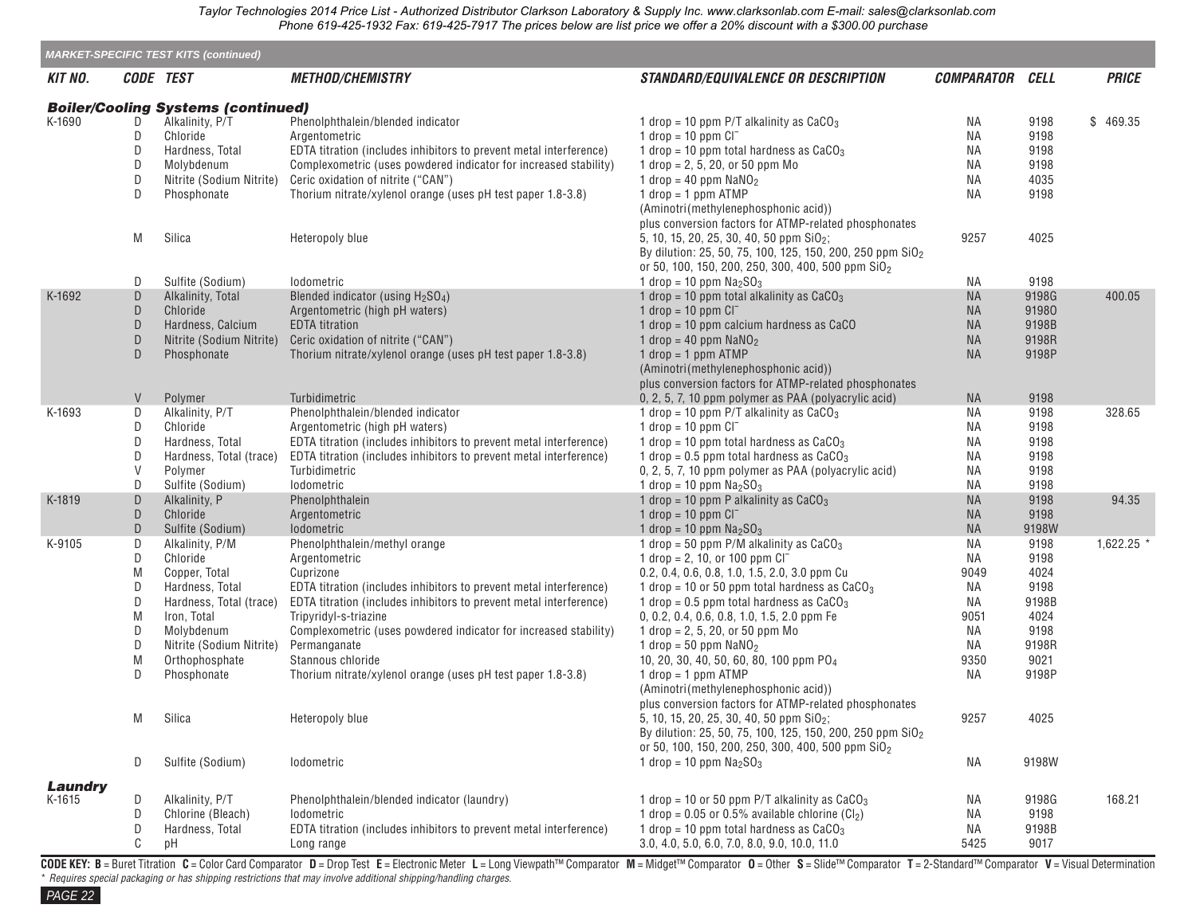Taylor Technologies 2014 Price List - Authorized Distributor Clarkson Laboratory & Supply Inc. www.clarksonlab.com E-mail: sales@clarksonlab.com Phone 619-425-1932 Fax: 619-425-7917 The prices below are list price we offer a 20% discount with a $300.00 purchase

## MARKET-SPECIFIC TEST KITS (continued)

| KIT NO. | CODE | TEST | METHOD/CHEMISTRY | STANDARD/EQUIVALENCE OR DESCRIPTION | COMPARATOR | CELL | PRICE |
|---|---|---|---|---|---|---|---|
| ***Boiler/Cooling Systems (continued)*** | | | | | | | |
| K-1690 | D | Alkalinity, P/T | Phenolphthalein/blended indicator | 1 drop = 10 ppm P/T alkalinity as $CaCO_3$ | NA | 9198 | $ 469.35 |
| | D | Chloride | Argentometric | 1 drop = 10 ppm $Cl^-$ | NA | 9198 | |
| | D | Hardness, Total | EDTA titration (includes inhibitors to prevent metal interference) | 1 drop = 10 ppm total hardness as $CaCO_3$ | NA | 9198 | |
| | D | Molybdenum | Complexometric (uses powdered indicator for increased stability) | 1 drop = 2, 5, 20, or 50 ppm Mo | NA | 9198 | |
| | D | Nitrite (Sodium Nitrite) | Ceric oxidation of nitrite ("CAN") | 1 drop = 40 ppm $NaNO_2$ | NA | 4035 | |
| | D | Phosphonate | Thorium nitrate/xylenol orange (uses pH test paper 1.8-3.8) | 1 drop = 1 ppm ATMP (Aminotri(methylenephosphonic acid)) plus conversion factors for ATMP-related phosphonates | NA | 9198 | |
| | M | Silica | Heteropoly blue | 5, 10, 15, 20, 25, 30, 40, 50 ppm $SiO_2$; By dilution: 25, 50, 75, 100, 125, 150, 200, 250 ppm $SiO_2$ or 50, 100, 150, 200, 250, 300, 400, 500 ppm $SiO_2$ | 9257 | 4025 | |
| | D | Sulfite (Sodium) | Iodometric | 1 drop = 10 ppm $Na_2SO_3$ | NA | 9198 | |
| K-1692 | D | Alkalinity, Total | Blended indicator (using $H_2SO_4$) | 1 drop = 10 ppm total alkalinity as $CaCO_3$ | NA | 9198G | 400.05 |
| | D | Chloride | Argentometric (high pH waters) | 1 drop = 10 ppm $Cl^-$ | NA | 9198O | |
| | D | Hardness, Calcium | EDTA titration | 1 drop = 10 ppm calcium hardness as CaCO | NA | 9198B | |
| | D | Nitrite (Sodium Nitrite) | Ceric oxidation of nitrite ("CAN") | 1 drop = 40 ppm $NaNO_2$ | NA | 9198R | |
| | D | Phosphonate | Thorium nitrate/xylenol orange (uses pH test paper 1.8-3.8) | 1 drop = 1 ppm ATMP (Aminotri(methylenephosphonic acid)) plus conversion factors for ATMP-related phosphonates | NA | 9198P | |
| | V | Polymer | Turbidimetric | 0, 2, 5, 7, 10 ppm polymer as PAA (polyacrylic acid) | NA | 9198 | |
| K-1693 | D | Alkalinity, P/T | Phenolphthalein/blended indicator | 1 drop = 10 ppm P/T alkalinity as $CaCO_3$ | NA | 9198 | 328.65 |
| | D | Chloride | Argentometric (high pH waters) | 1 drop = 10 ppm $Cl^-$ | NA | 9198 | |
| | D | Hardness, Total | EDTA titration (includes inhibitors to prevent metal interference) | 1 drop = 10 ppm total hardness as $CaCO_3$ | NA | 9198 | |
| | D | Hardness, Total (trace) | EDTA titration (includes inhibitors to prevent metal interference) | 1 drop = 0.5 ppm total hardness as $CaCO_3$ | NA | 9198 | |
| | V | Polymer | Turbidimetric | 0, 2, 5, 7, 10 ppm polymer as PAA (polyacrylic acid) | NA | 9198 | |
| | D | Sulfite (Sodium) | Iodometric | 1 drop = 10 ppm $Na_2SO_3$ | NA | 9198 | |
| K-1819 | D | Alkalinity, P | Phenolphthalein | 1 drop = 10 ppm P alkalinity as $CaCO_3$ | NA | 9198 | 94.35 |
| | D | Chloride | Argentometric | 1 drop = 10 ppm $Cl^-$ | NA | 9198 | |
| | D | Sulfite (Sodium) | Iodometric | 1 drop = 10 ppm $Na_2SO_3$ | NA | 9198W | |
| K-9105 | D | Alkalinity, P/M | Phenolphthalein/methyl orange | 1 drop = 50 ppm P/M alkalinity as $CaCO_3$ | NA | 9198 | 1,622.25 * |
| | D | Chloride | Argentometric | 1 drop = 2, 10, or 100 ppm $Cl^-$ | NA | 9198 | |
| | M | Copper, Total | Cuprizone | 0.2, 0.4, 0.6, 0.8, 1.0, 1.5, 2.0, 3.0 ppm Cu | 9049 | 4024 | |
| | D | Hardness, Total | EDTA titration (includes inhibitors to prevent metal interference) | 1 drop = 10 or 50 ppm total hardness as $CaCO_3$ | NA | 9198 | |
| | D | Hardness, Total (trace) | EDTA titration (includes inhibitors to prevent metal interference) | 1 drop = 0.5 ppm total hardness as $CaCO_3$ | NA | 9198B | |
| | M | Iron, Total | Tripyridyl-s-triazine | 0, 0.2, 0.4, 0.6, 0.8, 1.0, 1.5, 2.0 ppm Fe | 9051 | 4024 | |
| | D | Molybdenum | Complexometric (uses powdered indicator for increased stability) | 1 drop = 2, 5, 20, or 50 ppm Mo | NA | 9198 | |
| | D | Nitrite (Sodium Nitrite) | Permanganate | 1 drop = 50 ppm $NaNO_2$ | NA | 9198R | |
| | M | Orthophosphate | Stannous chloride | 10, 20, 30, 40, 50, 60, 80, 100 ppm $PO_4$ | 9350 | 9021 | |
| | D | Phosphonate | Thorium nitrate/xylenol orange (uses pH test paper 1.8-3.8) | 1 drop = 1 ppm ATMP (Aminotri(methylenephosphonic acid)) plus conversion factors for ATMP-related phosphonates | NA | 9198P | |
| | M | Silica | Heteropoly blue | 5, 10, 15, 20, 25, 30, 40, 50 ppm $SiO_2$; By dilution: 25, 50, 75, 100, 125, 150, 200, 250 ppm $SiO_2$ or 50, 100, 150, 200, 250, 300, 400, 500 ppm $SiO_2$ | 9257 | 4025 | |
| | D | Sulfite (Sodium) | Iodometric | 1 drop = 10 ppm $Na_2SO_3$ | NA | 9198W | |
| ***Laundry*** | | | | | | | |
| K-1615 | D | Alkalinity, P/T | Phenolphthalein/blended indicator (laundry) | 1 drop = 10 or 50 ppm P/T alkalinity as $CaCO_3$ | NA | 9198G | 168.21 |
| | D | Chlorine (Bleach) | Iodometric | 1 drop = 0.05 or 0.5% available chlorine ($Cl_2$) | NA | 9198 | |
| | D | Hardness, Total | EDTA titration (includes inhibitors to prevent metal interference) | 1 drop = 10 ppm total hardness as $CaCO_3$ | NA | 9198B | |
| | C | pH | Long range | 3.0, 4.0, 5.0, 6.0, 7.0, 8.0, 9.0, 10.0, 11.0 | 5425 | 9017 | |

**CODE KEY: B** = Buret Titration **C** = Color Card Comparator **D** = Drop Test **E** = Electronic Meter **L** = Long Viewpath™ Comparator **M** = Midget™ Comparator **O** = Other **S** = Slide™ Comparator **T** = 2-Standard™ Comparator **V** = Visual Determination

*\* Requires special packaging or has shipping restrictions that may involve additional shipping/handling charges.*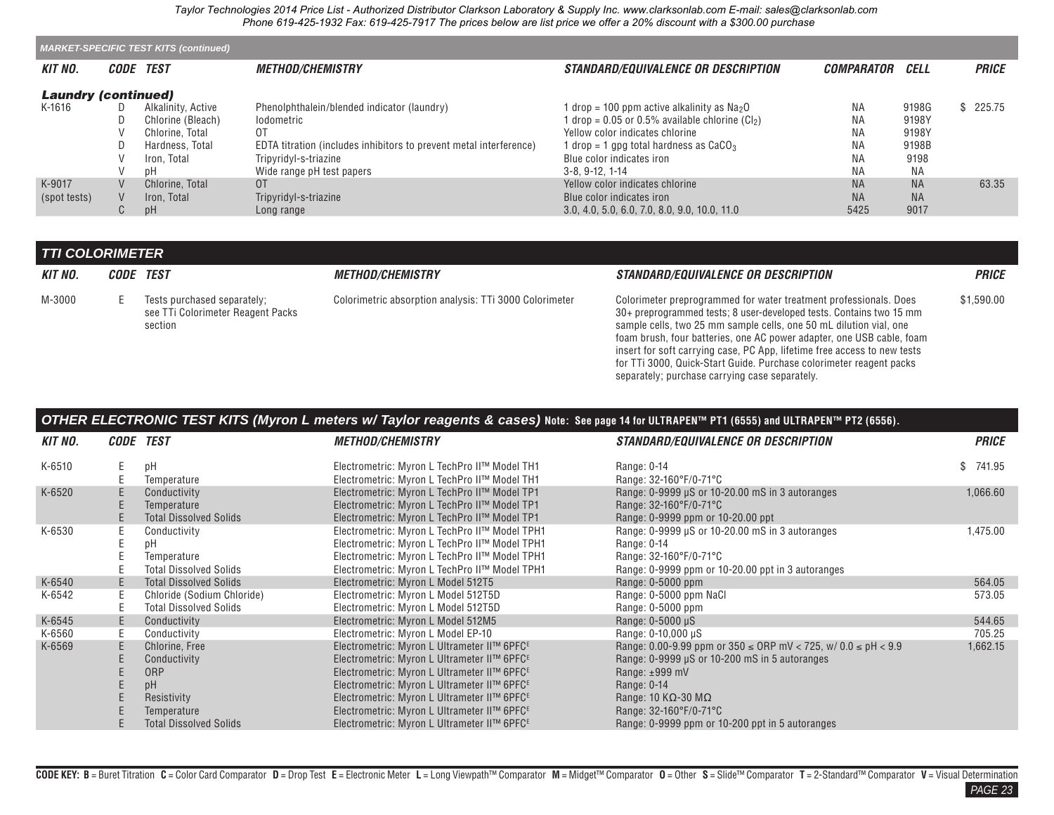## MARKET-SPECIFIC TEST KITS (continued)

| KIT NO. | CODE | TEST | METHOD/CHEMISTRY | STANDARD/EQUIVALENCE OR DESCRIPTION | COMPARATOR | CELL | PRICE |
|---|---|---|---|---|---|---|---|
| **Laundry (continued)** | | | | | | | |
| K-1616 | D | Alkalinity, Active | Phenolphthalein/blended indicator (laundry) | 1 drop = 100 ppm active alkalinity as $Na_2O$ | NA | 9198G | $ 225.75 |
| | D | Chlorine (Bleach) | Iodometric | 1 drop = 0.05 or 0.5% available chlorine ($Cl_2$) | NA | 9198Y | |
| | V | Chlorine, Total | OT | Yellow color indicates chlorine | NA | 9198Y | |
| | D | Hardness, Total | EDTA titration (includes inhibitors to prevent metal interference) | 1 drop = 1 gpg total hardness as $CaCO_3$ | NA | 9198B | |
| | V | Iron, Total | Tripyridyl-s-triazine | Blue color indicates iron | NA | 9198 | |
| | V | pH | Wide range pH test papers | 3-8, 9-12, 1-14 | NA | NA | |
| K-9017 | V | Chlorine, Total | OT | Yellow color indicates chlorine | NA | NA | 63.35 |
| (spot tests) | V | Iron, Total | Tripyridyl-s-triazine | Blue color indicates iron | NA | NA | |
| | C | pH | Long range | 3.0, 4.0, 5.0, 6.0, 7.0, 8.0, 9.0, 10.0, 11.0 | 5425 | 9017 | |

## TTI COLORIMETER

| KIT NO. | CODE | TEST | METHOD/CHEMISTRY | STANDARD/EQUIVALENCE OR DESCRIPTION | PRICE |
|---|---|---|---|---|---|
| M-3000 | E | Tests purchased separately; see TTi Colorimeter Reagent Packs section | Colorimetric absorption analysis: TTi 3000 Colorimeter | Colorimeter preprogrammed for water treatment professionals. Does 30+ preprogrammed tests; 8 user-developed tests. Contains two 15 mm sample cells, two 25 mm sample cells, one 50 mL dilution vial, one foam brush, four batteries, one AC power adapter, one USB cable, foam insert for soft carrying case, PC App, lifetime free access to new tests for TTi 3000, Quick-Start Guide. Purchase colorimeter reagent packs separately; purchase carrying case separately. | $1,590.00 |

## OTHER ELECTRONIC TEST KITS (Myron L meters w/ Taylor reagents & cases) Note: See page 14 for ULTRAPEN™ PT1 (6555) and ULTRAPEN™ PT2 (6556).

| KIT NO. | CODE | TEST | METHOD/CHEMISTRY | STANDARD/EQUIVALENCE OR DESCRIPTION | PRICE |
|---|---|---|---|---|---|
| K-6510 | E | pH | Electrometric: Myron L TechPro II™ Model TH1 | Range: 0-14 | $ 741.95 |
| | E | Temperature | Electrometric: Myron L TechPro II™ Model TH1 | Range: 32-160°F/0-71°C | |
| K-6520 | E | Conductivity | Electrometric: Myron L TechPro II™ Model TP1 | Range: 0-9999 µS or 10-20.00 mS in 3 autoranges | 1,066.60 |
| | E | Temperature | Electrometric: Myron L TechPro II™ Model TP1 | Range: 32-160°F/0-71°C | |
| | E | Total Dissolved Solids | Electrometric: Myron L TechPro II™ Model TP1 | Range: 0-9999 ppm or 10-20.00 ppt | |
| K-6530 | E | Conductivity | Electrometric: Myron L TechPro II™ Model TPH1 | Range: 0-9999 µS or 10-20.00 mS in 3 autoranges | 1,475.00 |
| | E | pH | Electrometric: Myron L TechPro II™ Model TPH1 | Range: 0-14 | |
| | E | Temperature | Electrometric: Myron L TechPro II™ Model TPH1 | Range: 32-160°F/0-71°C | |
| | E | Total Dissolved Solids | Electrometric: Myron L TechPro II™ Model TPH1 | Range: 0-9999 ppm or 10-20.00 ppt in 3 autoranges | |
| K-6540 | E | Total Dissolved Solids | Electrometric: Myron L Model 512T5 | Range: 0-5000 ppm | 564.05 |
| K-6542 | E | Chloride (Sodium Chloride) | Electrometric: Myron L Model 512T5D | Range: 0-5000 ppm NaCl | 573.05 |
| | E | Total Dissolved Solids | Electrometric: Myron L Model 512T5D | Range: 0-5000 ppm | |
| K-6545 | E | Conductivity | Electrometric: Myron L Model 512M5 | Range: 0-5000 µS | 544.65 |
| K-6560 | E | Conductivity | Electrometric: Myron L Model EP-10 | Range: 0-10,000 µS | 705.25 |
| K-6569 | E | Chlorine, Free | Electrometric: Myron L Ultrameter II™ 6PFC^E | Range: 0.00-9.99 ppm or 350 ≤ ORP mV < 725, w/ 0.0 ≤ pH < 9.9 | 1,662.15 |
| | E | Conductivity | Electrometric: Myron L Ultrameter II™ 6PFC^E | Range: 0-9999 µS or 10-200 mS in 5 autoranges | |
| | E | ORP | Electrometric: Myron L Ultrameter II™ 6PFC^E | Range: ±999 mV | |
| | E | pH | Electrometric: Myron L Ultrameter II™ 6PFC^E | Range: 0-14 | |
| | E | Resistivity | Electrometric: Myron L Ultrameter II™ 6PFC^E | Range: 10 KΩ-30 MΩ | |
| | E | Temperature | Electrometric: Myron L Ultrameter II™ 6PFC^E | Range: 32-160°F/0-71°C | |
| | E | Total Dissolved Solids | Electrometric: Myron L Ultrameter II™ 6PFC^E | Range: 0-9999 ppm or 10-200 ppt in 5 autoranges | |

**CODE KEY: B** = Buret Titration **C** = Color Card Comparator **D** = Drop Test **E** = Electronic Meter **L** = Long Viewpath™ Comparator **M** = Midget™ Comparator **O** = Other **S** = Slide™ Comparator **T** = 2-Standard™ Comparator **V** = Visual Determination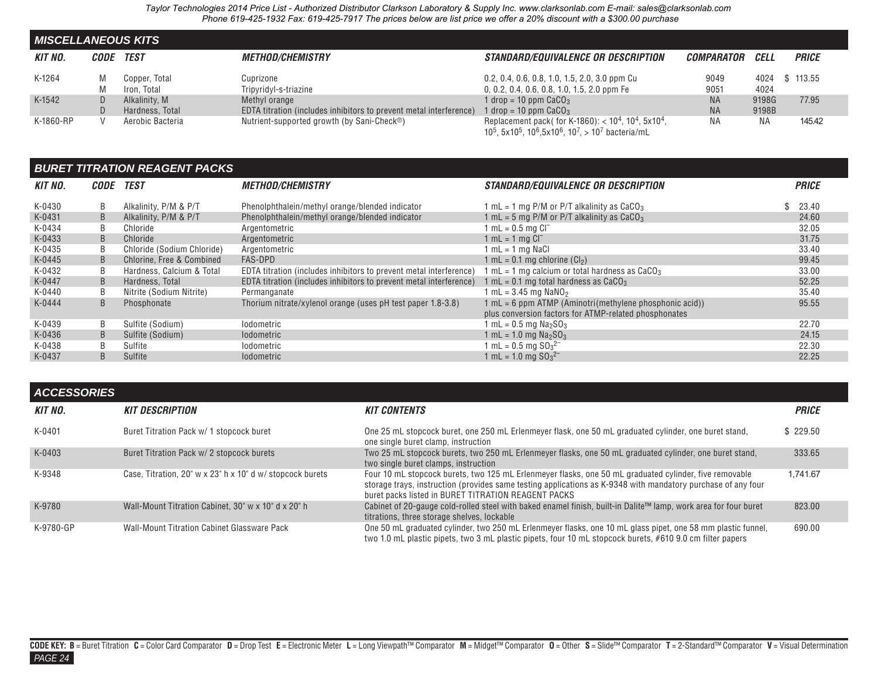## MISCELLANEOUS KITS

| KIT NO. | CODE | TEST | METHOD/CHEMISTRY | STANDARD/EQUIVALENCE OR DESCRIPTION | COMPARATOR | CELL | PRICE |
|---|---|---|---|---|---|---|---|
| K-1264 | M | Copper, Total | Cuprizone | 0.2, 0.4, 0.6, 0.8, 1.0, 1.5, 2.0, 3.0 ppm Cu | 9049 | 4024 | $ 113.55 |
| | M | Iron, Total | Tripyridyl-s-triazine | 0, 0.2, 0.4, 0.6, 0.8, 1.0, 1.5, 2.0 ppm Fe | 9051 | 4024 | |
| K-1542 | D | Alkalinity, M | Methyl orange | 1 drop = 10 ppm $CaCO_3$ | NA | 9198G | 77.95 |
| | D | Hardness, Total | EDTA titration (includes inhibitors to prevent metal interference) | 1 drop = 10 ppm $CaCO_3$ | NA | 9198B | |
| K-1860-RP | V | Aerobic Bacteria | Nutrient-supported growth (by Sani-Check®) | Replacement pack( for K-1860): < $10^4$, $10^4$, $5x10^4$, $10^5$, $5x10^5$, $10^6$,$5x10^6$, $10^7$, > $10^7$ bacteria/mL | NA | NA | 145.42 |

## BURET TITRATION REAGENT PACKS

| KIT NO. | CODE | TEST | METHOD/CHEMISTRY | STANDARD/EQUIVALENCE OR DESCRIPTION | PRICE |
|---|---|---|---|---|---|
| K-0430 | B | Alkalinity, P/M & P/T | Phenolphthalein/methyl orange/blended indicator | 1 mL = 1 mg P/M or P/T alkalinity as $CaCO_3$ | $ 23.40 |
| K-0431 | B | Alkalinity, P/M & P/T | Phenolphthalein/methyl orange/blended indicator | 1 mL = 5 mg P/M or P/T alkalinity as $CaCO_3$ | 24.60 |
| K-0434 | B | Chloride | Argentometric | 1 mL = 0.5 mg $Cl^-$ | 32.05 |
| K-0433 | B | Chloride | Argentometric | 1 mL = 1 mg $Cl^-$ | 31.75 |
| K-0435 | B | Chloride (Sodium Chloride) | Argentometric | 1 mL = 1 mg NaCl | 33.40 |
| K-0445 | B | Chlorine, Free & Combined | FAS-DPD | 1 mL = 0.1 mg chlorine ($Cl_2$) | 99.45 |
| K-0432 | B | Hardness, Calcium & Total | EDTA titration (includes inhibitors to prevent metal interference) | 1 mL = 1 mg calcium or total hardness as $CaCO_3$ | 33.00 |
| K-0447 | B | Hardness, Total | EDTA titration (includes inhibitors to prevent metal interference) | 1 mL = 0.1 mg total hardness as $CaCO_3$ | 52.25 |
| K-0440 | B | Nitrite (Sodium Nitrite) | Permanganate | 1 mL = 3.45 mg $NaNO_2$ | 35.40 |
| K-0444 | B | Phosphonate | Thorium nitrate/xylenol orange (uses pH test paper 1.8-3.8) | 1 mL = 6 ppm ATMP (Aminotri(methylene phosphonic acid)) plus conversion factors for ATMP-related phosphonates | 95.55 |
| K-0439 | B | Sulfite (Sodium) | Iodometric | 1 mL = 0.5 mg $Na_2SO_3$ | 22.70 |
| K-0436 | B | Sulfite (Sodium) | Iodometric | 1 mL = 1.0 mg $Na_2SO_3$ | 24.15 |
| K-0438 | B | Sulfite | Iodometric | 1 mL = 0.5 mg $SO_3^{2-}$ | 22.30 |
| K-0437 | B | Sulfite | Iodometric | 1 mL = 1.0 mg $SO_3^{2-}$ | 22.25 |

## ACCESSORIES

| KIT NO. | KIT DESCRIPTION | KIT CONTENTS | PRICE |
|---|---|---|---|
| K-0401 | Buret Titration Pack w/ 1 stopcock buret | One 25 mL stopcock buret, one 250 mL Erlenmeyer flask, one 50 mL graduated cylinder, one buret stand, one single buret clamp, instruction | $ 229.50 |
| K-0403 | Buret Titration Pack w/ 2 stopcock burets | Two 25 mL stopcock burets, two 250 mL Erlenmeyer flasks, one 50 mL graduated cylinder, one buret stand, two single buret clamps, instruction | 333.65 |
| K-9348 | Case, Titration, 20" w x 23" h x 10" d w/ stopcock burets | Four 10 mL stopcock burets, two 125 mL Erlenmeyer flasks, one 50 mL graduated cylinder, five removable storage trays, instruction (provides same testing applications as K-9348 with mandatory purchase of any four buret packs listed in BURET TITRATION REAGENT PACKS | 1,741.67 |
| K-9780 | Wall-Mount Titration Cabinet, 30" w x 10" d x 20" h | Cabinet of 20-gauge cold-rolled steel with baked enamel finish, built-in Dalite™ lamp, work area for four buret titrations, three storage shelves, lockable | 823.00 |
| K-9780-GP | Wall-Mount Titration Cabinet Glassware Pack | One 50 mL graduated cylinder, two 250 mL Erlenmeyer flasks, one 10 mL glass pipet, one 58 mm plastic funnel, two 1.0 mL plastic pipets, two 3 mL plastic pipets, four 10 mL stopcock burets, #610 9.0 cm filter papers | 690.00 |

**CODE KEY: B** = Buret Titration **C** = Color Card Comparator **D** = Drop Test **E** = Electronic Meter **L** = Long Viewpath™ Comparator **M** = Midget™ Comparator **O** = Other **S** = Slide™ Comparator **T** = 2-Standard™ Comparator **V** = Visual Determination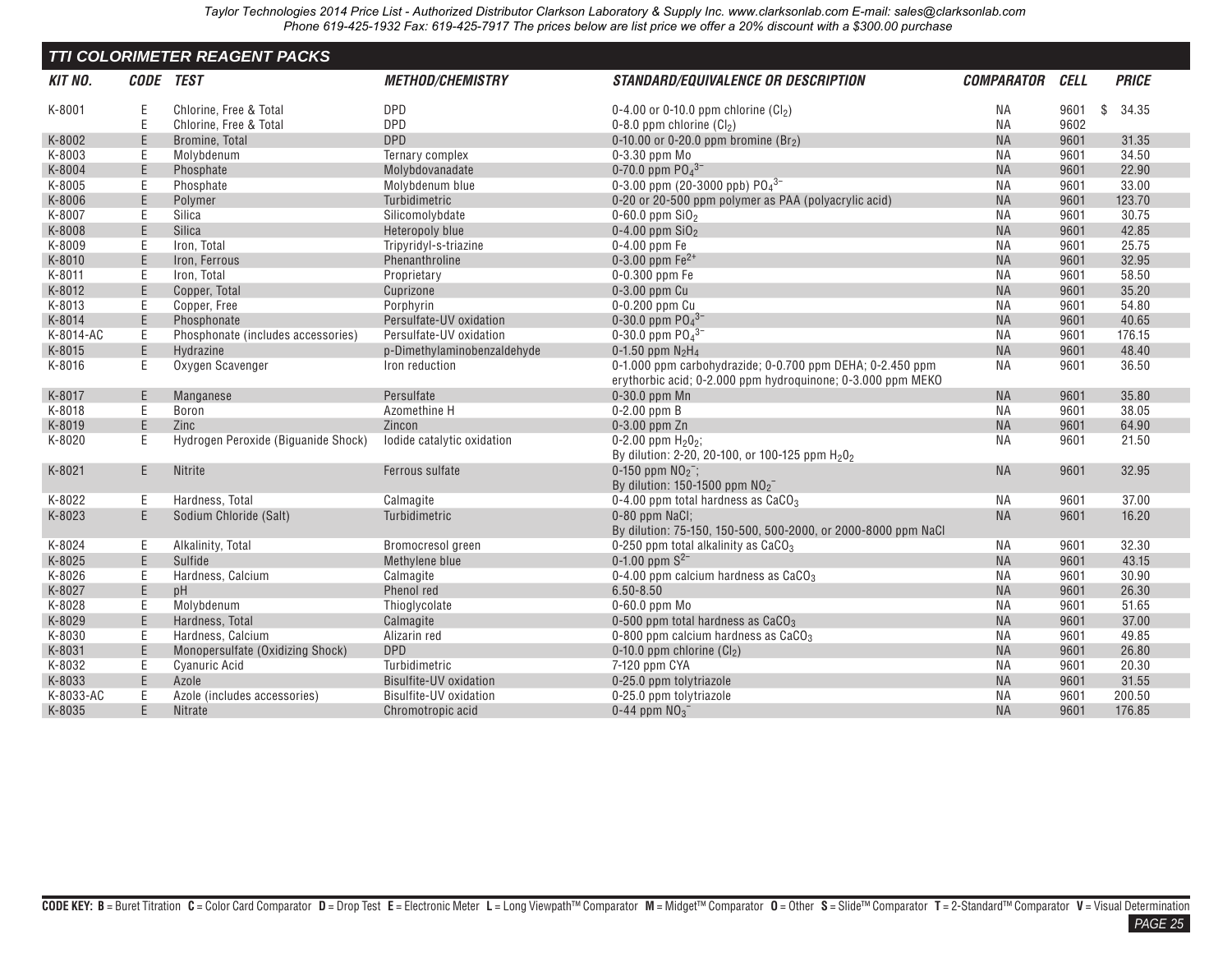## TTI COLORIMETER REAGENT PACKS

| KIT NO. | CODE | TEST | METHOD/CHEMISTRY | STANDARD/EQUIVALENCE OR DESCRIPTION | COMPARATOR | CELL | PRICE |
|---|---|---|---|---|---|---|---|
| K-8001 | E | Chlorine, Free & Total | DPD | 0-4.00 or 0-10.0 ppm chlorine ($Cl_2$) | NA | 9601 | $ 34.35 |
| | E | Chlorine, Free & Total | DPD | 0-8.0 ppm chlorine ($Cl_2$) | NA | 9602 | |
| K-8002 | E | Bromine, Total | DPD | 0-10.00 or 0-20.0 ppm bromine ($Br_2$) | NA | 9601 | 31.35 |
| K-8003 | E | Molybdenum | Ternary complex | 0-3.30 ppm Mo | NA | 9601 | 34.50 |
| K-8004 | E | Phosphate | Molybdovanadate | 0-70.0 ppm $PO_4^{3-}$ | NA | 9601 | 22.90 |
| K-8005 | E | Phosphate | Molybdenum blue | 0-3.00 ppm (20-3000 ppb) $PO_4^{3-}$ | NA | 9601 | 33.00 |
| K-8006 | E | Polymer | Turbidimetric | 0-20 or 20-500 ppm polymer as PAA (polyacrylic acid) | NA | 9601 | 123.70 |
| K-8007 | E | Silica | Silicomolybdate | 0-60.0 ppm $SiO_2$ | NA | 9601 | 30.75 |
| K-8008 | E | Silica | Heteropoly blue | 0-4.00 ppm $SiO_2$ | NA | 9601 | 42.85 |
| K-8009 | E | Iron, Total | Tripyridyl-s-triazine | 0-4.00 ppm Fe | NA | 9601 | 25.75 |
| K-8010 | E | Iron, Ferrous | Phenanthroline | 0-3.00 ppm $Fe^{2+}$ | NA | 9601 | 32.95 |
| K-8011 | E | Iron, Total | Proprietary | 0-0.300 ppm Fe | NA | 9601 | 58.50 |
| K-8012 | E | Copper, Total | Cuprizone | 0-3.00 ppm Cu | NA | 9601 | 35.20 |
| K-8013 | E | Copper, Free | Porphyrin | 0-0.200 ppm Cu | NA | 9601 | 54.80 |
| K-8014 | E | Phosphonate | Persulfate-UV oxidation | 0-30.0 ppm $PO_4^{3-}$ | NA | 9601 | 40.65 |
| K-8014-AC | E | Phosphonate (includes accessories) | Persulfate-UV oxidation | 0-30.0 ppm $PO_4^{3-}$ | NA | 9601 | 176.15 |
| K-8015 | E | Hydrazine | p-Dimethylaminobenzaldehyde | 0-1.50 ppm $N_2H_4$ | NA | 9601 | 48.40 |
| K-8016 | E | Oxygen Scavenger | Iron reduction | 0-1.000 ppm carbohydrazide; 0-0.700 ppm DEHA; 0-2.450 ppm erythorbic acid; 0-2.000 ppm hydroquinone; 0-3.000 ppm MEKO | NA | 9601 | 36.50 |
| K-8017 | E | Manganese | Persulfate | 0-30.0 ppm Mn | NA | 9601 | 35.80 |
| K-8018 | E | Boron | Azomethine H | 0-2.00 ppm B | NA | 9601 | 38.05 |
| K-8019 | E | Zinc | Zincon | 0-3.00 ppm Zn | NA | 9601 | 64.90 |
| K-8020 | E | Hydrogen Peroxide (Biguanide Shock) | Iodide catalytic oxidation | 0-2.00 ppm $H_2O_2$; By dilution: 2-20, 20-100, or 100-125 ppm $H_2O_2$ | NA | 9601 | 21.50 |
| K-8021 | E | Nitrite | Ferrous sulfate | 0-150 ppm $NO_2^-$; By dilution: 150-1500 ppm $NO_2^-$ | NA | 9601 | 32.95 |
| K-8022 | E | Hardness, Total | Calmagite | 0-4.00 ppm total hardness as $CaCO_3$ | NA | 9601 | 37.00 |
| K-8023 | E | Sodium Chloride (Salt) | Turbidimetric | 0-80 ppm NaCl; By dilution: 75-150, 150-500, 500-2000, or 2000-8000 ppm NaCl | NA | 9601 | 16.20 |
| K-8024 | E | Alkalinity, Total | Bromocresol green | 0-250 ppm total alkalinity as $CaCO_3$ | NA | 9601 | 32.30 |
| K-8025 | E | Sulfide | Methylene blue | 0-1.00 ppm $S^{2-}$ | NA | 9601 | 43.15 |
| K-8026 | E | Hardness, Calcium | Calmagite | 0-4.00 ppm calcium hardness as $CaCO_3$ | NA | 9601 | 30.90 |
| K-8027 | E | pH | Phenol red | 6.50-8.50 | NA | 9601 | 26.30 |
| K-8028 | E | Molybdenum | Thioglycolate | 0-60.0 ppm Mo | NA | 9601 | 51.65 |
| K-8029 | E | Hardness, Total | Calmagite | 0-500 ppm total hardness as $CaCO_3$ | NA | 9601 | 37.00 |
| K-8030 | E | Hardness, Calcium | Alizarin red | 0-800 ppm calcium hardness as $CaCO_3$ | NA | 9601 | 49.85 |
| K-8031 | E | Monopersulfate (Oxidizing Shock) | DPD | 0-10.0 ppm chlorine ($Cl_2$) | NA | 9601 | 26.80 |
| K-8032 | E | Cyanuric Acid | Turbidimetric | 7-120 ppm CYA | NA | 9601 | 20.30 |
| K-8033 | E | Azole | Bisulfite-UV oxidation | 0-25.0 ppm tolytriazole | NA | 9601 | 31.55 |
| K-8033-AC | E | Azole (includes accessories) | Bisulfite-UV oxidation | 0-25.0 ppm tolytriazole | NA | 9601 | 200.50 |
| K-8035 | E | Nitrate | Chromotropic acid | 0-44 ppm $NO_3^-$ | NA | 9601 | 176.85 |

**CODE KEY: B** = Buret Titration **C** = Color Card Comparator **D** = Drop Test **E** = Electronic Meter **L** = Long Viewpath™ Comparator **M** = Midget™ Comparator **O** = Other **S** = Slide™ Comparator **T** = 2-Standard™ Comparator **V** = Visual Determination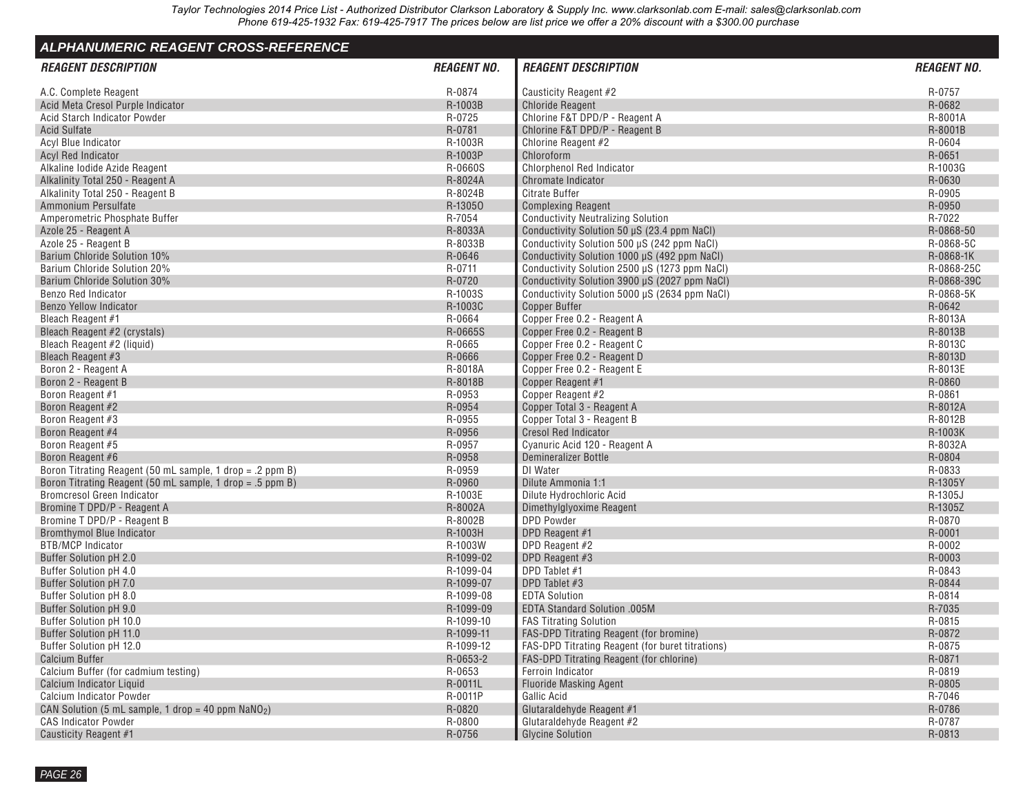## ALPHANUMERIC REAGENT CROSS-REFERENCE

| REAGENT DESCRIPTION | REAGENT NO. |
|---|---|
| A.C. Complete Reagent | R-0874 |
| Acid Meta Cresol Purple Indicator | R-1003B |
| Acid Starch Indicator Powder | R-0725 |
| Acid Sulfate | R-0781 |
| Acyl Blue Indicator | R-1003R |
| Acyl Red Indicator | R-1003P |
| Alkaline Iodide Azide Reagent | R-0660S |
| Alkalinity Total 250 - Reagent A | R-8024A |
| Alkalinity Total 250 - Reagent B | R-8024B |
| Ammonium Persulfate | R-1305O |
| Amperometric Phosphate Buffer | R-7054 |
| Azole 25 - Reagent A | R-8033A |
| Azole 25 - Reagent B | R-8033B |
| Barium Chloride Solution 10% | R-0646 |
| Barium Chloride Solution 20% | R-0711 |
| Barium Chloride Solution 30% | R-0720 |
| Benzo Red Indicator | R-1003S |
| Benzo Yellow Indicator | R-1003C |
| Bleach Reagent #1 | R-0664 |
| Bleach Reagent #2 (crystals) | R-0665S |
| Bleach Reagent #2 (liquid) | R-0665 |
| Bleach Reagent #3 | R-0666 |
| Boron 2 - Reagent A | R-8018A |
| Boron 2 - Reagent B | R-8018B |
| Boron Reagent #1 | R-0953 |
| Boron Reagent #2 | R-0954 |
| Boron Reagent #3 | R-0955 |
| Boron Reagent #4 | R-0956 |
| Boron Reagent #5 | R-0957 |
| Boron Reagent #6 | R-0958 |
| Boron Titrating Reagent (50 mL sample, 1 drop = .2 ppm B) | R-0959 |
| Boron Titrating Reagent (50 mL sample, 1 drop = .5 ppm B) | R-0960 |
| Bromcresol Green Indicator | R-1003E |
| Bromine T DPD/P - Reagent A | R-8002A |
| Bromine T DPD/P - Reagent B | R-8002B |
| Bromthymol Blue Indicator | R-1003H |
| BTB/MCP Indicator | R-1003W |
| Buffer Solution pH 2.0 | R-1099-02 |
| Buffer Solution pH 4.0 | R-1099-04 |
| Buffer Solution pH 7.0 | R-1099-07 |
| Buffer Solution pH 8.0 | R-1099-08 |
| Buffer Solution pH 9.0 | R-1099-09 |
| Buffer Solution pH 10.0 | R-1099-10 |
| Buffer Solution pH 11.0 | R-1099-11 |
| Buffer Solution pH 12.0 | R-1099-12 |
| Calcium Buffer | R-0653-2 |
| Calcium Buffer (for cadmium testing) | R-0653 |
| Calcium Indicator Liquid | R-0011L |
| Calcium Indicator Powder | R-0011P |
| CAN Solution (5 mL sample, 1 drop = 40 ppm $NaNO_2$) | R-0820 |
| CAS Indicator Powder | R-0800 |
| Causticity Reagent #1 | R-0756 |
| Causticity Reagent #2 | R-0757 |
| Chloride Reagent | R-0682 |
| Chlorine F&T DPD/P - Reagent A | R-8001A |
| Chlorine F&T DPD/P - Reagent B | R-8001B |
| Chlorine Reagent #2 | R-0604 |
| Chloroform | R-0651 |
| Chlorphenol Red Indicator | R-1003G |
| Chromate Indicator | R-0630 |
| Citrate Buffer | R-0905 |
| Complexing Reagent | R-0950 |
| Conductivity Neutralizing Solution | R-7022 |
| Conductivity Solution 50 µS (23.4 ppm NaCl) | R-0868-50 |
| Conductivity Solution 500 µS (242 ppm NaCl) | R-0868-5C |
| Conductivity Solution 1000 µS (492 ppm NaCl) | R-0868-1K |
| Conductivity Solution 2500 µS (1273 ppm NaCl) | R-0868-25C |
| Conductivity Solution 3900 µS (2027 ppm NaCl) | R-0868-39C |
| Conductivity Solution 5000 µS (2634 ppm NaCl) | R-0868-5K |
| Copper Buffer | R-0642 |
| Copper Free 0.2 - Reagent A | R-8013A |
| Copper Free 0.2 - Reagent B | R-8013B |
| Copper Free 0.2 - Reagent C | R-8013C |
| Copper Free 0.2 - Reagent D | R-8013D |
| Copper Free 0.2 - Reagent E | R-8013E |
| Copper Reagent #1 | R-0860 |
| Copper Reagent #2 | R-0861 |
| Copper Total 3 - Reagent A | R-8012A |
| Copper Total 3 - Reagent B | R-8012B |
| Cresol Red Indicator | R-1003K |
| Cyanuric Acid 120 - Reagent A | R-8032A |
| Demineralizer Bottle | R-0804 |
| DI Water | R-0833 |
| Dilute Ammonia 1:1 | R-1305Y |
| Dilute Hydrochloric Acid | R-1305J |
| Dimethylglyoxime Reagent | R-1305Z |
| DPD Powder | R-0870 |
| DPD Reagent #1 | R-0001 |
| DPD Reagent #2 | R-0002 |
| DPD Reagent #3 | R-0003 |
| DPD Tablet #1 | R-0843 |
| DPD Tablet #3 | R-0844 |
| EDTA Solution | R-0814 |
| EDTA Standard Solution .005M | R-7035 |
| FAS Titrating Solution | R-0815 |
| FAS-DPD Titrating Reagent (for bromine) | R-0872 |
| FAS-DPD Titrating Reagent (for buret titrations) | R-0875 |
| FAS-DPD Titrating Reagent (for chlorine) | R-0871 |
| Ferroin Indicator | R-0819 |
| Fluoride Masking Agent | R-0805 |
| Gallic Acid | R-7046 |
| Glutaraldehyde Reagent #1 | R-0786 |
| Glutaraldehyde Reagent #2 | R-0787 |
| Glycine Solution | R-0813 |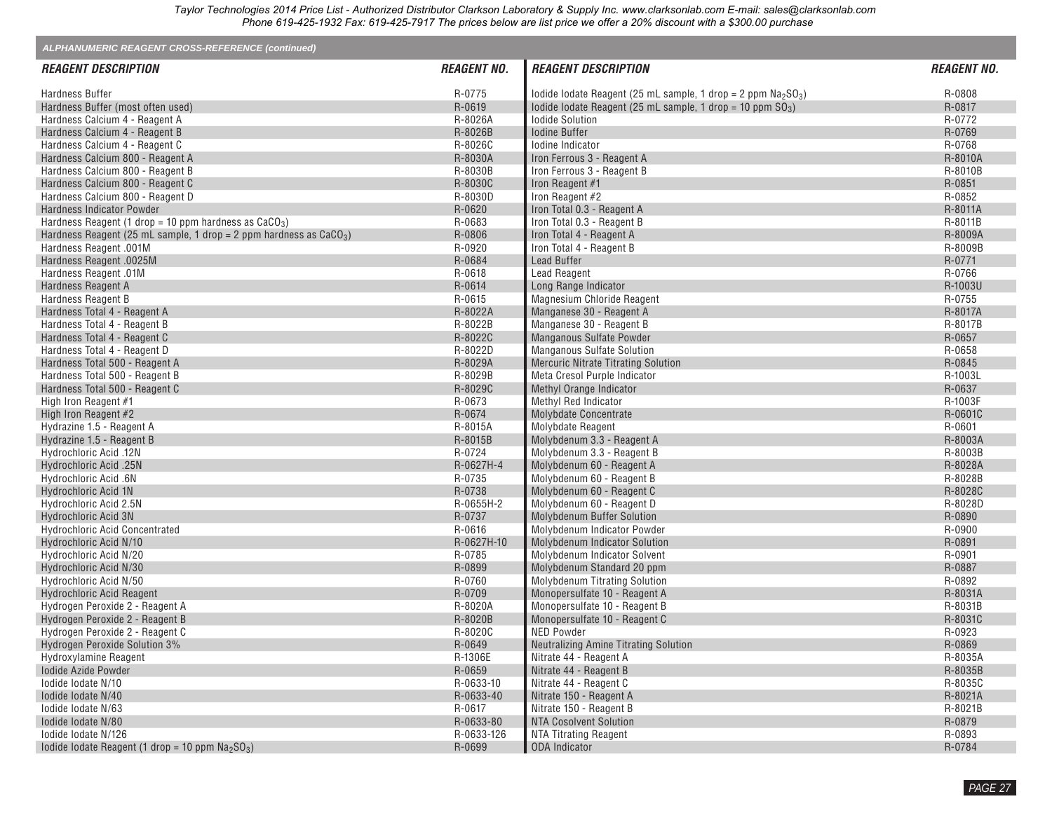## ALPHANUMERIC REAGENT CROSS-REFERENCE (continued)

| REAGENT DESCRIPTION | REAGENT NO. |
|---|---|
| Hardness Buffer | R-0775 |
| Hardness Buffer (most often used) | R-0619 |
| Hardness Calcium 4 - Reagent A | R-8026A |
| Hardness Calcium 4 - Reagent B | R-8026B |
| Hardness Calcium 4 - Reagent C | R-8026C |
| Hardness Calcium 800 - Reagent A | R-8030A |
| Hardness Calcium 800 - Reagent B | R-8030B |
| Hardness Calcium 800 - Reagent C | R-8030C |
| Hardness Calcium 800 - Reagent D | R-8030D |
| Hardness Indicator Powder | R-0620 |
| Hardness Reagent (1 drop = 10 ppm hardness as $CaCO_3$) | R-0683 |
| Hardness Reagent (25 mL sample, 1 drop = 2 ppm hardness as $CaCO_3$) | R-0806 |
| Hardness Reagent .001M | R-0920 |
| Hardness Reagent .0025M | R-0684 |
| Hardness Reagent .01M | R-0618 |
| Hardness Reagent A | R-0614 |
| Hardness Reagent B | R-0615 |
| Hardness Total 4 - Reagent A | R-8022A |
| Hardness Total 4 - Reagent B | R-8022B |
| Hardness Total 4 - Reagent C | R-8022C |
| Hardness Total 4 - Reagent D | R-8022D |
| Hardness Total 500 - Reagent A | R-8029A |
| Hardness Total 500 - Reagent B | R-8029B |
| Hardness Total 500 - Reagent C | R-8029C |
| High Iron Reagent #1 | R-0673 |
| High Iron Reagent #2 | R-0674 |
| Hydrazine 1.5 - Reagent A | R-8015A |
| Hydrazine 1.5 - Reagent B | R-8015B |
| Hydrochloric Acid .12N | R-0724 |
| Hydrochloric Acid .25N | R-0627H-4 |
| Hydrochloric Acid .6N | R-0735 |
| Hydrochloric Acid 1N | R-0738 |
| Hydrochloric Acid 2.5N | R-0655H-2 |
| Hydrochloric Acid 3N | R-0737 |
| Hydrochloric Acid Concentrated | R-0616 |
| Hydrochloric Acid N/10 | R-0627H-10 |
| Hydrochloric Acid N/20 | R-0785 |
| Hydrochloric Acid N/30 | R-0899 |
| Hydrochloric Acid N/50 | R-0760 |
| Hydrochloric Acid Reagent | R-0709 |
| Hydrogen Peroxide 2 - Reagent A | R-8020A |
| Hydrogen Peroxide 2 - Reagent B | R-8020B |
| Hydrogen Peroxide 2 - Reagent C | R-8020C |
| Hydrogen Peroxide Solution 3% | R-0649 |
| Hydroxylamine Reagent | R-1306E |
| Iodide Azide Powder | R-0659 |
| Iodide Iodate N/10 | R-0633-10 |
| Iodide Iodate N/40 | R-0633-40 |
| Iodide Iodate N/63 | R-0617 |
| Iodide Iodate N/80 | R-0633-80 |
| Iodide Iodate N/126 | R-0633-126 |
| Iodide Iodate Reagent (1 drop = 10 ppm $Na_2SO_3$) | R-0699 |
| Iodide Iodate Reagent (25 mL sample, 1 drop = 2 ppm $Na_2SO_3$) | R-0808 |
| Iodide Iodate Reagent (25 mL sample, 1 drop = 10 ppm $SO_3$) | R-0817 |
| Iodide Solution | R-0772 |
| Iodine Buffer | R-0769 |
| Iodine Indicator | R-0768 |
| Iron Ferrous 3 - Reagent A | R-8010A |
| Iron Ferrous 3 - Reagent B | R-8010B |
| Iron Reagent #1 | R-0851 |
| Iron Reagent #2 | R-0852 |
| Iron Total 0.3 - Reagent A | R-8011A |
| Iron Total 0.3 - Reagent B | R-8011B |
| Iron Total 4 - Reagent A | R-8009A |
| Iron Total 4 - Reagent B | R-8009B |
| Lead Buffer | R-0771 |
| Lead Reagent | R-0766 |
| Long Range Indicator | R-1003U |
| Magnesium Chloride Reagent | R-0755 |
| Manganese 30 - Reagent A | R-8017A |
| Manganese 30 - Reagent B | R-8017B |
| Manganous Sulfate Powder | R-0657 |
| Manganous Sulfate Solution | R-0658 |
| Mercuric Nitrate Titrating Solution | R-0845 |
| Meta Cresol Purple Indicator | R-1003L |
| Methyl Orange Indicator | R-0637 |
| Methyl Red Indicator | R-1003F |
| Molybdate Concentrate | R-0601C |
| Molybdate Reagent | R-0601 |
| Molybdenum 3.3 - Reagent A | R-8003A |
| Molybdenum 3.3 - Reagent B | R-8003B |
| Molybdenum 60 - Reagent A | R-8028A |
| Molybdenum 60 - Reagent B | R-8028B |
| Molybdenum 60 - Reagent C | R-8028C |
| Molybdenum 60 - Reagent D | R-8028D |
| Molybdenum Buffer Solution | R-0890 |
| Molybdenum Indicator Powder | R-0900 |
| Molybdenum Indicator Solution | R-0891 |
| Molybdenum Indicator Solvent | R-0901 |
| Molybdenum Standard 20 ppm | R-0887 |
| Molybdenum Titrating Solution | R-0892 |
| Monopersulfate 10 - Reagent A | R-8031A |
| Monopersulfate 10 - Reagent B | R-8031B |
| Monopersulfate 10 - Reagent C | R-8031C |
| NED Powder | R-0923 |
| Neutralizing Amine Titrating Solution | R-0869 |
| Nitrate 44 - Reagent A | R-8035A |
| Nitrate 44 - Reagent B | R-8035B |
| Nitrate 44 - Reagent C | R-8035C |
| Nitrate 150 - Reagent A | R-8021A |
| Nitrate 150 - Reagent B | R-8021B |
| NTA Cosolvent Solution | R-0879 |
| NTA Titrating Reagent | R-0893 |
| ODA Indicator | R-0784 |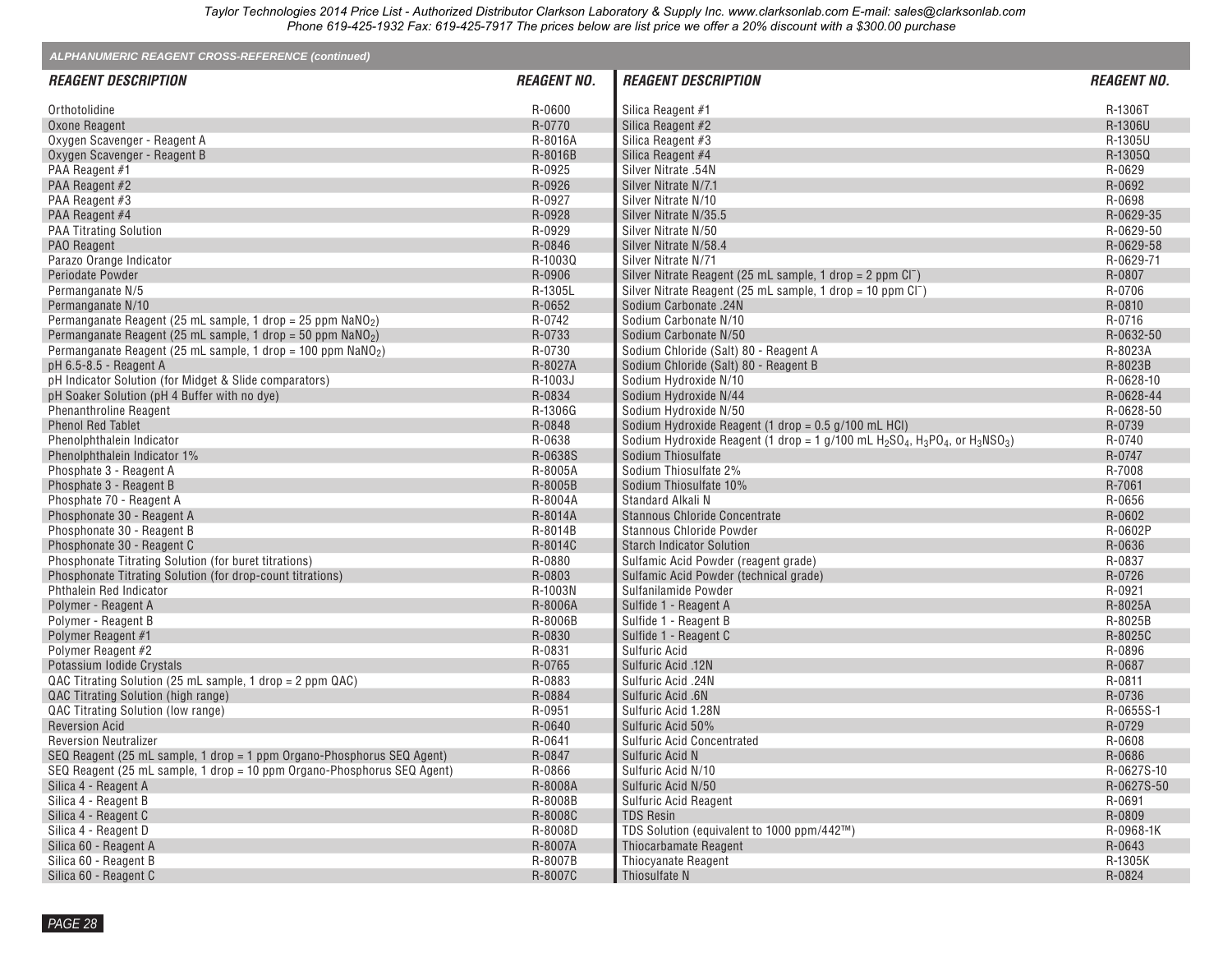Taylor Technologies 2014 Price List - Authorized Distributor Clarkson Laboratory & Supply Inc. www.clarksonlab.com E-mail: sales@clarksonlab.com
Phone 619-425-1932 Fax: 619-425-7917 The prices below are list price we offer a 20% discount with a $300.00 purchase

### ALPHANUMERIC REAGENT CROSS-REFERENCE (continued)

| REAGENT DESCRIPTION | REAGENT NO. |
|---|---|
| Orthotolidine | R-0600 |
| Oxone Reagent | R-0770 |
| Oxygen Scavenger - Reagent A | R-8016A |
| Oxygen Scavenger - Reagent B | R-8016B |
| PAA Reagent #1 | R-0925 |
| PAA Reagent #2 | R-0926 |
| PAA Reagent #3 | R-0927 |
| PAA Reagent #4 | R-0928 |
| PAA Titrating Solution | R-0929 |
| PAO Reagent | R-0846 |
| Parazo Orange Indicator | R-1003Q |
| Periodate Powder | R-0906 |
| Permanganate N/5 | R-1305L |
| Permanganate N/10 | R-0652 |
| Permanganate Reagent (25 mL sample, 1 drop = 25 ppm $NaNO_2$) | R-0742 |
| Permanganate Reagent (25 mL sample, 1 drop = 50 ppm $NaNO_2$) | R-0733 |
| Permanganate Reagent (25 mL sample, 1 drop = 100 ppm $NaNO_2$) | R-0730 |
| pH 6.5-8.5 - Reagent A | R-8027A |
| pH Indicator Solution (for Midget & Slide comparators) | R-1003J |
| pH Soaker Solution (pH 4 Buffer with no dye) | R-0834 |
| Phenanthroline Reagent | R-1306G |
| Phenol Red Tablet | R-0848 |
| Phenolphthalein Indicator | R-0638 |
| Phenolphthalein Indicator 1% | R-0638S |
| Phosphate 3 - Reagent A | R-8005A |
| Phosphate 3 - Reagent B | R-8005B |
| Phosphate 70 - Reagent A | R-8004A |
| Phosphonate 30 - Reagent A | R-8014A |
| Phosphonate 30 - Reagent B | R-8014B |
| Phosphonate 30 - Reagent C | R-8014C |
| Phosphonate Titrating Solution (for buret titrations) | R-0880 |
| Phosphonate Titrating Solution (for drop-count titrations) | R-0803 |
| Phthalein Red Indicator | R-1003N |
| Polymer - Reagent A | R-8006A |
| Polymer - Reagent B | R-8006B |
| Polymer Reagent #1 | R-0830 |
| Polymer Reagent #2 | R-0831 |
| Potassium Iodide Crystals | R-0765 |
| QAC Titrating Solution (25 mL sample, 1 drop = 2 ppm QAC) | R-0883 |
| QAC Titrating Solution (high range) | R-0884 |
| QAC Titrating Solution (low range) | R-0951 |
| Reversion Acid | R-0640 |
| Reversion Neutralizer | R-0641 |
| SEQ Reagent (25 mL sample, 1 drop = 1 ppm Organo-Phosphorus SEQ Agent) | R-0847 |
| SEQ Reagent (25 mL sample, 1 drop = 10 ppm Organo-Phosphorus SEQ Agent) | R-0866 |
| Silica 4 - Reagent A | R-8008A |
| Silica 4 - Reagent B | R-8008B |
| Silica 4 - Reagent C | R-8008C |
| Silica 4 - Reagent D | R-8008D |
| Silica 60 - Reagent A | R-8007A |
| Silica 60 - Reagent B | R-8007B |
| Silica 60 - Reagent C | R-8007C |
| Silica Reagent #1 | R-1306T |
| Silica Reagent #2 | R-1306U |
| Silica Reagent #3 | R-1305U |
| Silica Reagent #4 | R-1305Q |
| Silver Nitrate .54N | R-0629 |
| Silver Nitrate N/7.1 | R-0692 |
| Silver Nitrate N/10 | R-0698 |
| Silver Nitrate N/35.5 | R-0629-35 |
| Silver Nitrate N/50 | R-0629-50 |
| Silver Nitrate N/58.4 | R-0629-58 |
| Silver Nitrate N/71 | R-0629-71 |
| Silver Nitrate Reagent (25 mL sample, 1 drop = 2 ppm $Cl^-$) | R-0807 |
| Silver Nitrate Reagent (25 mL sample, 1 drop = 10 ppm $Cl^-$) | R-0706 |
| Sodium Carbonate .24N | R-0810 |
| Sodium Carbonate N/10 | R-0716 |
| Sodium Carbonate N/50 | R-0632-50 |
| Sodium Chloride (Salt) 80 - Reagent A | R-8023A |
| Sodium Chloride (Salt) 80 - Reagent B | R-8023B |
| Sodium Hydroxide N/10 | R-0628-10 |
| Sodium Hydroxide N/44 | R-0628-44 |
| Sodium Hydroxide N/50 | R-0628-50 |
| Sodium Hydroxide Reagent (1 drop = 0.5 g/100 mL HCl) | R-0739 |
| Sodium Hydroxide Reagent (1 drop = 1 g/100 mL $H_2SO_4$, $H_3PO_4$, or $H_3NSO_3$) | R-0740 |
| Sodium Thiosulfate | R-0747 |
| Sodium Thiosulfate 2% | R-7008 |
| Sodium Thiosulfate 10% | R-7061 |
| Standard Alkali N | R-0656 |
| Stannous Chloride Concentrate | R-0602 |
| Stannous Chloride Powder | R-0602P |
| Starch Indicator Solution | R-0636 |
| Sulfamic Acid Powder (reagent grade) | R-0837 |
| Sulfamic Acid Powder (technical grade) | R-0726 |
| Sulfanilamide Powder | R-0921 |
| Sulfide 1 - Reagent A | R-8025A |
| Sulfide 1 - Reagent B | R-8025B |
| Sulfide 1 - Reagent C | R-8025C |
| Sulfuric Acid | R-0896 |
| Sulfuric Acid .12N | R-0687 |
| Sulfuric Acid .24N | R-0811 |
| Sulfuric Acid .6N | R-0736 |
| Sulfuric Acid 1.28N | R-0655S-1 |
| Sulfuric Acid 50% | R-0729 |
| Sulfuric Acid Concentrated | R-0608 |
| Sulfuric Acid N | R-0686 |
| Sulfuric Acid N/10 | R-0627S-10 |
| Sulfuric Acid N/50 | R-0627S-50 |
| Sulfuric Acid Reagent | R-0691 |
| TDS Resin | R-0809 |
| TDS Solution (equivalent to 1000 ppm/442™) | R-0968-1K |
| Thiocarbamate Reagent | R-0643 |
| Thiocyanate Reagent | R-1305K |
| Thiosulfate N | R-0824 |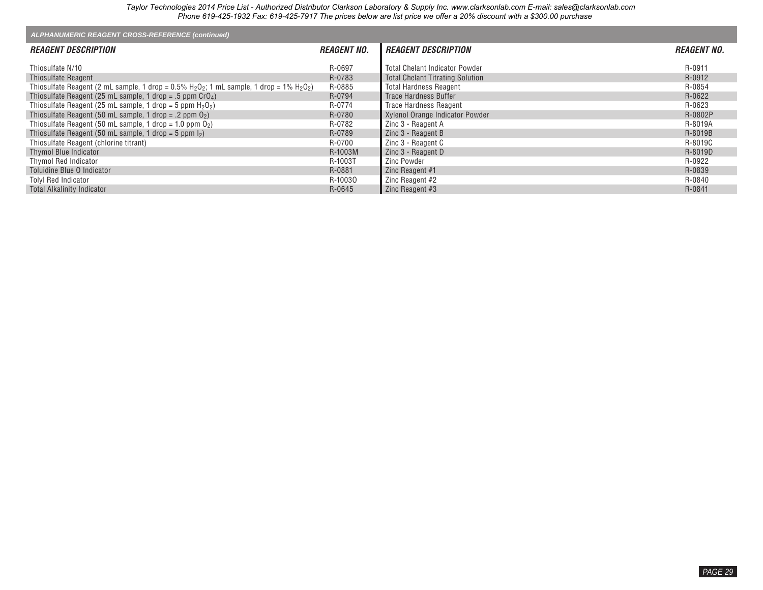## ALPHANUMERIC REAGENT CROSS-REFERENCE (continued)

| REAGENT DESCRIPTION | REAGENT NO. |
|---|---|
| Thiosulfate N/10 | R-0697 |
| Thiosulfate Reagent | R-0783 |
| Thiosulfate Reagent (2 mL sample, 1 drop = 0.5% $H_2O_2$; 1 mL sample, 1 drop = 1% $H_2O_2$) | R-0885 |
| Thiosulfate Reagent (25 mL sample, 1 drop = .5 ppm $CrO_4$) | R-0794 |
| Thiosulfate Reagent (25 mL sample, 1 drop = 5 ppm $H_2O_2$) | R-0774 |
| Thiosulfate Reagent (50 mL sample, 1 drop = .2 ppm $O_2$) | R-0780 |
| Thiosulfate Reagent (50 mL sample, 1 drop = 1.0 ppm $O_2$) | R-0782 |
| Thiosulfate Reagent (50 mL sample, 1 drop = 5 ppm $I_2$) | R-0789 |
| Thiosulfate Reagent (chlorine titrant) | R-0700 |
| Thymol Blue Indicator | R-1003M |
| Thymol Red Indicator | R-1003T |
| Toluidine Blue O Indicator | R-0881 |
| Tolyl Red Indicator | R-1003O |
| Total Alkalinity Indicator | R-0645 |
| Total Chelant Indicator Powder | R-0911 |
| Total Chelant Titrating Solution | R-0912 |
| Total Hardness Reagent | R-0854 |
| Trace Hardness Buffer | R-0622 |
| Trace Hardness Reagent | R-0623 |
| Xylenol Orange Indicator Powder | R-0802P |
| Zinc 3 - Reagent A | R-8019A |
| Zinc 3 - Reagent B | R-8019B |
| Zinc 3 - Reagent C | R-8019C |
| Zinc 3 - Reagent D | R-8019D |
| Zinc Powder | R-0922 |
| Zinc Reagent #1 | R-0839 |
| Zinc Reagent #2 | R-0840 |
| Zinc Reagent #3 | R-0841 |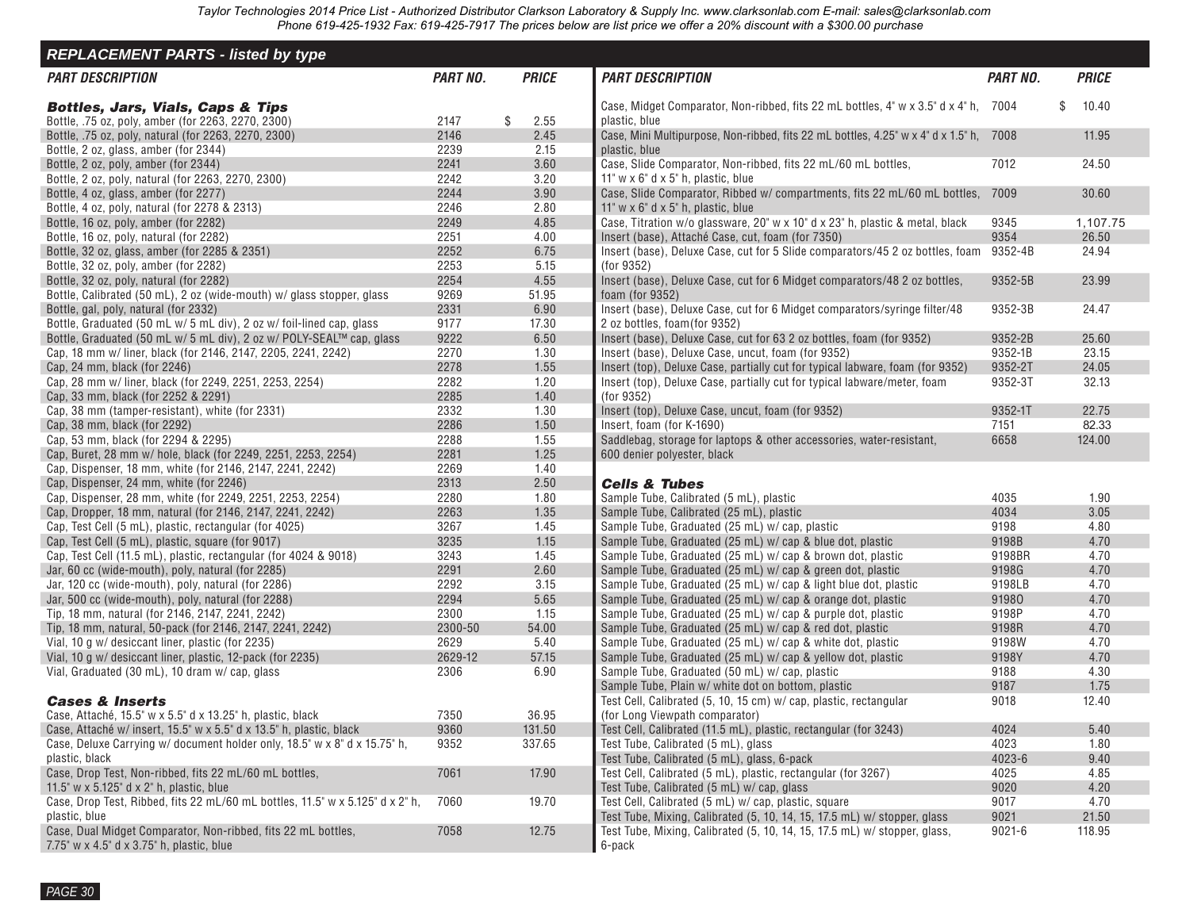Taylor Technologies 2014 Price List - Authorized Distributor Clarkson Laboratory & Supply Inc. www.clarksonlab.com E-mail: sales@clarksonlab.com
Phone 619-425-1932 Fax: 619-425-7917 The prices below are list price we offer a 20% discount with a $300.00 purchase

## REPLACEMENT PARTS - listed by type

### Bottles, Jars, Vials, Caps & Tips

| PART DESCRIPTION | PART NO. | PRICE |
|---|---|---|
| Bottle, .75 oz, poly, amber (for 2263, 2270, 2300) | 2147 | $ 2.55 |
| Bottle, .75 oz, poly, natural (for 2263, 2270, 2300) | 2146 | 2.45 |
| Bottle, 2 oz, glass, amber (for 2344) | 2239 | 2.15 |
| Bottle, 2 oz, poly, amber (for 2344) | 2241 | 3.60 |
| Bottle, 2 oz, poly, natural (for 2263, 2270, 2300) | 2242 | 3.20 |
| Bottle, 4 oz, glass, amber (for 2277) | 2244 | 3.90 |
| Bottle, 4 oz, poly, natural (for 2278 & 2313) | 2246 | 2.80 |
| Bottle, 16 oz, poly, amber (for 2282) | 2249 | 4.85 |
| Bottle, 16 oz, poly, natural (for 2282) | 2251 | 4.00 |
| Bottle, 32 oz, glass, amber (for 2285 & 2351) | 2252 | 6.75 |
| Bottle, 32 oz, poly, amber (for 2282) | 2253 | 5.15 |
| Bottle, 32 oz, poly, natural (for 2282) | 2254 | 4.55 |
| Bottle, Calibrated (50 mL), 2 oz (wide-mouth) w/ glass stopper, glass | 9269 | 51.95 |
| Bottle, gal, poly, natural (for 2332) | 2331 | 6.90 |
| Bottle, Graduated (50 mL w/ 5 mL div), 2 oz w/ foil-lined cap, glass | 9177 | 17.30 |
| Bottle, Graduated (50 mL w/ 5 mL div), 2 oz w/ POLY-SEAL™ cap, glass | 9222 | 6.50 |
| Cap, 18 mm w/ liner, black (for 2146, 2147, 2205, 2241, 2242) | 2270 | 1.30 |
| Cap, 24 mm, black (for 2246) | 2278 | 1.55 |
| Cap, 28 mm w/ liner, black (for 2249, 2251, 2253, 2254) | 2282 | 1.20 |
| Cap, 33 mm, black (for 2252 & 2291) | 2285 | 1.40 |
| Cap, 38 mm (tamper-resistant), white (for 2331) | 2332 | 1.30 |
| Cap, 38 mm, black (for 2292) | 2286 | 1.50 |
| Cap, 53 mm, black (for 2294 & 2295) | 2288 | 1.55 |
| Cap, Buret, 28 mm w/ hole, black (for 2249, 2251, 2253, 2254) | 2281 | 1.25 |
| Cap, Dispenser, 18 mm, white (for 2146, 2147, 2241, 2242) | 2269 | 1.40 |
| Cap, Dispenser, 24 mm, white (for 2246) | 2313 | 2.50 |
| Cap, Dispenser, 28 mm, white (for 2249, 2251, 2253, 2254) | 2280 | 1.80 |
| Cap, Dropper, 18 mm, natural (for 2146, 2147, 2241, 2242) | 2263 | 1.35 |
| Cap, Test Cell (5 mL), plastic, rectangular (for 4025) | 3267 | 1.45 |
| Cap, Test Cell (5 mL), plastic, square (for 9017) | 3235 | 1.15 |
| Cap, Test Cell (11.5 mL), plastic, rectangular (for 4024 & 9018) | 3243 | 1.45 |
| Jar, 60 cc (wide-mouth), poly, natural (for 2285) | 2291 | 2.60 |
| Jar, 120 cc (wide-mouth), poly, natural (for 2286) | 2292 | 3.15 |
| Jar, 500 cc (wide-mouth), poly, natural (for 2288) | 2294 | 5.65 |
| Tip, 18 mm, natural (for 2146, 2147, 2241, 2242) | 2300 | 1.15 |
| Tip, 18 mm, natural, 50-pack (for 2146, 2147, 2241, 2242) | 2300-50 | 54.00 |
| Vial, 10 g w/ desiccant liner, plastic (for 2235) | 2629 | 5.40 |
| Vial, 10 g w/ desiccant liner, plastic, 12-pack (for 2235) | 2629-12 | 57.15 |
| Vial, Graduated (30 mL), 10 dram w/ cap, glass | 2306 | 6.90 |

### Cases & Inserts

| PART DESCRIPTION | PART NO. | PRICE |
|---|---|---|
| Case, Attaché, 15.5" w x 5.5" d x 13.25" h, plastic, black | 7350 | 36.95 |
| Case, Attaché w/ insert, 15.5" w x 5.5" d x 13.5" h, plastic, black | 9360 | 131.50 |
| Case, Deluxe Carrying w/ document holder only, 18.5" w x 8" d x 15.75" h, plastic, black | 9352 | 337.65 |
| Case, Drop Test, Non-ribbed, fits 22 mL/60 mL bottles, 11.5" w x 5.125" d x 2" h, plastic, blue | 7061 | 17.90 |
| Case, Drop Test, Ribbed, fits 22 mL/60 mL bottles, 11.5" w x 5.125" d x 2" h, plastic, blue | 7060 | 19.70 |
| Case, Dual Midget Comparator, Non-ribbed, fits 22 mL bottles, 7.75" w x 4.5" d x 3.75" h, plastic, blue | 7058 | 12.75 |
| Case, Midget Comparator, Non-ribbed, fits 22 mL bottles, 4" w x 3.5" d x 4" h, plastic, blue | 7004 | $ 10.40 |
| Case, Mini Multipurpose, Non-ribbed, fits 22 mL bottles, 4.25" w x 4" d x 1.5" h, plastic, blue | 7008 | 11.95 |
| Case, Slide Comparator, Non-ribbed, fits 22 mL/60 mL bottles, 11" w x 6" d x 5" h, plastic, blue | 7012 | 24.50 |
| Case, Slide Comparator, Ribbed w/ compartments, fits 22 mL/60 mL bottles, 11" w x 6" d x 5" h, plastic, blue | 7009 | 30.60 |
| Case, Titration w/o glassware, 20" w x 10" d x 23" h, plastic & metal, black | 9345 | 1,107.75 |
| Insert (base), Attaché Case, cut, foam (for 7350) | 9354 | 26.50 |
| Insert (base), Deluxe Case, cut for 5 Slide comparators/45 2 oz bottles, foam (for 9352) | 9352-4B | 24.94 |
| Insert (base), Deluxe Case, cut for 6 Midget comparators/48 2 oz bottles, foam (for 9352) | 9352-5B | 23.99 |
| Insert (base), Deluxe Case, cut for 6 Midget comparators/syringe filter/48 2 oz bottles, foam(for 9352) | 9352-3B | 24.47 |
| Insert (base), Deluxe Case, cut for 63 2 oz bottles, foam (for 9352) | 9352-2B | 25.60 |
| Insert (base), Deluxe Case, uncut, foam (for 9352) | 9352-1B | 23.15 |
| Insert (top), Deluxe Case, partially cut for typical labware, foam (for 9352) | 9352-2T | 24.05 |
| Insert (top), Deluxe Case, partially cut for typical labware/meter, foam (for 9352) | 9352-3T | 32.13 |
| Insert (top), Deluxe Case, uncut, foam (for 9352) | 9352-1T | 22.75 |
| Insert, foam (for K-1690) | 7151 | 82.33 |
| Saddlebag, storage for laptops & other accessories, water-resistant, 600 denier polyester, black | 6658 | 124.00 |

### Cells & Tubes

| PART DESCRIPTION | PART NO. | PRICE |
|---|---|---|
| Sample Tube, Calibrated (5 mL), plastic | 4035 | 1.90 |
| Sample Tube, Calibrated (25 mL), plastic | 4034 | 3.05 |
| Sample Tube, Graduated (25 mL) w/ cap, plastic | 9198 | 4.80 |
| Sample Tube, Graduated (25 mL) w/ cap & blue dot, plastic | 9198B | 4.70 |
| Sample Tube, Graduated (25 mL) w/ cap & brown dot, plastic | 9198BR | 4.70 |
| Sample Tube, Graduated (25 mL) w/ cap & green dot, plastic | 9198G | 4.70 |
| Sample Tube, Graduated (25 mL) w/ cap & light blue dot, plastic | 9198LB | 4.70 |
| Sample Tube, Graduated (25 mL) w/ cap & orange dot, plastic | 9198O | 4.70 |
| Sample Tube, Graduated (25 mL) w/ cap & purple dot, plastic | 9198P | 4.70 |
| Sample Tube, Graduated (25 mL) w/ cap & red dot, plastic | 9198R | 4.70 |
| Sample Tube, Graduated (25 mL) w/ cap & white dot, plastic | 9198W | 4.70 |
| Sample Tube, Graduated (25 mL) w/ cap & yellow dot, plastic | 9198Y | 4.70 |
| Sample Tube, Graduated (50 mL) w/ cap, plastic | 9188 | 4.30 |
| Sample Tube, Plain w/ white dot on bottom, plastic | 9187 | 1.75 |
| Test Cell, Calibrated (5, 10, 15 cm) w/ cap, plastic, rectangular (for Long Viewpath comparator) | 9018 | 12.40 |
| Test Cell, Calibrated (11.5 mL), plastic, rectangular (for 3243) | 4024 | 5.40 |
| Test Tube, Calibrated (5 mL), glass | 4023 | 1.80 |
| Test Tube, Calibrated (5 mL), glass, 6-pack | 4023-6 | 9.40 |
| Test Cell, Calibrated (5 mL), plastic, rectangular (for 3267) | 4025 | 4.85 |
| Test Tube, Calibrated (5 mL) w/ cap, glass | 9020 | 4.20 |
| Test Cell, Calibrated (5 mL) w/ cap, plastic, square | 9017 | 4.70 |
| Test Tube, Mixing, Calibrated (5, 10, 14, 15, 17.5 mL) w/ stopper, glass | 9021 | 21.50 |
| Test Tube, Mixing, Calibrated (5, 10, 14, 15, 17.5 mL) w/ stopper, glass, 6-pack | 9021-6 | 118.95 |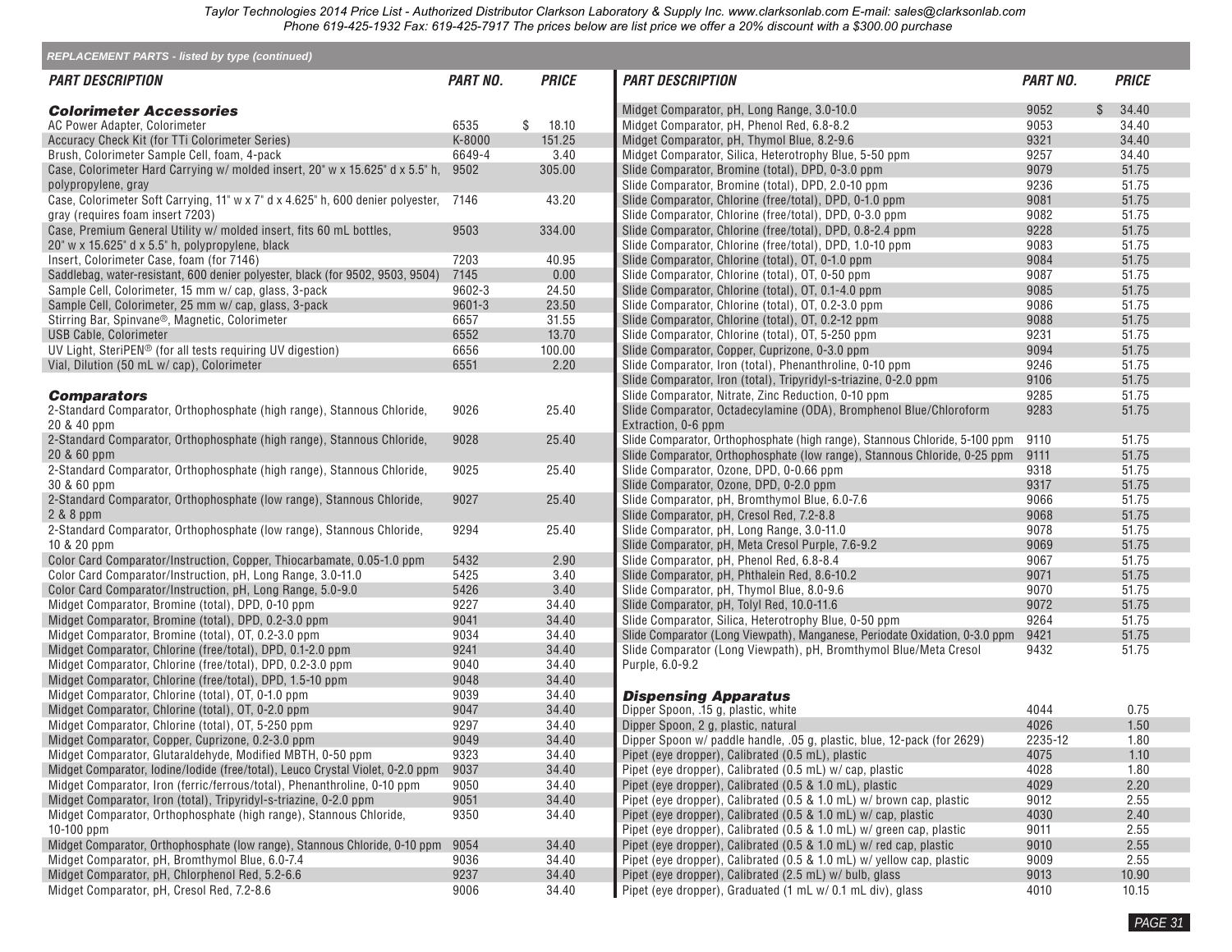Taylor Technologies 2014 Price List - Authorized Distributor Clarkson Laboratory & Supply Inc. www.clarksonlab.com E-mail: sales@clarksonlab.com
Phone 619-425-1932 Fax: 619-425-7917 The prices below are list price we offer a 20% discount with a $300.00 purchase

### REPLACEMENT PARTS - listed by type (continued)

| PART DESCRIPTION | PART NO. | PRICE |
|---|---|---|
| **Colorimeter Accessories** | | |
| AC Power Adapter, Colorimeter | 6535 | $ 18.10 |
| Accuracy Check Kit (for TTi Colorimeter Series) | K-8000 | 151.25 |
| Brush, Colorimeter Sample Cell, foam, 4-pack | 6649-4 | 3.40 |
| Case, Colorimeter Hard Carrying w/ molded insert, 20" w x 15.625" d x 5.5" h, polypropylene, gray | 9502 | 305.00 |
| Case, Colorimeter Soft Carrying, 11" w x 7" d x 4.625" h, 600 denier polyester, gray (requires foam insert 7203) | 7146 | 43.20 |
| Case, Premium General Utility w/ molded insert, fits 60 mL bottles, 20" w x 15.625" d x 5.5" h, polypropylene, black | 9503 | 334.00 |
| Insert, Colorimeter Case, foam (for 7146) | 7203 | 40.95 |
| Saddlebag, water-resistant, 600 denier polyester, black (for 9502, 9503, 9504) | 7145 | 0.00 |
| Sample Cell, Colorimeter, 15 mm w/ cap, glass, 3-pack | 9602-3 | 24.50 |
| Sample Cell, Colorimeter, 25 mm w/ cap, glass, 3-pack | 9601-3 | 23.50 |
| Stirring Bar, Spinvane®, Magnetic, Colorimeter | 6657 | 31.55 |
| USB Cable, Colorimeter | 6552 | 13.70 |
| UV Light, SteriPEN® (for all tests requiring UV digestion) | 6656 | 100.00 |
| Vial, Dilution (50 mL w/ cap), Colorimeter | 6551 | 2.20 |
| **Comparators** | | |
| 2-Standard Comparator, Orthophosphate (high range), Stannous Chloride, 20 & 40 ppm | 9026 | 25.40 |
| 2-Standard Comparator, Orthophosphate (high range), Stannous Chloride, 20 & 60 ppm | 9028 | 25.40 |
| 2-Standard Comparator, Orthophosphate (high range), Stannous Chloride, 30 & 60 ppm | 9025 | 25.40 |
| 2-Standard Comparator, Orthophosphate (low range), Stannous Chloride, 2 & 8 ppm | 9027 | 25.40 |
| 2-Standard Comparator, Orthophosphate (low range), Stannous Chloride, 10 & 20 ppm | 9294 | 25.40 |
| Color Card Comparator/Instruction, Copper, Thiocarbamate, 0.05-1.0 ppm | 5432 | 2.90 |
| Color Card Comparator/Instruction, pH, Long Range, 3.0-11.0 | 5425 | 3.40 |
| Color Card Comparator/Instruction, pH, Long Range, 5.0-9.0 | 5426 | 3.40 |
| Midget Comparator, Bromine (total), DPD, 0-10 ppm | 9227 | 34.40 |
| Midget Comparator, Bromine (total), DPD, 0.2-3.0 ppm | 9041 | 34.40 |
| Midget Comparator, Bromine (total), OT, 0.2-3.0 ppm | 9034 | 34.40 |
| Midget Comparator, Chlorine (free/total), DPD, 0.1-2.0 ppm | 9241 | 34.40 |
| Midget Comparator, Chlorine (free/total), DPD, 0.2-3.0 ppm | 9040 | 34.40 |
| Midget Comparator, Chlorine (free/total), DPD, 1.5-10 ppm | 9048 | 34.40 |
| Midget Comparator, Chlorine (total), OT, 0-1.0 ppm | 9039 | 34.40 |
| Midget Comparator, Chlorine (total), OT, 0-2.0 ppm | 9047 | 34.40 |
| Midget Comparator, Chlorine (total), OT, 5-250 ppm | 9297 | 34.40 |
| Midget Comparator, Copper, Cuprizone, 0.2-3.0 ppm | 9049 | 34.40 |
| Midget Comparator, Glutaraldehyde, Modified MBTH, 0-50 ppm | 9323 | 34.40 |
| Midget Comparator, Iodine/Iodide (free/total), Leuco Crystal Violet, 0-2.0 ppm | 9037 | 34.40 |
| Midget Comparator, Iron (ferric/ferrous/total), Phenanthroline, 0-10 ppm | 9050 | 34.40 |
| Midget Comparator, Iron (total), Tripyridyl-s-triazine, 0-2.0 ppm | 9051 | 34.40 |
| Midget Comparator, Orthophosphate (high range), Stannous Chloride, 10-100 ppm | 9350 | 34.40 |
| Midget Comparator, Orthophosphate (low range), Stannous Chloride, 0-10 ppm | 9054 | 34.40 |
| Midget Comparator, pH, Bromthymol Blue, 6.0-7.4 | 9036 | 34.40 |
| Midget Comparator, pH, Chlorphenol Red, 5.2-6.6 | 9237 | 34.40 |
| Midget Comparator, pH, Cresol Red, 7.2-8.6 | 9006 | 34.40 |
| Midget Comparator, pH, Long Range, 3.0-10.0 | 9052 | $ 34.40 |
| Midget Comparator, pH, Phenol Red, 6.8-8.2 | 9053 | 34.40 |
| Midget Comparator, pH, Thymol Blue, 8.2-9.6 | 9321 | 34.40 |
| Midget Comparator, Silica, Heterotrophy Blue, 5-50 ppm | 9257 | 34.40 |
| Slide Comparator, Bromine (total), DPD, 0-3.0 ppm | 9079 | 51.75 |
| Slide Comparator, Bromine (total), DPD, 2.0-10 ppm | 9236 | 51.75 |
| Slide Comparator, Chlorine (free/total), DPD, 0-1.0 ppm | 9081 | 51.75 |
| Slide Comparator, Chlorine (free/total), DPD, 0-3.0 ppm | 9082 | 51.75 |
| Slide Comparator, Chlorine (free/total), DPD, 0.8-2.4 ppm | 9228 | 51.75 |
| Slide Comparator, Chlorine (free/total), DPD, 1.0-10 ppm | 9083 | 51.75 |
| Slide Comparator, Chlorine (total), OT, 0-1.0 ppm | 9084 | 51.75 |
| Slide Comparator, Chlorine (total), OT, 0-50 ppm | 9087 | 51.75 |
| Slide Comparator, Chlorine (total), OT, 0.1-4.0 ppm | 9085 | 51.75 |
| Slide Comparator, Chlorine (total), OT, 0.2-3.0 ppm | 9086 | 51.75 |
| Slide Comparator, Chlorine (total), OT, 0.2-12 ppm | 9088 | 51.75 |
| Slide Comparator, Chlorine (total), OT, 5-250 ppm | 9231 | 51.75 |
| Slide Comparator, Copper, Cuprizone, 0-3.0 ppm | 9094 | 51.75 |
| Slide Comparator, Iron (total), Phenanthroline, 0-10 ppm | 9246 | 51.75 |
| Slide Comparator, Iron (total), Tripyridyl-s-triazine, 0-2.0 ppm | 9106 | 51.75 |
| Slide Comparator, Nitrate, Zinc Reduction, 0-10 ppm | 9285 | 51.75 |
| Slide Comparator, Octadecylamine (ODA), Bromphenol Blue/Chloroform Extraction, 0-6 ppm | 9283 | 51.75 |
| Slide Comparator, Orthophosphate (high range), Stannous Chloride, 5-100 ppm | 9110 | 51.75 |
| Slide Comparator, Orthophosphate (low range), Stannous Chloride, 0-25 ppm | 9111 | 51.75 |
| Slide Comparator, Ozone, DPD, 0-0.66 ppm | 9318 | 51.75 |
| Slide Comparator, Ozone, DPD, 0-2.0 ppm | 9317 | 51.75 |
| Slide Comparator, pH, Bromthymol Blue, 6.0-7.6 | 9066 | 51.75 |
| Slide Comparator, pH, Cresol Red, 7.2-8.8 | 9068 | 51.75 |
| Slide Comparator, pH, Long Range, 3.0-11.0 | 9078 | 51.75 |
| Slide Comparator, pH, Meta Cresol Purple, 7.6-9.2 | 9069 | 51.75 |
| Slide Comparator, pH, Phenol Red, 6.8-8.4 | 9067 | 51.75 |
| Slide Comparator, pH, Phthalein Red, 8.6-10.2 | 9071 | 51.75 |
| Slide Comparator, pH, Thymol Blue, 8.0-9.6 | 9070 | 51.75 |
| Slide Comparator, pH, Tolyl Red, 10.0-11.6 | 9072 | 51.75 |
| Slide Comparator, Silica, Heterotrophy Blue, 0-50 ppm | 9264 | 51.75 |
| Slide Comparator (Long Viewpath), Manganese, Periodate Oxidation, 0-3.0 ppm | 9421 | 51.75 |
| Slide Comparator (Long Viewpath), pH, Bromthymol Blue/Meta Cresol Purple, 6.0-9.2 | 9432 | 51.75 |
| **Dispensing Apparatus** | | |
| Dipper Spoon, .15 g, plastic, white | 4044 | 0.75 |
| Dipper Spoon, 2 g, plastic, natural | 4026 | 1.50 |
| Dipper Spoon w/ paddle handle, .05 g, plastic, blue, 12-pack (for 2629) | 2235-12 | 1.80 |
| Pipet (eye dropper), Calibrated (0.5 mL), plastic | 4075 | 1.10 |
| Pipet (eye dropper), Calibrated (0.5 mL) w/ cap, plastic | 4028 | 1.80 |
| Pipet (eye dropper), Calibrated (0.5 & 1.0 mL), plastic | 4029 | 2.20 |
| Pipet (eye dropper), Calibrated (0.5 & 1.0 mL) w/ brown cap, plastic | 9012 | 2.55 |
| Pipet (eye dropper), Calibrated (0.5 & 1.0 mL) w/ cap, plastic | 4030 | 2.40 |
| Pipet (eye dropper), Calibrated (0.5 & 1.0 mL) w/ green cap, plastic | 9011 | 2.55 |
| Pipet (eye dropper), Calibrated (0.5 & 1.0 mL) w/ red cap, plastic | 9010 | 2.55 |
| Pipet (eye dropper), Calibrated (0.5 & 1.0 mL) w/ yellow cap, plastic | 9009 | 2.55 |
| Pipet (eye dropper), Calibrated (2.5 mL) w/ bulb, glass | 9013 | 10.90 |
| Pipet (eye dropper), Graduated (1 mL w/ 0.1 mL div), glass | 4010 | 10.15 |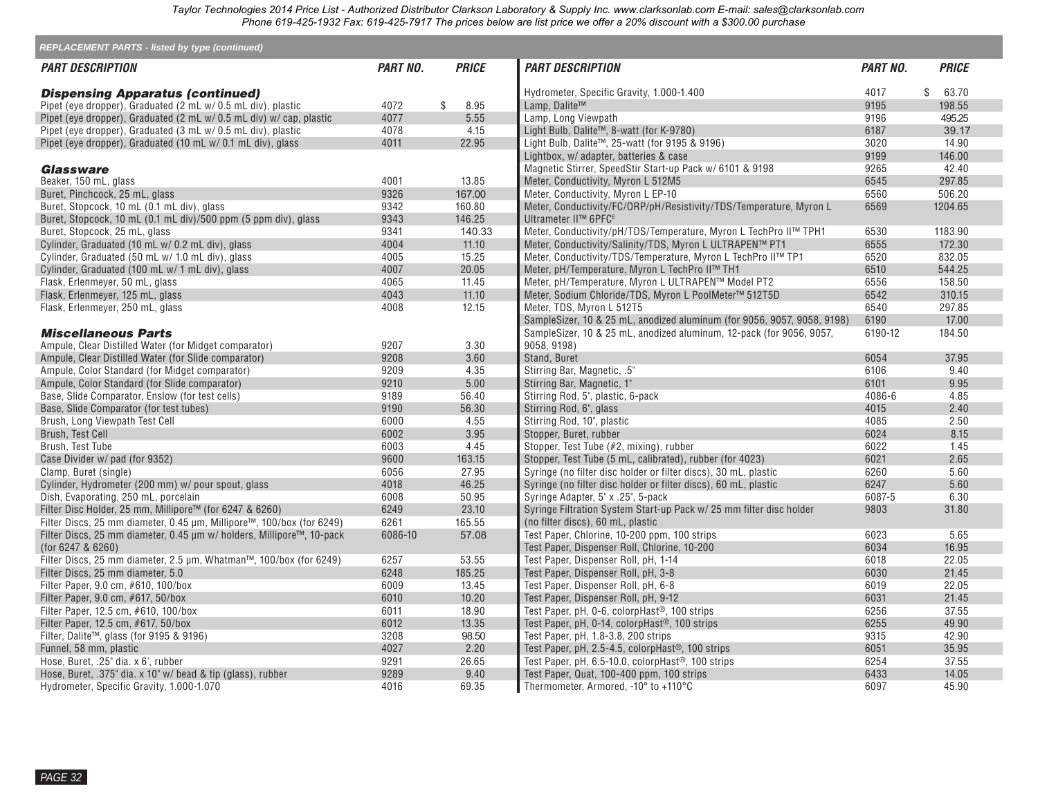Taylor Technologies 2014 Price List - Authorized Distributor Clarkson Laboratory & Supply Inc. www.clarksonlab.com E-mail: sales@clarksonlab.com
Phone 619-425-1932 Fax: 619-425-7917 The prices below are list price we offer a 20% discount with a $300.00 purchase

**REPLACEMENT PARTS - listed by type (continued)**

| PART DESCRIPTION | PART NO. | PRICE |
|---|---|---|
| ***Dispensing Apparatus (continued)*** | | |
| Pipet (eye dropper), Graduated (2 mL w/ 0.5 mL div), plastic | 4072 | $ 8.95 |
| Pipet (eye dropper), Graduated (2 mL w/ 0.5 mL div) w/ cap, plastic | 4077 | 5.55 |
| Pipet (eye dropper), Graduated (3 mL w/ 0.5 mL div), plastic | 4078 | 4.15 |
| Pipet (eye dropper), Graduated (10 mL w/ 0.1 mL div), glass | 4011 | 22.95 |
| ***Glassware*** | | |
| Beaker, 150 mL, glass | 4001 | 13.85 |
| Buret, Pinchcock, 25 mL, glass | 9326 | 167.00 |
| Buret, Stopcock, 10 mL (0.1 mL div), glass | 9342 | 160.80 |
| Buret, Stopcock, 10 mL (0.1 mL div)/500 ppm (5 ppm div), glass | 9343 | 146.25 |
| Buret, Stopcock, 25 mL, glass | 9341 | 140.33 |
| Cylinder, Graduated (10 mL w/ 0.2 mL div), glass | 4004 | 11.10 |
| Cylinder, Graduated (50 mL w/ 1.0 mL div), glass | 4005 | 15.25 |
| Cylinder, Graduated (100 mL w/ 1 mL div), glass | 4007 | 20.05 |
| Flask, Erlenmeyer, 50 mL, glass | 4065 | 11.45 |
| Flask, Erlenmeyer, 125 mL, glass | 4043 | 11.10 |
| Flask, Erlenmeyer, 250 mL, glass | 4008 | 12.15 |
| ***Miscellaneous Parts*** | | |
| Ampule, Clear Distilled Water (for Midget comparator) | 9207 | 3.30 |
| Ampule, Clear Distilled Water (for Slide comparator) | 9208 | 3.60 |
| Ampule, Color Standard (for Midget comparator) | 9209 | 4.35 |
| Ampule, Color Standard (for Slide comparator) | 9210 | 5.00 |
| Base, Slide Comparator, Enslow (for test cells) | 9189 | 56.40 |
| Base, Slide Comparator (for test tubes) | 9190 | 56.30 |
| Brush, Long Viewpath Test Cell | 6000 | 4.55 |
| Brush, Test Cell | 6002 | 3.95 |
| Brush, Test Tube | 6003 | 4.45 |
| Case Divider w/ pad (for 9352) | 9600 | 163.15 |
| Clamp, Buret (single) | 6056 | 27.95 |
| Cylinder, Hydrometer (200 mm) w/ pour spout, glass | 4018 | 46.25 |
| Dish, Evaporating, 250 mL, porcelain | 6008 | 50.95 |
| Filter Disc Holder, 25 mm, Millipore™ (for 6247 & 6260) | 6249 | 23.10 |
| Filter Discs, 25 mm diameter, 0.45 µm, Millipore™, 100/box (for 6249) | 6261 | 165.55 |
| Filter Discs, 25 mm diameter, 0.45 µm w/ holders, Millipore™, 10-pack (for 6247 & 6260) | 6086-10 | 57.08 |
| Filter Discs, 25 mm diameter, 2.5 µm, Whatman™, 100/box (for 6249) | 6257 | 53.55 |
| Filter Discs, 25 mm diameter, 5.0 | 6248 | 185.25 |
| Filter Paper, 9.0 cm, #610, 100/box | 6009 | 13.45 |
| Filter Paper, 9.0 cm, #617, 50/box | 6010 | 10.20 |
| Filter Paper, 12.5 cm, #610, 100/box | 6011 | 18.90 |
| Filter Paper, 12.5 cm, #617, 50/box | 6012 | 13.35 |
| Filter, Dalite™, glass (for 9195 & 9196) | 3208 | 98.50 |
| Funnel, 58 mm, plastic | 4027 | 2.20 |
| Hose, Buret, .25" dia. x 6', rubber | 9291 | 26.65 |
| Hose, Buret, .375" dia. x 10" w/ bead & tip (glass), rubber | 9289 | 9.40 |
| Hydrometer, Specific Gravity, 1.000-1.070 | 4016 | 69.35 |
| Hydrometer, Specific Gravity, 1.000-1.400 | 4017 | $ 63.70 |
| Lamp, Dalite™ | 9195 | 198.55 |
| Lamp, Long Viewpath | 9196 | 495.25 |
| Light Bulb, Dalite™, 8-watt (for K-9780) | 6187 | 39.17 |
| Light Bulb, Dalite™, 25-watt (for 9195 & 9196) | 3020 | 14.90 |
| Lightbox, w/ adapter, batteries & case | 9199 | 146.00 |
| Magnetic Stirrer, SpeedStir Start-up Pack w/ 6101 & 9198 | 9265 | 42.40 |
| Meter, Conductivity, Myron L 512M5 | 6545 | 297.85 |
| Meter, Conductivity, Myron L EP-10 | 6560 | 506.20 |
| Meter, Conductivity/FC/ORP/pH/Resistivity/TDS/Temperature, Myron L Ultrameter II™ 6PFC[E] | 6569 | 1204.65 |
| Meter, Conductivity/pH/TDS/Temperature, Myron L TechPro II™ TPH1 | 6530 | 1183.90 |
| Meter, Conductivity/Salinity/TDS, Myron L ULTRAPEN™ PT1 | 6555 | 172.30 |
| Meter, Conductivity/TDS/Temperature, Myron L TechPro II™ TP1 | 6520 | 832.05 |
| Meter, pH/Temperature, Myron L TechPro II™ TH1 | 6510 | 544.25 |
| Meter, pH/Temperature, Myron L ULTRAPEN™ Model PT2 | 6556 | 158.50 |
| Meter, Sodium Chloride/TDS, Myron L PoolMeter™ 512T5D | 6542 | 310.15 |
| Meter, TDS, Myron L 512T5 | 6540 | 297.85 |
| SampleSizer, 10 & 25 mL, anodized aluminum (for 9056, 9057, 9058, 9198) | 6190 | 17.00 |
| SampleSizer, 10 & 25 mL, anodized aluminum, 12-pack (for 9056, 9057, 9058, 9198) | 6190-12 | 184.50 |
| Stand, Buret | 6054 | 37.95 |
| Stirring Bar, Magnetic, .5" | 6106 | 9.40 |
| Stirring Bar, Magnetic, 1" | 6101 | 9.95 |
| Stirring Rod, 5", plastic, 6-pack | 4086-6 | 4.85 |
| Stirring Rod, 6", glass | 4015 | 2.40 |
| Stirring Rod, 10", plastic | 4085 | 2.50 |
| Stopper, Buret, rubber | 6024 | 8.15 |
| Stopper, Test Tube (#2, mixing), rubber | 6022 | 1.45 |
| Stopper, Test Tube (5 mL, calibrated), rubber (for 4023) | 6021 | 2.65 |
| Syringe (no filter disc holder or filter discs), 30 mL, plastic | 6260 | 5.60 |
| Syringe (no filter disc holder or filter discs), 60 mL, plastic | 6247 | 5.60 |
| Syringe Adapter, 5" x .25", 5-pack | 6087-5 | 6.30 |
| Syringe Filtration System Start-up Pack w/ 25 mm filter disc holder (no filter discs), 60 mL, plastic | 9803 | 31.80 |
| Test Paper, Chlorine, 10-200 ppm, 100 strips | 6023 | 5.65 |
| Test Paper, Dispenser Roll, Chlorine, 10-200 | 6034 | 16.95 |
| Test Paper, Dispenser Roll, pH, 1-14 | 6018 | 22.05 |
| Test Paper, Dispenser Roll, pH, 3-8 | 6030 | 21.45 |
| Test Paper, Dispenser Roll, pH, 6-8 | 6019 | 22.05 |
| Test Paper, Dispenser Roll, pH, 9-12 | 6031 | 21.45 |
| Test Paper, pH, 0-6, colorpHast®, 100 strips | 6256 | 37.55 |
| Test Paper, pH, 0-14, colorpHast®, 100 strips | 6255 | 49.90 |
| Test Paper, pH, 1.8-3.8, 200 strips | 9315 | 42.90 |
| Test Paper, pH, 2.5-4.5, colorpHast®, 100 strips | 6051 | 35.95 |
| Test Paper, pH, 6.5-10.0, colorpHast®, 100 strips | 6254 | 37.55 |
| Test Paper, Quat, 100-400 ppm, 100 strips | 6433 | 14.05 |
| Thermometer, Armored, -10° to +110°C | 6097 | 45.90 |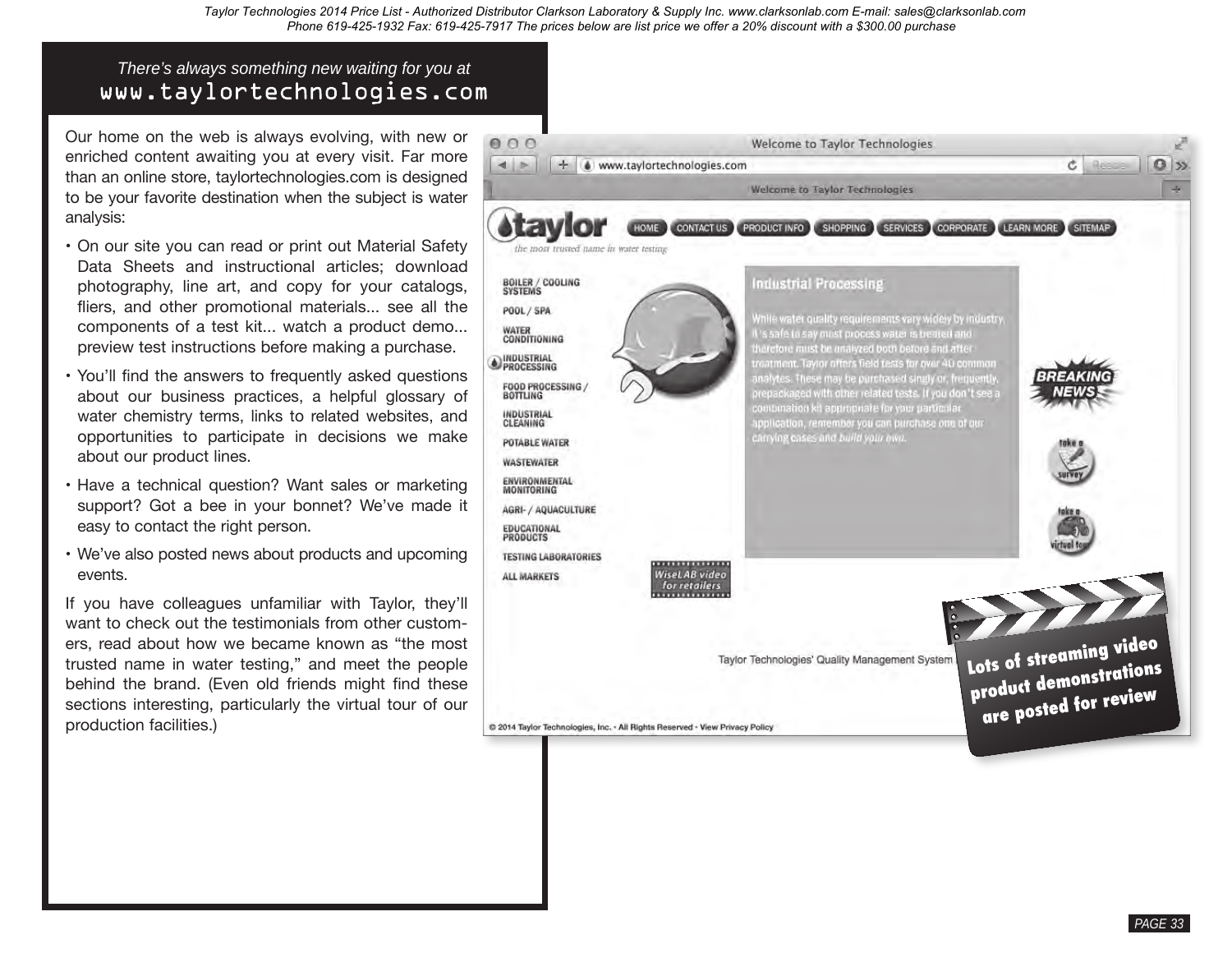*There's always something new waiting for you at*

## www.taylortechnologies.com

Our home on the web is always evolving, with new or enriched content awaiting you at every visit. Far more than an online store, taylortechnologies.com is designed to be your favorite destination when the subject is water analysis:

- On our site you can read or print out Material Safety Data Sheets and instructional articles; download photography, line art, and copy for your catalogs, fliers, and other promotional materials... see all the components of a test kit... watch a product demo... preview test instructions before making a purchase.
- You'll find the answers to frequently asked questions about our business practices, a helpful glossary of water chemistry terms, links to related websites, and opportunities to participate in decisions we make about our product lines.
- Have a technical question? Want sales or marketing support? Got a bee in your bonnet? We've made it easy to contact the right person.
- We've also posted news about products and upcoming events.

If you have colleagues unfamiliar with Taylor, they'll want to check out the testimonials from other customers, read about how we became known as "the most trusted name in water testing," and meet the people behind the brand. (Even old friends might find these sections interesting, particularly the virtual tour of our production facilities.)

**Lots of streaming video product demonstrations are posted for review**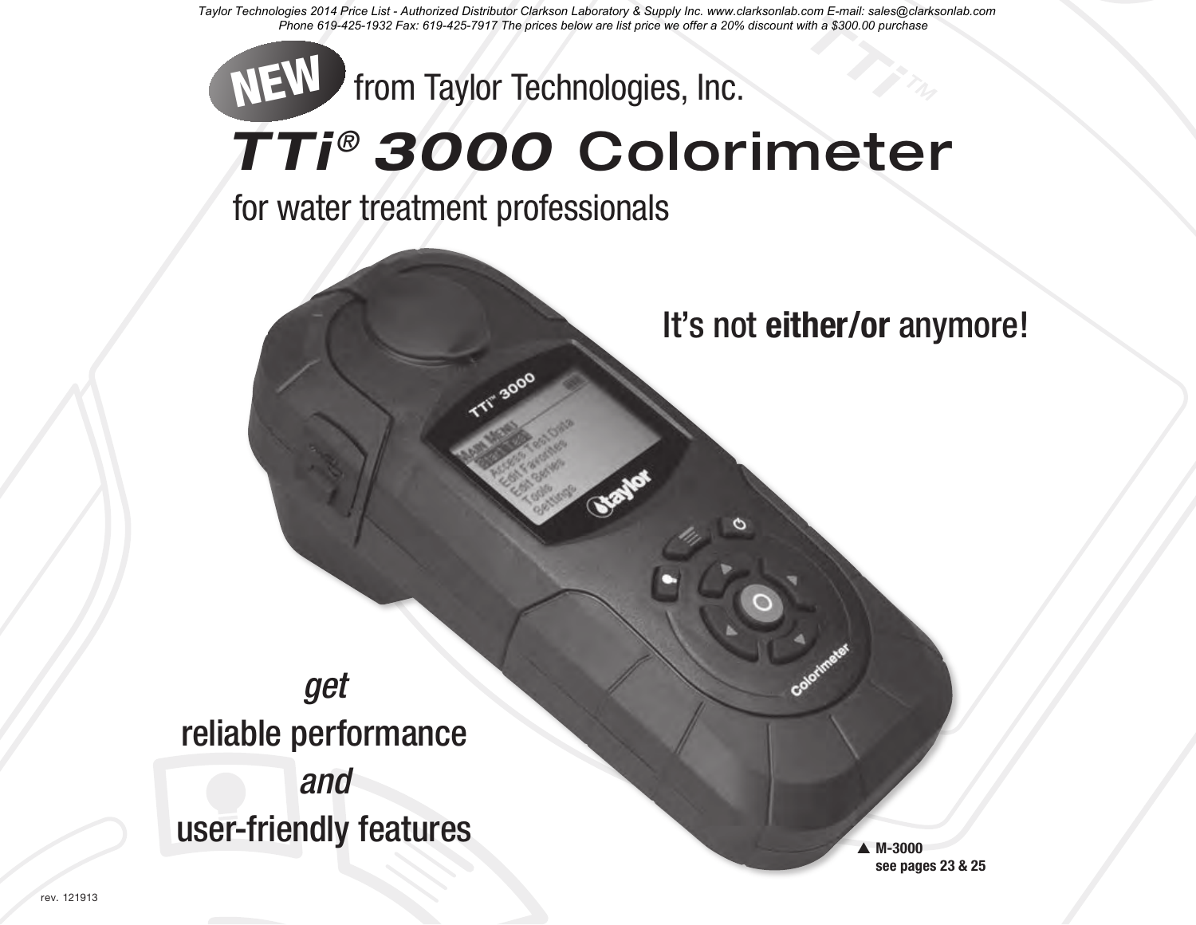Taylor Technologies 2014 Price List - Authorized Distributor Clarkson Laboratory & Supply Inc. www.clarksonlab.com E-mail: sales@clarksonlab.com
Phone 619-425-1932 Fax: 619-425-7917 The prices below are list price we offer a 20% discount with a $300.00 purchase

**NEW** from Taylor Technologies, Inc.

# *TTi® 3000* Colorimeter

## for water treatment professionals

It's not **either/or** anymore!

*get*
reliable performance
*and*
user-friendly features

▲ **M-3000**
**see pages 23 & 25**

rev. 121913